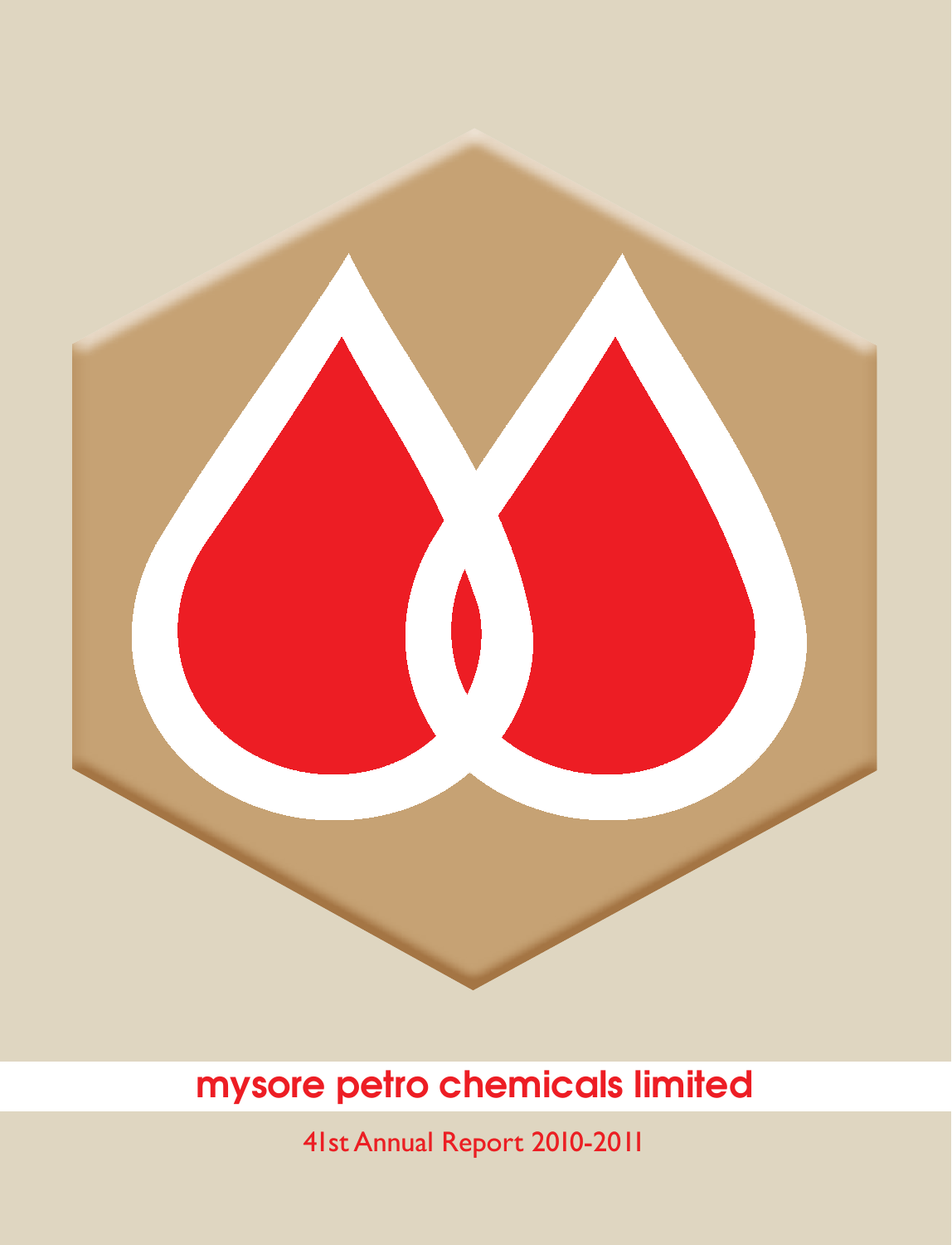# mysore petro chemicals limited

41st Annual Report 2010-2011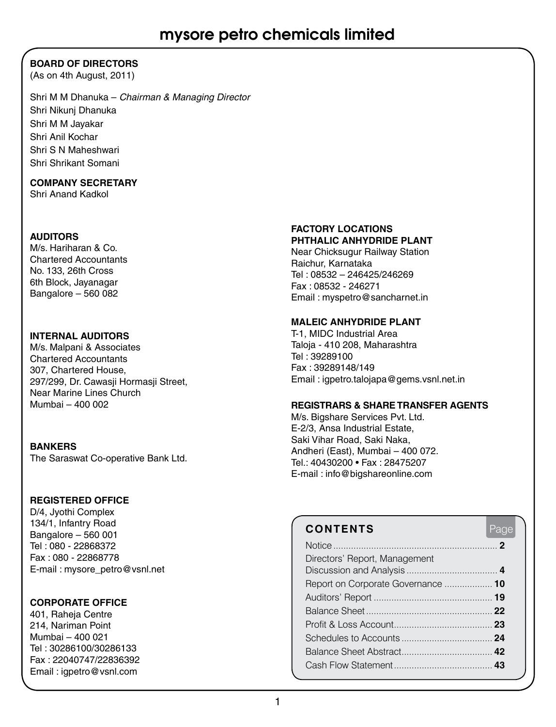# mysore petro chemicals limited

**BOARD OF DIRECTORS**
(As on 4th August, 2011)

Shri M M Dhanuka – *Chairman & Managing Director*
Shri Nikunj Dhanuka
Shri M M Jayakar
Shri Anil Kochar
Shri S N Maheshwari
Shri Shrikant Somani

**COMPANY SECRETARY**
Shri Anand Kadkol

**AUDITORS**
M/s. Hariharan & Co.
Chartered Accountants
No. 133, 26th Cross
6th Block, Jayanagar
Bangalore – 560 082

**INTERNAL AUDITORS**
M/s. Malpani & Associates
Chartered Accountants
307, Chartered House,
297/299, Dr. Cawasji Hormasji Street,
Near Marine Lines Church
Mumbai – 400 002

**BANKERS**
The Saraswat Co-operative Bank Ltd.

**REGISTERED OFFICE**
D/4, Jyothi Complex
134/1, Infantry Road
Bangalore – 560 001
Tel : 080 - 22868372
Fax : 080 - 22868778
E-mail : mysore_petro@vsnl.net

**CORPORATE OFFICE**
401, Raheja Centre
214, Nariman Point
Mumbai – 400 021
Tel : 30286100/30286133
Fax : 22040747/22836392
Email : igpetro@vsnl.com

**FACTORY LOCATIONS**
**PHTHALIC ANHYDRIDE PLANT**
Near Chicksugur Railway Station
Raichur, Karnataka
Tel : 08532 – 246425/246269
Fax : 08532 - 246271
Email : myspetro@sancharnet.in

**MALEIC ANHYDRIDE PLANT**
T-1, MIDC Industrial Area
Taloja - 410 208, Maharashtra
Tel : 39289100
Fax : 39289148/149
Email : igpetro.talojapa@gems.vsnl.net.in

**REGISTRARS & SHARE TRANSFER AGENTS**
M/s. Bigshare Services Pvt. Ltd.
E-2/3, Ansa Industrial Estate,
Saki Vihar Road, Saki Naka,
Andheri (East), Mumbai – 400 072.
Tel.: 40430200 • Fax : 28475207
E-mail : info@bigshareonline.com

**CONTENTS**

| | Page |
|---|---|
| Notice | **2** |
| Directors' Report, Management Discussion and Analysis | **4** |
| Report on Corporate Governance | **10** |
| Auditors' Report | **19** |
| Balance Sheet | **22** |
| Profit & Loss Account | **23** |
| Schedules to Accounts | **24** |
| Balance Sheet Abstract | **42** |
| Cash Flow Statement | **43** |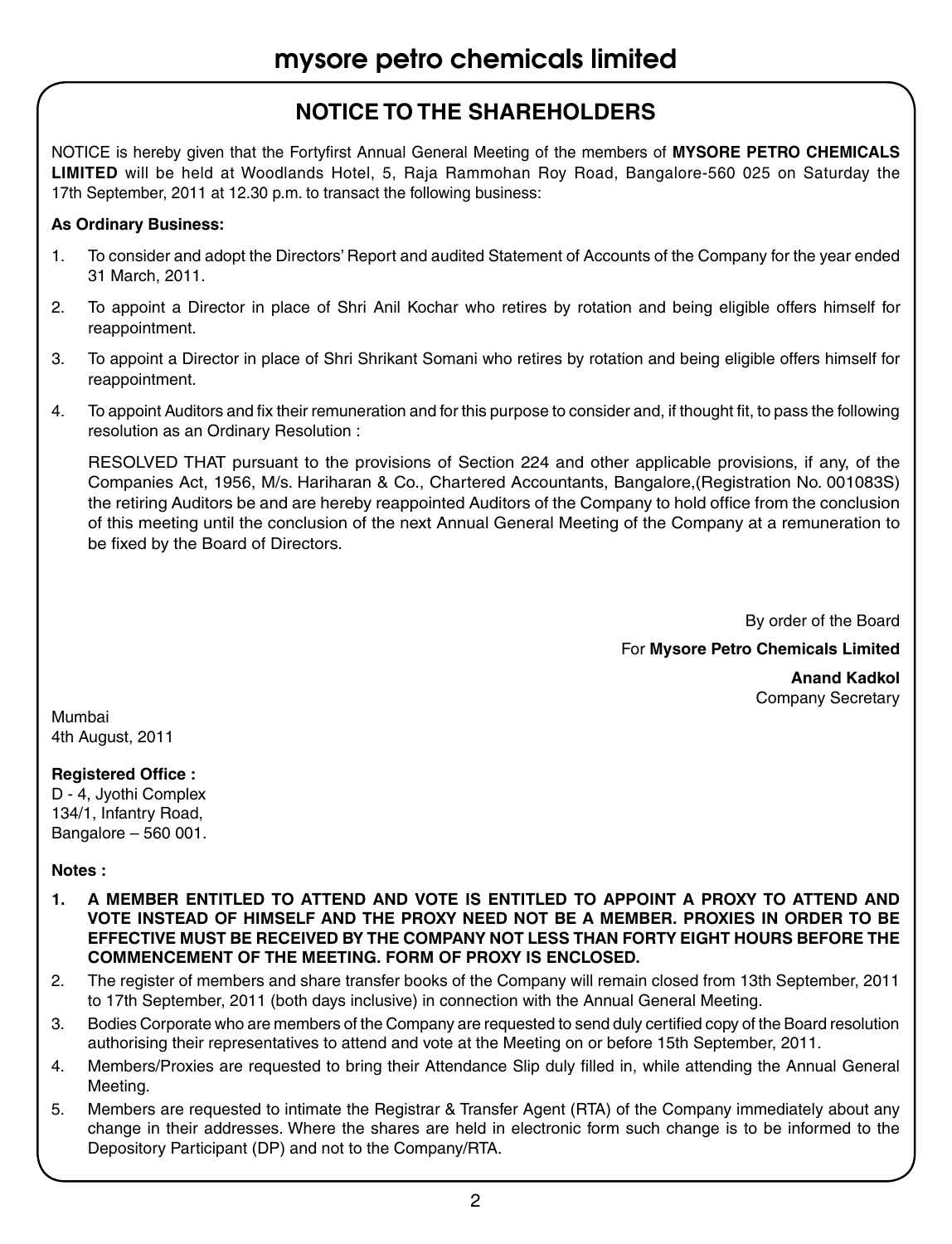# mysore petro chemicals limited

## NOTICE TO THE SHAREHOLDERS

NOTICE is hereby given that the Fortyfirst Annual General Meeting of the members of **MYSORE PETRO CHEMICALS LIMITED** will be held at Woodlands Hotel, 5, Raja Rammohan Roy Road, Bangalore-560 025 on Saturday the 17th September, 2011 at 12.30 p.m. to transact the following business:

**As Ordinary Business:**

1. To consider and adopt the Directors' Report and audited Statement of Accounts of the Company for the year ended 31 March, 2011.
2. To appoint a Director in place of Shri Anil Kochar who retires by rotation and being eligible offers himself for reappointment.
3. To appoint a Director in place of Shri Shrikant Somani who retires by rotation and being eligible offers himself for reappointment.
4. To appoint Auditors and fix their remuneration and for this purpose to consider and, if thought fit, to pass the following resolution as an Ordinary Resolution :

   RESOLVED THAT pursuant to the provisions of Section 224 and other applicable provisions, if any, of the Companies Act, 1956, M/s. Hariharan & Co., Chartered Accountants, Bangalore,(Registration No. 001083S) the retiring Auditors be and are hereby reappointed Auditors of the Company to hold office from the conclusion of this meeting until the conclusion of the next Annual General Meeting of the Company at a remuneration to be fixed by the Board of Directors.

By order of the Board

For **Mysore Petro Chemicals Limited**

**Anand Kadkol**
Company Secretary

Mumbai
4th August, 2011

**Registered Office :**
D - 4, Jyothi Complex
134/1, Infantry Road,
Bangalore – 560 001.

**Notes :**

1. **A MEMBER ENTITLED TO ATTEND AND VOTE IS ENTITLED TO APPOINT A PROXY TO ATTEND AND VOTE INSTEAD OF HIMSELF AND THE PROXY NEED NOT BE A MEMBER. PROXIES IN ORDER TO BE EFFECTIVE MUST BE RECEIVED BY THE COMPANY NOT LESS THAN FORTY EIGHT HOURS BEFORE THE COMMENCEMENT OF THE MEETING. FORM OF PROXY IS ENCLOSED.**
2. The register of members and share transfer books of the Company will remain closed from 13th September, 2011 to 17th September, 2011 (both days inclusive) in connection with the Annual General Meeting.
3. Bodies Corporate who are members of the Company are requested to send duly certified copy of the Board resolution authorising their representatives to attend and vote at the Meeting on or before 15th September, 2011.
4. Members/Proxies are requested to bring their Attendance Slip duly filled in, while attending the Annual General Meeting.
5. Members are requested to intimate the Registrar & Transfer Agent (RTA) of the Company immediately about any change in their addresses. Where the shares are held in electronic form such change is to be informed to the Depository Participant (DP) and not to the Company/RTA.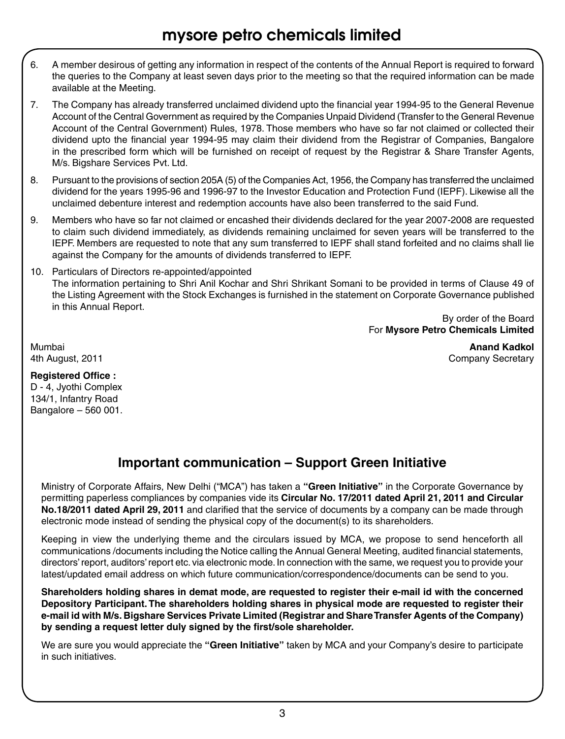6. A member desirous of getting any information in respect of the contents of the Annual Report is required to forward the queries to the Company at least seven days prior to the meeting so that the required information can be made available at the Meeting.

7. The Company has already transferred unclaimed dividend upto the financial year 1994-95 to the General Revenue Account of the Central Government as required by the Companies Unpaid Dividend (Transfer to the General Revenue Account of the Central Government) Rules, 1978. Those members who have so far not claimed or collected their dividend upto the financial year 1994-95 may claim their dividend from the Registrar of Companies, Bangalore in the prescribed form which will be furnished on receipt of request by the Registrar & Share Transfer Agents, M/s. Bigshare Services Pvt. Ltd.

8. Pursuant to the provisions of section 205A (5) of the Companies Act, 1956, the Company has transferred the unclaimed dividend for the years 1995-96 and 1996-97 to the Investor Education and Protection Fund (IEPF). Likewise all the unclaimed debenture interest and redemption accounts have also been transferred to the said Fund.

9. Members who have so far not claimed or encashed their dividends declared for the year 2007-2008 are requested to claim such dividend immediately, as dividends remaining unclaimed for seven years will be transferred to the IEPF. Members are requested to note that any sum transferred to IEPF shall stand forfeited and no claims shall lie against the Company for the amounts of dividends transferred to IEPF.

10. Particulars of Directors re-appointed/appointed
The information pertaining to Shri Anil Kochar and Shri Shrikant Somani to be provided in terms of Clause 49 of the Listing Agreement with the Stock Exchanges is furnished in the statement on Corporate Governance published in this Annual Report.

By order of the Board
For **Mysore Petro Chemicals Limited**

Mumbai
4th August, 2011

**Anand Kadkol**
Company Secretary

**Registered Office :**
D - 4, Jyothi Complex
134/1, Infantry Road
Bangalore – 560 001.

## Important communication – Support Green Initiative

Ministry of Corporate Affairs, New Delhi ("MCA") has taken a **"Green Initiative"** in the Corporate Governance by permitting paperless compliances by companies vide its **Circular No. 17/2011 dated April 21, 2011 and Circular No.18/2011 dated April 29, 2011** and clarified that the service of documents by a company can be made through electronic mode instead of sending the physical copy of the document(s) to its shareholders.

Keeping in view the underlying theme and the circulars issued by MCA, we propose to send henceforth all communications /documents including the Notice calling the Annual General Meeting, audited financial statements, directors' report, auditors' report etc. via electronic mode. In connection with the same, we request you to provide your latest/updated email address on which future communication/correspondence/documents can be send to you.

**Shareholders holding shares in demat mode, are requested to register their e-mail id with the concerned Depository Participant. The shareholders holding shares in physical mode are requested to register their e-mail id with M/s. Bigshare Services Private Limited (Registrar and Share Transfer Agents of the Company) by sending a request letter duly signed by the first/sole shareholder.**

We are sure you would appreciate the **"Green Initiative"** taken by MCA and your Company's desire to participate in such initiatives.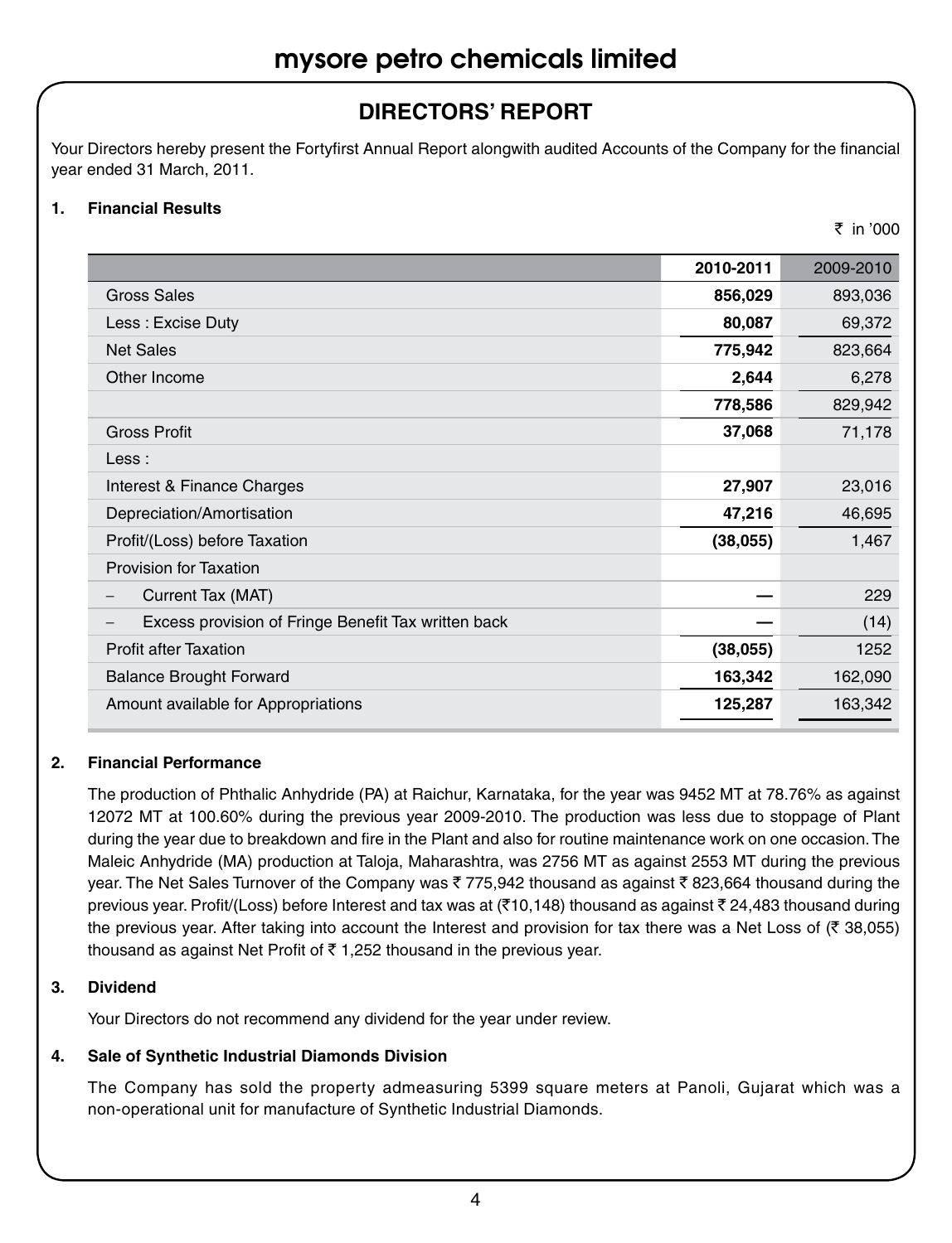# mysore petro chemicals limited

## DIRECTORS' REPORT

Your Directors hereby present the Fortyfirst Annual Report alongwith audited Accounts of the Company for the financial year ended 31 March, 2011.

### 1. Financial Results

₹ in '000

| | **2010-2011** | 2009-2010 |
|---|---|---|
| Gross Sales | **856,029** | 893,036 |
| Less : Excise Duty | **80,087** | 69,372 |
| Net Sales | **775,942** | 823,664 |
| Other Income | **2,644** | 6,278 |
| | **778,586** | 829,942 |
| Gross Profit | **37,068** | 71,178 |
| Less : | | |
| Interest & Finance Charges | **27,907** | 23,016 |
| Depreciation/Amortisation | **47,216** | 46,695 |
| Profit/(Loss) before Taxation | **(38,055)** | 1,467 |
| Provision for Taxation | | |
| – Current Tax (MAT) | **—** | 229 |
| – Excess provision of Fringe Benefit Tax written back | **—** | (14) |
| Profit after Taxation | **(38,055)** | 1252 |
| Balance Brought Forward | **163,342** | 162,090 |
| Amount available for Appropriations | **125,287** | 163,342 |

### 2. Financial Performance

The production of Phthalic Anhydride (PA) at Raichur, Karnataka, for the year was 9452 MT at 78.76% as against 12072 MT at 100.60% during the previous year 2009-2010. The production was less due to stoppage of Plant during the year due to breakdown and fire in the Plant and also for routine maintenance work on one occasion. The Maleic Anhydride (MA) production at Taloja, Maharashtra, was 2756 MT as against 2553 MT during the previous year. The Net Sales Turnover of the Company was ₹ 775,942 thousand as against ₹ 823,664 thousand during the previous year. Profit/(Loss) before Interest and tax was at (₹10,148) thousand as against ₹ 24,483 thousand during the previous year. After taking into account the Interest and provision for tax there was a Net Loss of (₹ 38,055) thousand as against Net Profit of ₹ 1,252 thousand in the previous year.

### 3. Dividend

Your Directors do not recommend any dividend for the year under review.

### 4. Sale of Synthetic Industrial Diamonds Division

The Company has sold the property admeasuring 5399 square meters at Panoli, Gujarat which was a non-operational unit for manufacture of Synthetic Industrial Diamonds.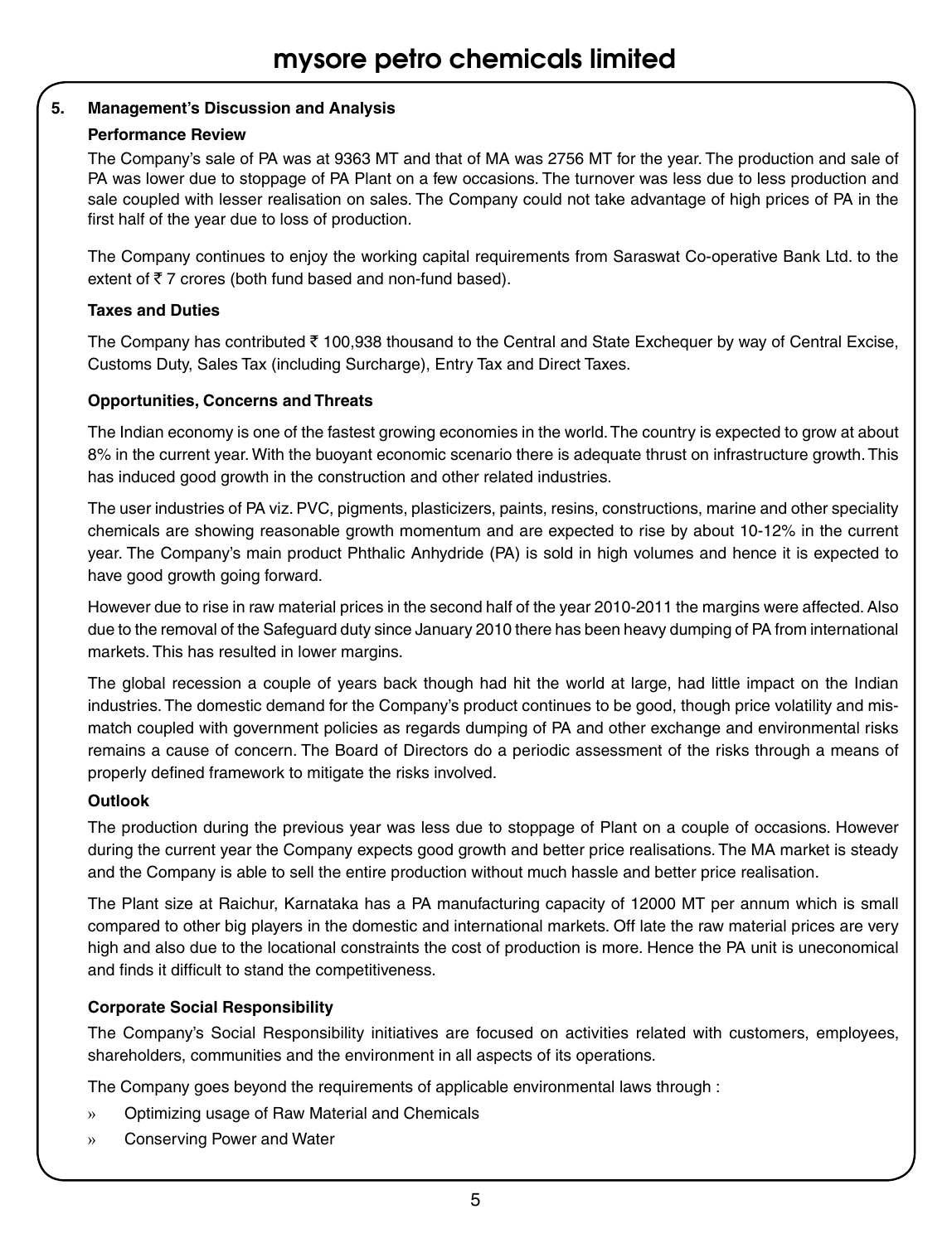## 5. Management's Discussion and Analysis

### Performance Review

The Company's sale of PA was at 9363 MT and that of MA was 2756 MT for the year. The production and sale of PA was lower due to stoppage of PA Plant on a few occasions. The turnover was less due to less production and sale coupled with lesser realisation on sales. The Company could not take advantage of high prices of PA in the first half of the year due to loss of production.

The Company continues to enjoy the working capital requirements from Saraswat Co-operative Bank Ltd. to the extent of ₹ 7 crores (both fund based and non-fund based).

### Taxes and Duties

The Company has contributed ₹ 100,938 thousand to the Central and State Exchequer by way of Central Excise, Customs Duty, Sales Tax (including Surcharge), Entry Tax and Direct Taxes.

### Opportunities, Concerns and Threats

The Indian economy is one of the fastest growing economies in the world. The country is expected to grow at about 8% in the current year. With the buoyant economic scenario there is adequate thrust on infrastructure growth. This has induced good growth in the construction and other related industries.

The user industries of PA viz. PVC, pigments, plasticizers, paints, resins, constructions, marine and other speciality chemicals are showing reasonable growth momentum and are expected to rise by about 10-12% in the current year. The Company's main product Phthalic Anhydride (PA) is sold in high volumes and hence it is expected to have good growth going forward.

However due to rise in raw material prices in the second half of the year 2010-2011 the margins were affected. Also due to the removal of the Safeguard duty since January 2010 there has been heavy dumping of PA from international markets. This has resulted in lower margins.

The global recession a couple of years back though had hit the world at large, had little impact on the Indian industries. The domestic demand for the Company's product continues to be good, though price volatility and mis-match coupled with government policies as regards dumping of PA and other exchange and environmental risks remains a cause of concern. The Board of Directors do a periodic assessment of the risks through a means of properly defined framework to mitigate the risks involved.

### Outlook

The production during the previous year was less due to stoppage of Plant on a couple of occasions. However during the current year the Company expects good growth and better price realisations. The MA market is steady and the Company is able to sell the entire production without much hassle and better price realisation.

The Plant size at Raichur, Karnataka has a PA manufacturing capacity of 12000 MT per annum which is small compared to other big players in the domestic and international markets. Off late the raw material prices are very high and also due to the locational constraints the cost of production is more. Hence the PA unit is uneconomical and finds it difficult to stand the competitiveness.

### Corporate Social Responsibility

The Company's Social Responsibility initiatives are focused on activities related with customers, employees, shareholders, communities and the environment in all aspects of its operations.

The Company goes beyond the requirements of applicable environmental laws through :

- Optimizing usage of Raw Material and Chemicals
- Conserving Power and Water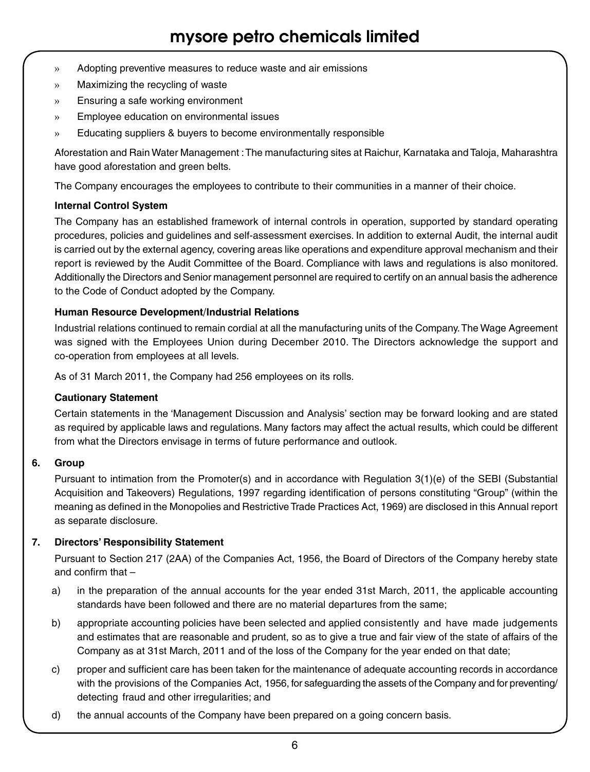- Adopting preventive measures to reduce waste and air emissions
- Maximizing the recycling of waste
- Ensuring a safe working environment
- Employee education on environmental issues
- Educating suppliers & buyers to become environmentally responsible

Aforestation and Rain Water Management : The manufacturing sites at Raichur, Karnataka and Taloja, Maharashtra have good aforestation and green belts.

The Company encourages the employees to contribute to their communities in a manner of their choice.

**Internal Control System**

The Company has an established framework of internal controls in operation, supported by standard operating procedures, policies and guidelines and self-assessment exercises. In addition to external Audit, the internal audit is carried out by the external agency, covering areas like operations and expenditure approval mechanism and their report is reviewed by the Audit Committee of the Board. Compliance with laws and regulations is also monitored. Additionally the Directors and Senior management personnel are required to certify on an annual basis the adherence to the Code of Conduct adopted by the Company.

**Human Resource Development/Industrial Relations**

Industrial relations continued to remain cordial at all the manufacturing units of the Company. The Wage Agreement was signed with the Employees Union during December 2010. The Directors acknowledge the support and co-operation from employees at all levels.

As of 31 March 2011, the Company had 256 employees on its rolls.

**Cautionary Statement**

Certain statements in the 'Management Discussion and Analysis' section may be forward looking and are stated as required by applicable laws and regulations. Many factors may affect the actual results, which could be different from what the Directors envisage in terms of future performance and outlook.

**6. Group**

Pursuant to intimation from the Promoter(s) and in accordance with Regulation 3(1)(e) of the SEBI (Substantial Acquisition and Takeovers) Regulations, 1997 regarding identification of persons constituting "Group" (within the meaning as defined in the Monopolies and Restrictive Trade Practices Act, 1969) are disclosed in this Annual report as separate disclosure.

**7. Directors' Responsibility Statement**

Pursuant to Section 217 (2AA) of the Companies Act, 1956, the Board of Directors of the Company hereby state and confirm that –

a) in the preparation of the annual accounts for the year ended 31st March, 2011, the applicable accounting standards have been followed and there are no material departures from the same;

b) appropriate accounting policies have been selected and applied consistently and have made judgements and estimates that are reasonable and prudent, so as to give a true and fair view of the state of affairs of the Company as at 31st March, 2011 and of the loss of the Company for the year ended on that date;

c) proper and sufficient care has been taken for the maintenance of adequate accounting records in accordance with the provisions of the Companies Act, 1956, for safeguarding the assets of the Company and for preventing/detecting fraud and other irregularities; and

d) the annual accounts of the Company have been prepared on a going concern basis.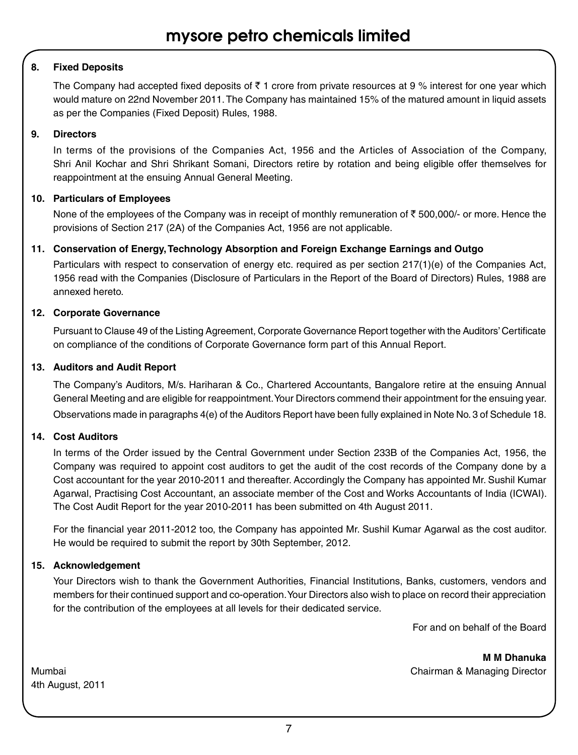**8. Fixed Deposits**

The Company had accepted fixed deposits of ₹ 1 crore from private resources at 9 % interest for one year which would mature on 22nd November 2011. The Company has maintained 15% of the matured amount in liquid assets as per the Companies (Fixed Deposit) Rules, 1988.

**9. Directors**

In terms of the provisions of the Companies Act, 1956 and the Articles of Association of the Company, Shri Anil Kochar and Shri Shrikant Somani, Directors retire by rotation and being eligible offer themselves for reappointment at the ensuing Annual General Meeting.

**10. Particulars of Employees**

None of the employees of the Company was in receipt of monthly remuneration of ₹ 500,000/- or more. Hence the provisions of Section 217 (2A) of the Companies Act, 1956 are not applicable.

**11. Conservation of Energy, Technology Absorption and Foreign Exchange Earnings and Outgo**

Particulars with respect to conservation of energy etc. required as per section 217(1)(e) of the Companies Act, 1956 read with the Companies (Disclosure of Particulars in the Report of the Board of Directors) Rules, 1988 are annexed hereto.

**12. Corporate Governance**

Pursuant to Clause 49 of the Listing Agreement, Corporate Governance Report together with the Auditors' Certificate on compliance of the conditions of Corporate Governance form part of this Annual Report.

**13. Auditors and Audit Report**

The Company's Auditors, M/s. Hariharan & Co., Chartered Accountants, Bangalore retire at the ensuing Annual General Meeting and are eligible for reappointment. Your Directors commend their appointment for the ensuing year.

Observations made in paragraphs 4(e) of the Auditors Report have been fully explained in Note No. 3 of Schedule 18.

**14. Cost Auditors**

In terms of the Order issued by the Central Government under Section 233B of the Companies Act, 1956, the Company was required to appoint cost auditors to get the audit of the cost records of the Company done by a Cost accountant for the year 2010-2011 and thereafter. Accordingly the Company has appointed Mr. Sushil Kumar Agarwal, Practising Cost Accountant, an associate member of the Cost and Works Accountants of India (ICWAI). The Cost Audit Report for the year 2010-2011 has been submitted on 4th August 2011.

For the financial year 2011-2012 too, the Company has appointed Mr. Sushil Kumar Agarwal as the cost auditor. He would be required to submit the report by 30th September, 2012.

**15. Acknowledgement**

Your Directors wish to thank the Government Authorities, Financial Institutions, Banks, customers, vendors and members for their continued support and co-operation. Your Directors also wish to place on record their appreciation for the contribution of the employees at all levels for their dedicated service.

For and on behalf of the Board

**M M Dhanuka**
Chairman & Managing Director

Mumbai
4th August, 2011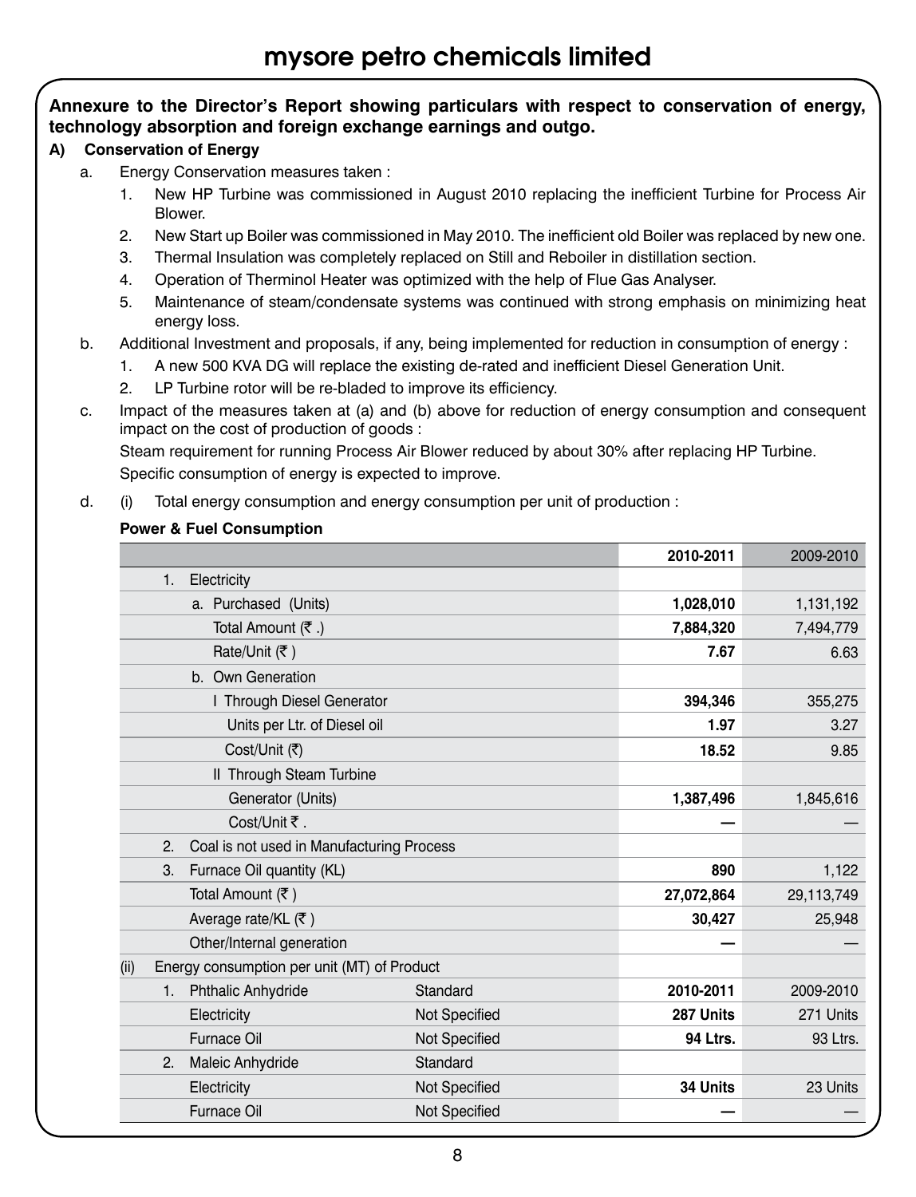# mysore petro chemicals limited

**Annexure to the Director's Report showing particulars with respect to conservation of energy, technology absorption and foreign exchange earnings and outgo.**

**A) Conservation of Energy**

a. Energy Conservation measures taken :

1. New HP Turbine was commissioned in August 2010 replacing the inefficient Turbine for Process Air Blower.
2. New Start up Boiler was commissioned in May 2010. The inefficient old Boiler was replaced by new one.
3. Thermal Insulation was completely replaced on Still and Reboiler in distillation section.
4. Operation of Therminol Heater was optimized with the help of Flue Gas Analyser.
5. Maintenance of steam/condensate systems was continued with strong emphasis on minimizing heat energy loss.

b. Additional Investment and proposals, if any, being implemented for reduction in consumption of energy :

1. A new 500 KVA DG will replace the existing de-rated and inefficient Diesel Generation Unit.
2. LP Turbine rotor will be re-bladed to improve its efficiency.

c. Impact of the measures taken at (a) and (b) above for reduction of energy consumption and consequent impact on the cost of production of goods :

Steam requirement for running Process Air Blower reduced by about 30% after replacing HP Turbine.

Specific consumption of energy is expected to improve.

d. (i) Total energy consumption and energy consumption per unit of production :

**Power & Fuel Consumption**

| | | **2010-2011** | 2009-2010 |
|---|---|---|---|
| 1. Electricity | | | |
| a. Purchased (Units) | | **1,028,010** | 1,131,192 |
| Total Amount (₹ .) | | **7,884,320** | 7,494,779 |
| Rate/Unit (₹ ) | | **7.67** | 6.63 |
| b. Own Generation | | | |
| I Through Diesel Generator | | **394,346** | 355,275 |
| Units per Ltr. of Diesel oil | | **1.97** | 3.27 |
| Cost/Unit (₹) | | **18.52** | 9.85 |
| II Through Steam Turbine | | | |
| Generator (Units) | | **1,387,496** | 1,845,616 |
| Cost/Unit ₹ . | | **—** | — |
| 2. Coal is not used in Manufacturing Process | | | |
| 3. Furnace Oil quantity (KL) | | **890** | 1,122 |
| Total Amount (₹ ) | | **27,072,864** | 29,113,749 |
| Average rate/KL (₹ ) | | **30,427** | 25,948 |
| Other/Internal generation | | **—** | — |
| (ii) Energy consumption per unit (MT) of Product | | | |
| 1. Phthalic Anhydride | Standard | **2010-2011** | 2009-2010 |
| Electricity | Not Specified | **287 Units** | 271 Units |
| Furnace Oil | Not Specified | **94 Ltrs.** | 93 Ltrs. |
| 2. Maleic Anhydride | Standard | | |
| Electricity | Not Specified | **34 Units** | 23 Units |
| Furnace Oil | Not Specified | **—** | — |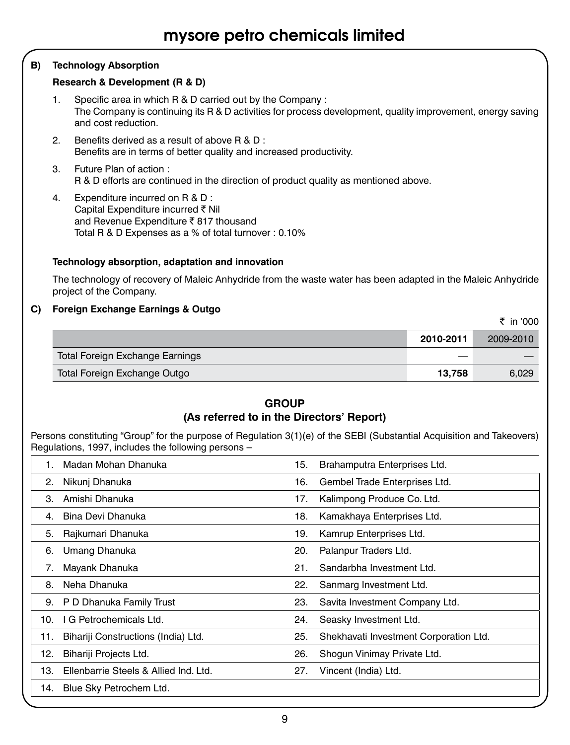### B) Technology Absorption

**Research & Development (R & D)**

1. Specific area in which R & D carried out by the Company :
   The Company is continuing its R & D activities for process development, quality improvement, energy saving and cost reduction.

2. Benefits derived as a result of above R & D :
   Benefits are in terms of better quality and increased productivity.

3. Future Plan of action :
   R & D efforts are continued in the direction of product quality as mentioned above.

4. Expenditure incurred on R & D :
   Capital Expenditure incurred ₹ Nil
   and Revenue Expenditure ₹ 817 thousand
   Total R & D Expenses as a % of total turnover : 0.10%

**Technology absorption, adaptation and innovation**

The technology of recovery of Maleic Anhydride from the waste water has been adapted in the Maleic Anhydride project of the Company.

### C) Foreign Exchange Earnings & Outgo

₹ in '000

| | **2010-2011** | 2009-2010 |
|---|---|---|
| Total Foreign Exchange Earnings | — | — |
| Total Foreign Exchange Outgo | **13,758** | 6,029 |

## GROUP
## (As referred to in the Directors' Report)

Persons constituting "Group" for the purpose of Regulation 3(1)(e) of the SEBI (Substantial Acquisition and Takeovers) Regulations, 1997, includes the following persons –

| | | | |
|---|---|---|---|
| 1. | Madan Mohan Dhanuka | 15. | Brahamputra Enterprises Ltd. |
| 2. | Nikunj Dhanuka | 16. | Gembel Trade Enterprises Ltd. |
| 3. | Amishi Dhanuka | 17. | Kalimpong Produce Co. Ltd. |
| 4. | Bina Devi Dhanuka | 18. | Kamakhaya Enterprises Ltd. |
| 5. | Rajkumari Dhanuka | 19. | Kamrup Enterprises Ltd. |
| 6. | Umang Dhanuka | 20. | Palanpur Traders Ltd. |
| 7. | Mayank Dhanuka | 21. | Sandarbha Investment Ltd. |
| 8. | Neha Dhanuka | 22. | Sanmarg Investment Ltd. |
| 9. | P D Dhanuka Family Trust | 23. | Savita Investment Company Ltd. |
| 10. | I G Petrochemicals Ltd. | 24. | Seasky Investment Ltd. |
| 11. | Bihariji Constructions (India) Ltd. | 25. | Shekhavati Investment Corporation Ltd. |
| 12. | Bihariji Projects Ltd. | 26. | Shogun Vinimay Private Ltd. |
| 13. | Ellenbarrie Steels & Allied Ind. Ltd. | 27. | Vincent (India) Ltd. |
| 14. | Blue Sky Petrochem Ltd. | | |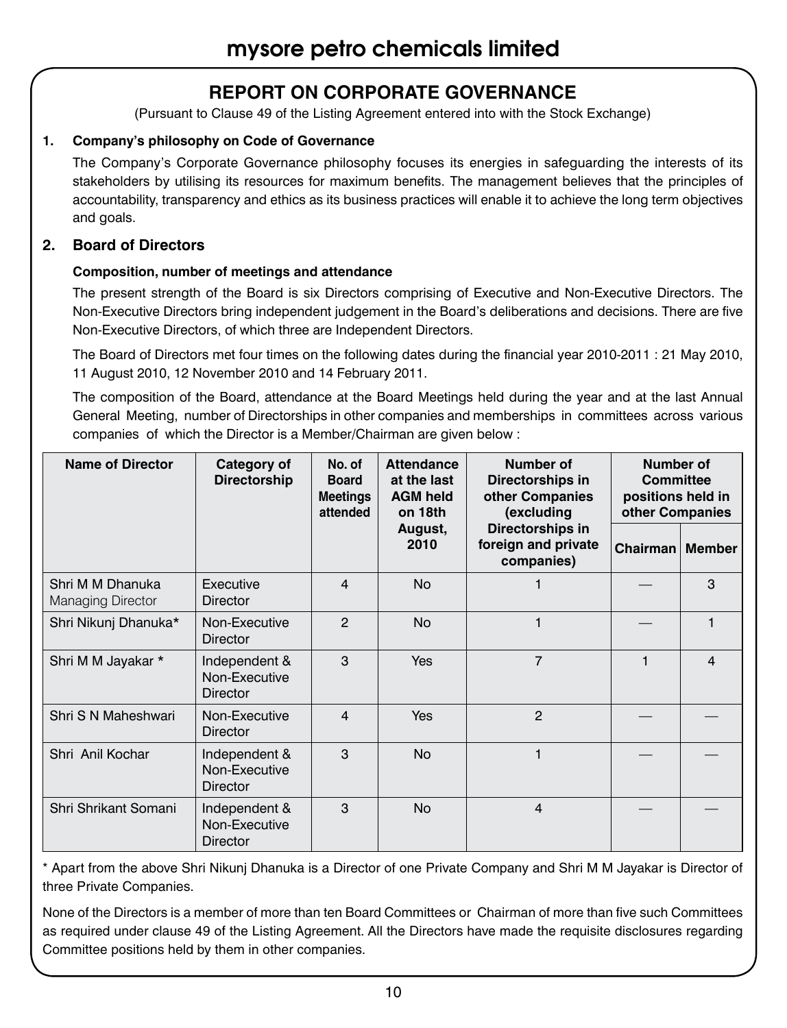# mysore petro chemicals limited

## REPORT ON CORPORATE GOVERNANCE

(Pursuant to Clause 49 of the Listing Agreement entered into with the Stock Exchange)

**1. Company's philosophy on Code of Governance**

The Company's Corporate Governance philosophy focuses its energies in safeguarding the interests of its stakeholders by utilising its resources for maximum benefits. The management believes that the principles of accountability, transparency and ethics as its business practices will enable it to achieve the long term objectives and goals.

**2. Board of Directors**

**Composition, number of meetings and attendance**

The present strength of the Board is six Directors comprising of Executive and Non-Executive Directors. The Non-Executive Directors bring independent judgement in the Board's deliberations and decisions. There are five Non-Executive Directors, of which three are Independent Directors.

The Board of Directors met four times on the following dates during the financial year 2010-2011 : 21 May 2010, 11 August 2010, 12 November 2010 and 14 February 2011.

The composition of the Board, attendance at the Board Meetings held during the year and at the last Annual General Meeting, number of Directorships in other companies and memberships in committees across various companies of which the Director is a Member/Chairman are given below :

| Name of Director | Category of Directorship | No. of Board Meetings attended | Attendance at the last AGM held on 18th August, 2010 | Number of Directorships in other Companies (excluding Directorships in foreign and private companies) | Number of Committee positions held in other Companies | |
|---|---|---|---|---|---|---|
| | | | | | Chairman | Member |
| Shri M M Dhanuka Managing Director | Executive Director | 4 | No | 1 | — | 3 |
| Shri Nikunj Dhanuka* | Non-Executive Director | 2 | No | 1 | — | 1 |
| Shri M M Jayakar * | Independent & Non-Executive Director | 3 | Yes | 7 | 1 | 4 |
| Shri S N Maheshwari | Non-Executive Director | 4 | Yes | 2 | — | — |
| Shri Anil Kochar | Independent & Non-Executive Director | 3 | No | 1 | — | — |
| Shri Shrikant Somani | Independent & Non-Executive Director | 3 | No | 4 | — | — |

* Apart from the above Shri Nikunj Dhanuka is a Director of one Private Company and Shri M M Jayakar is Director of three Private Companies.

None of the Directors is a member of more than ten Board Committees or Chairman of more than five such Committees as required under clause 49 of the Listing Agreement. All the Directors have made the requisite disclosures regarding Committee positions held by them in other companies.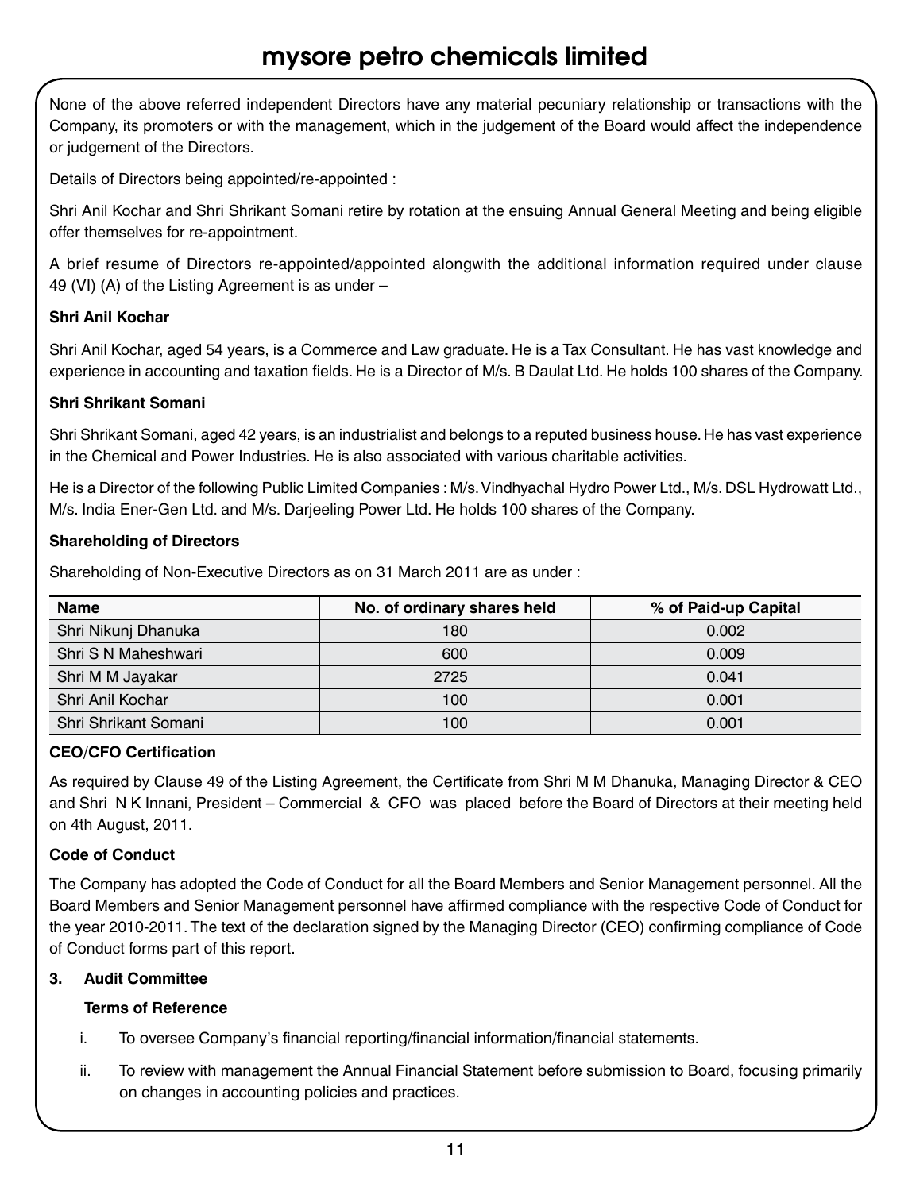None of the above referred independent Directors have any material pecuniary relationship or transactions with the Company, its promoters or with the management, which in the judgement of the Board would affect the independence or judgement of the Directors.

Details of Directors being appointed/re-appointed :

Shri Anil Kochar and Shri Shrikant Somani retire by rotation at the ensuing Annual General Meeting and being eligible offer themselves for re-appointment.

A brief resume of Directors re-appointed/appointed alongwith the additional information required under clause 49 (VI) (A) of the Listing Agreement is as under –

**Shri Anil Kochar**

Shri Anil Kochar, aged 54 years, is a Commerce and Law graduate. He is a Tax Consultant. He has vast knowledge and experience in accounting and taxation fields. He is a Director of M/s. B Daulat Ltd. He holds 100 shares of the Company.

**Shri Shrikant Somani**

Shri Shrikant Somani, aged 42 years, is an industrialist and belongs to a reputed business house. He has vast experience in the Chemical and Power Industries. He is also associated with various charitable activities.

He is a Director of the following Public Limited Companies : M/s. Vindhyachal Hydro Power Ltd., M/s. DSL Hydrowatt Ltd., M/s. India Ener-Gen Ltd. and M/s. Darjeeling Power Ltd. He holds 100 shares of the Company.

**Shareholding of Directors**

Shareholding of Non-Executive Directors as on 31 March 2011 are as under :

| Name | No. of ordinary shares held | % of Paid-up Capital |
|---|---|---|
| Shri Nikunj Dhanuka | 180 | 0.002 |
| Shri S N Maheshwari | 600 | 0.009 |
| Shri M M Jayakar | 2725 | 0.041 |
| Shri Anil Kochar | 100 | 0.001 |
| Shri Shrikant Somani | 100 | 0.001 |

**CEO/CFO Certification**

As required by Clause 49 of the Listing Agreement, the Certificate from Shri M M Dhanuka, Managing Director & CEO and Shri N K Innani, President – Commercial & CFO was placed before the Board of Directors at their meeting held on 4th August, 2011.

**Code of Conduct**

The Company has adopted the Code of Conduct for all the Board Members and Senior Management personnel. All the Board Members and Senior Management personnel have affirmed compliance with the respective Code of Conduct for the year 2010-2011. The text of the declaration signed by the Managing Director (CEO) confirming compliance of Code of Conduct forms part of this report.

**3. Audit Committee**

**Terms of Reference**

i. To oversee Company's financial reporting/financial information/financial statements.

ii. To review with management the Annual Financial Statement before submission to Board, focusing primarily on changes in accounting policies and practices.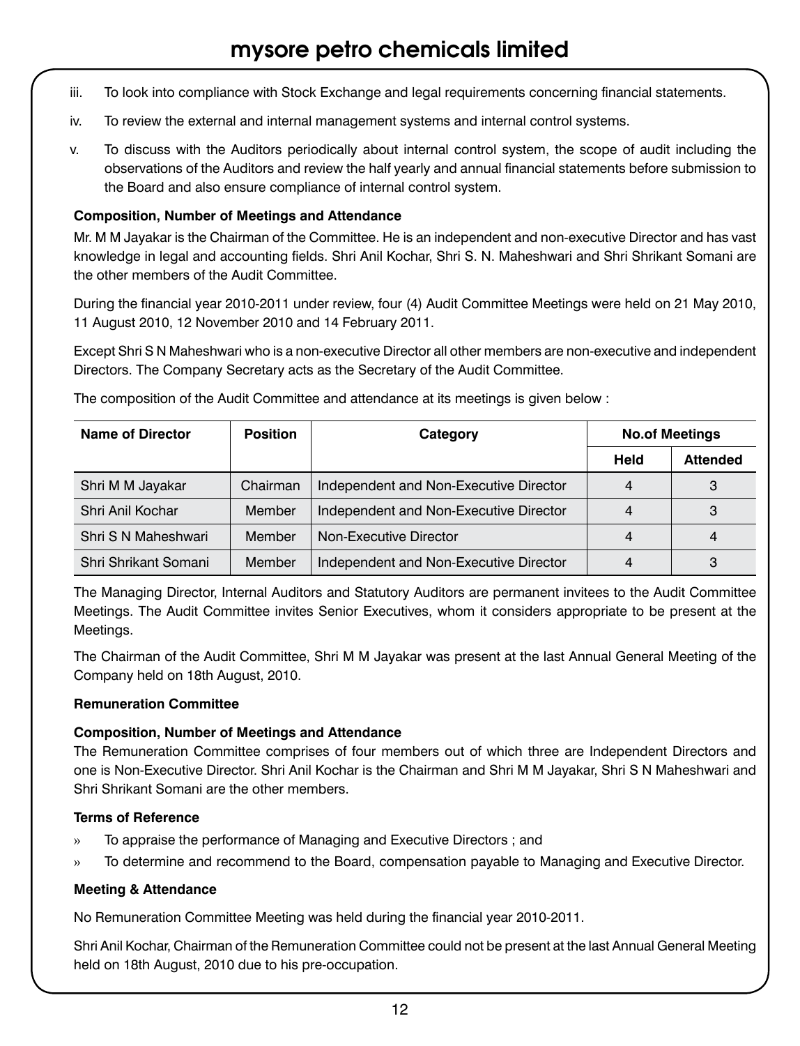iii. To look into compliance with Stock Exchange and legal requirements concerning financial statements.

iv. To review the external and internal management systems and internal control systems.

v. To discuss with the Auditors periodically about internal control system, the scope of audit including the observations of the Auditors and review the half yearly and annual financial statements before submission to the Board and also ensure compliance of internal control system.

**Composition, Number of Meetings and Attendance**

Mr. M M Jayakar is the Chairman of the Committee. He is an independent and non-executive Director and has vast knowledge in legal and accounting fields. Shri Anil Kochar, Shri S. N. Maheshwari and Shri Shrikant Somani are the other members of the Audit Committee.

During the financial year 2010-2011 under review, four (4) Audit Committee Meetings were held on 21 May 2010, 11 August 2010, 12 November 2010 and 14 February 2011.

Except Shri S N Maheshwari who is a non-executive Director all other members are non-executive and independent Directors. The Company Secretary acts as the Secretary of the Audit Committee.

The composition of the Audit Committee and attendance at its meetings is given below :

| Name of Director | Position | Category | No.of Meetings | |
|---|---|---|---|---|
| | | | Held | Attended |
| Shri M M Jayakar | Chairman | Independent and Non-Executive Director | 4 | 3 |
| Shri Anil Kochar | Member | Independent and Non-Executive Director | 4 | 3 |
| Shri S N Maheshwari | Member | Non-Executive Director | 4 | 4 |
| Shri Shrikant Somani | Member | Independent and Non-Executive Director | 4 | 3 |

The Managing Director, Internal Auditors and Statutory Auditors are permanent invitees to the Audit Committee Meetings. The Audit Committee invites Senior Executives, whom it considers appropriate to be present at the Meetings.

The Chairman of the Audit Committee, Shri M M Jayakar was present at the last Annual General Meeting of the Company held on 18th August, 2010.

**Remuneration Committee**

**Composition, Number of Meetings and Attendance**

The Remuneration Committee comprises of four members out of which three are Independent Directors and one is Non-Executive Director. Shri Anil Kochar is the Chairman and Shri M M Jayakar, Shri S N Maheshwari and Shri Shrikant Somani are the other members.

**Terms of Reference**

» To appraise the performance of Managing and Executive Directors ; and

» To determine and recommend to the Board, compensation payable to Managing and Executive Director.

**Meeting & Attendance**

No Remuneration Committee Meeting was held during the financial year 2010-2011.

Shri Anil Kochar, Chairman of the Remuneration Committee could not be present at the last Annual General Meeting held on 18th August, 2010 due to his pre-occupation.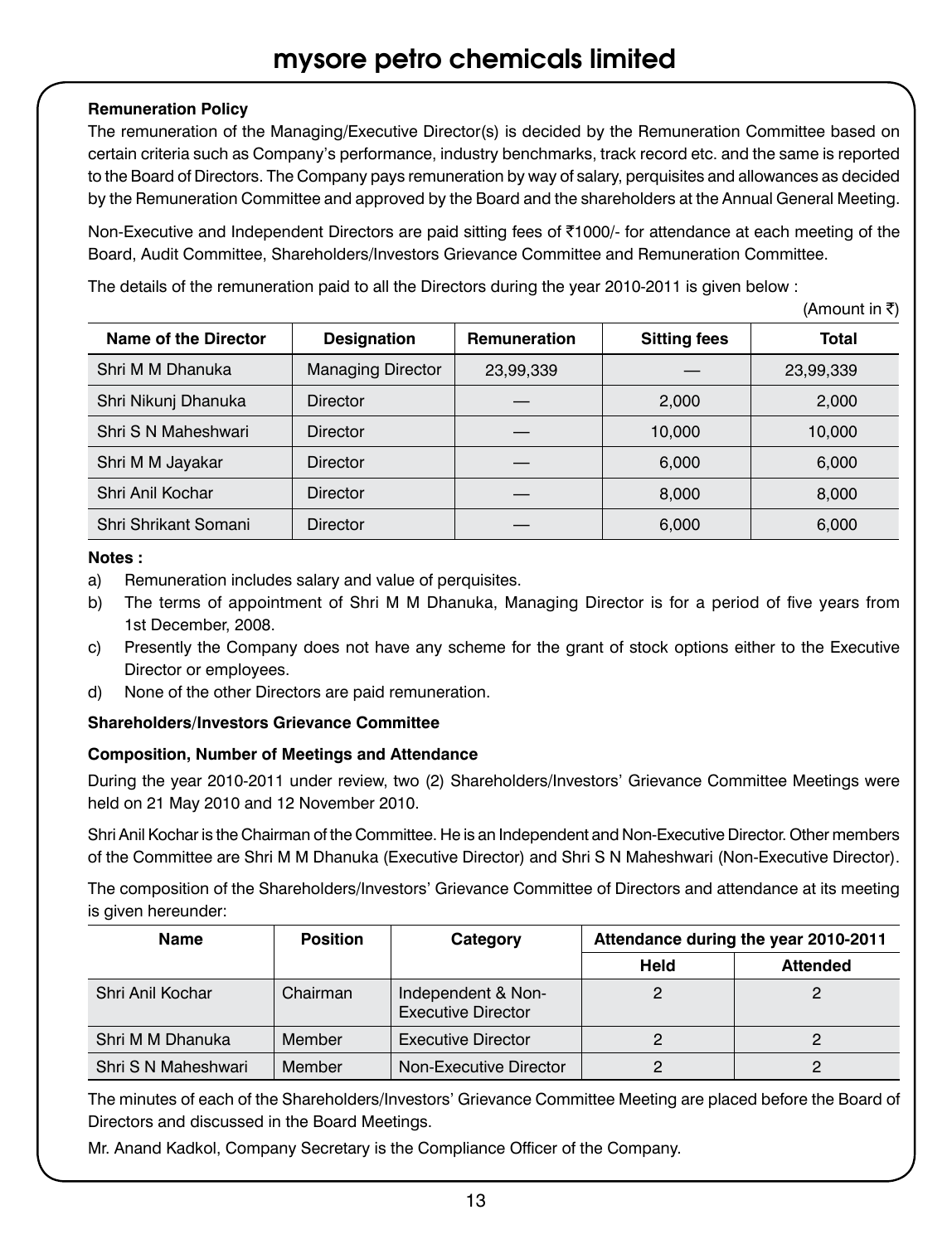**Remuneration Policy**

The remuneration of the Managing/Executive Director(s) is decided by the Remuneration Committee based on certain criteria such as Company's performance, industry benchmarks, track record etc. and the same is reported to the Board of Directors. The Company pays remuneration by way of salary, perquisites and allowances as decided by the Remuneration Committee and approved by the Board and the shareholders at the Annual General Meeting.

Non-Executive and Independent Directors are paid sitting fees of ₹1000/- for attendance at each meeting of the Board, Audit Committee, Shareholders/Investors Grievance Committee and Remuneration Committee.

The details of the remuneration paid to all the Directors during the year 2010-2011 is given below :

(Amount in ₹)

| Name of the Director | Designation | Remuneration | Sitting fees | Total |
|---|---|---|---|---|
| Shri M M Dhanuka | Managing Director | 23,99,339 | — | 23,99,339 |
| Shri Nikunj Dhanuka | Director | — | 2,000 | 2,000 |
| Shri S N Maheshwari | Director | — | 10,000 | 10,000 |
| Shri M M Jayakar | Director | — | 6,000 | 6,000 |
| Shri Anil Kochar | Director | — | 8,000 | 8,000 |
| Shri Shrikant Somani | Director | — | 6,000 | 6,000 |

**Notes :**

a) Remuneration includes salary and value of perquisites.

b) The terms of appointment of Shri M M Dhanuka, Managing Director is for a period of five years from 1st December, 2008.

c) Presently the Company does not have any scheme for the grant of stock options either to the Executive Director or employees.

d) None of the other Directors are paid remuneration.

**Shareholders/Investors Grievance Committee**

**Composition, Number of Meetings and Attendance**

During the year 2010-2011 under review, two (2) Shareholders/Investors' Grievance Committee Meetings were held on 21 May 2010 and 12 November 2010.

Shri Anil Kochar is the Chairman of the Committee. He is an Independent and Non-Executive Director. Other members of the Committee are Shri M M Dhanuka (Executive Director) and Shri S N Maheshwari (Non-Executive Director).

The composition of the Shareholders/Investors' Grievance Committee of Directors and attendance at its meeting is given hereunder:

| Name | Position | Category | Attendance during the year 2010-2011 | |
|---|---|---|---|---|
| | | | Held | Attended |
| Shri Anil Kochar | Chairman | Independent & Non-Executive Director | 2 | 2 |
| Shri M M Dhanuka | Member | Executive Director | 2 | 2 |
| Shri S N Maheshwari | Member | Non-Executive Director | 2 | 2 |

The minutes of each of the Shareholders/Investors' Grievance Committee Meeting are placed before the Board of Directors and discussed in the Board Meetings.

Mr. Anand Kadkol, Company Secretary is the Compliance Officer of the Company.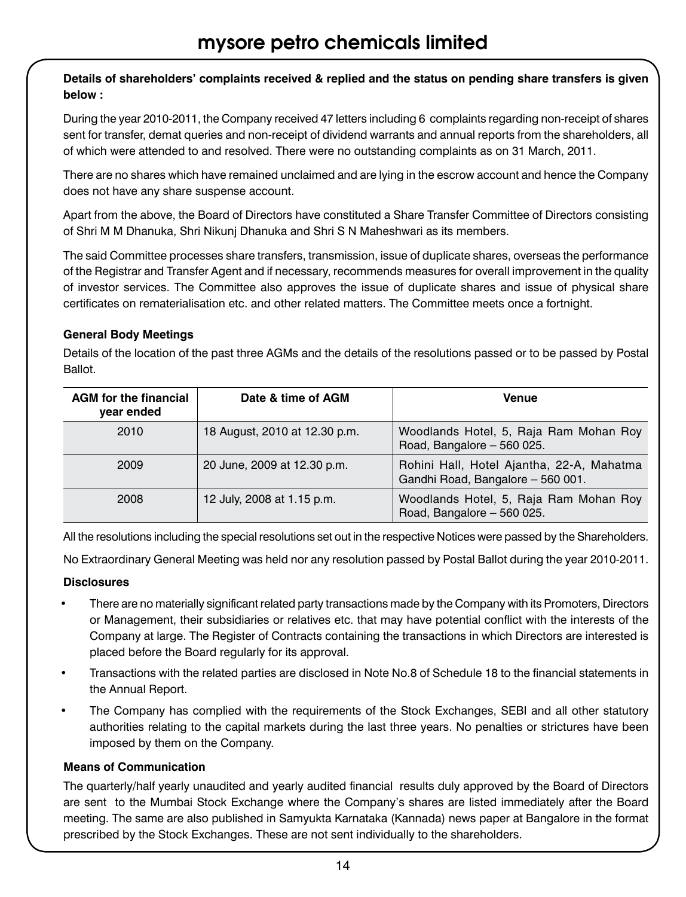**Details of shareholders' complaints received & replied and the status on pending share transfers is given below :**

During the year 2010-2011, the Company received 47 letters including 6 complaints regarding non-receipt of shares sent for transfer, demat queries and non-receipt of dividend warrants and annual reports from the shareholders, all of which were attended to and resolved. There were no outstanding complaints as on 31 March, 2011.

There are no shares which have remained unclaimed and are lying in the escrow account and hence the Company does not have any share suspense account.

Apart from the above, the Board of Directors have constituted a Share Transfer Committee of Directors consisting of Shri M M Dhanuka, Shri Nikunj Dhanuka and Shri S N Maheshwari as its members.

The said Committee processes share transfers, transmission, issue of duplicate shares, overseas the performance of the Registrar and Transfer Agent and if necessary, recommends measures for overall improvement in the quality of investor services. The Committee also approves the issue of duplicate shares and issue of physical share certificates on rematerialisation etc. and other related matters. The Committee meets once a fortnight.

**General Body Meetings**

Details of the location of the past three AGMs and the details of the resolutions passed or to be passed by Postal Ballot.

| AGM for the financial year ended | Date & time of AGM | Venue |
|---|---|---|
| 2010 | 18 August, 2010 at 12.30 p.m. | Woodlands Hotel, 5, Raja Ram Mohan Roy Road, Bangalore – 560 025. |
| 2009 | 20 June, 2009 at 12.30 p.m. | Rohini Hall, Hotel Ajantha, 22-A, Mahatma Gandhi Road, Bangalore – 560 001. |
| 2008 | 12 July, 2008 at 1.15 p.m. | Woodlands Hotel, 5, Raja Ram Mohan Roy Road, Bangalore – 560 025. |

All the resolutions including the special resolutions set out in the respective Notices were passed by the Shareholders.

No Extraordinary General Meeting was held nor any resolution passed by Postal Ballot during the year 2010-2011.

**Disclosures**

- There are no materially significant related party transactions made by the Company with its Promoters, Directors or Management, their subsidiaries or relatives etc. that may have potential conflict with the interests of the Company at large. The Register of Contracts containing the transactions in which Directors are interested is placed before the Board regularly for its approval.
- Transactions with the related parties are disclosed in Note No.8 of Schedule 18 to the financial statements in the Annual Report.
- The Company has complied with the requirements of the Stock Exchanges, SEBI and all other statutory authorities relating to the capital markets during the last three years. No penalties or strictures have been imposed by them on the Company.

**Means of Communication**

The quarterly/half yearly unaudited and yearly audited financial results duly approved by the Board of Directors are sent to the Mumbai Stock Exchange where the Company's shares are listed immediately after the Board meeting. The same are also published in Samyukta Karnataka (Kannada) news paper at Bangalore in the format prescribed by the Stock Exchanges. These are not sent individually to the shareholders.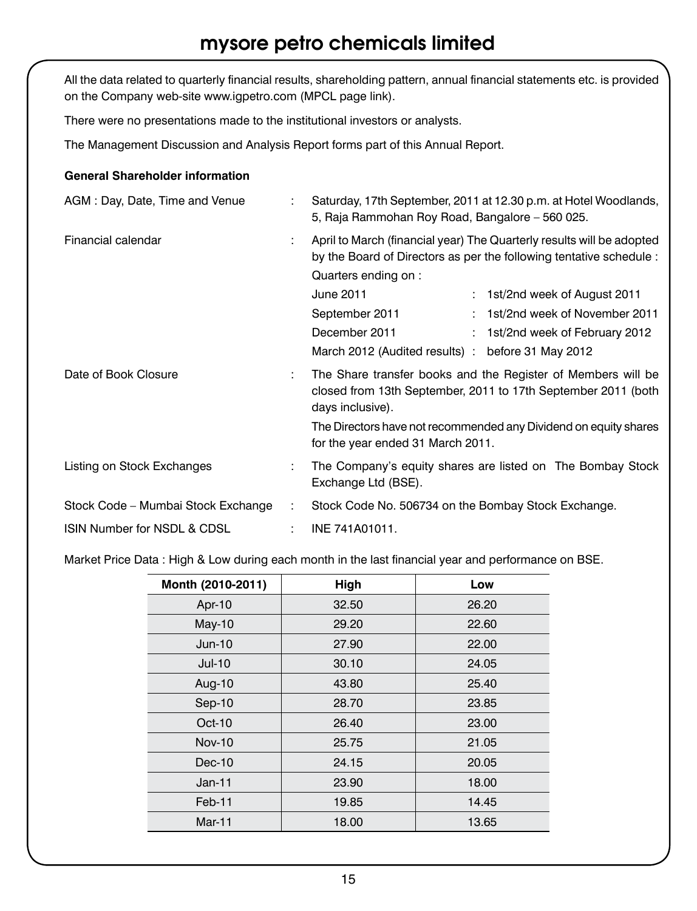All the data related to quarterly financial results, shareholding pattern, annual financial statements etc. is provided on the Company web-site www.igpetro.com (MPCL page link).

There were no presentations made to the institutional investors or analysts.

The Management Discussion and Analysis Report forms part of this Annual Report.

**General Shareholder information**

AGM : Day, Date, Time and Venue : Saturday, 17th September, 2011 at 12.30 p.m. at Hotel Woodlands, 5, Raja Rammohan Roy Road, Bangalore – 560 025.

Financial calendar : April to March (financial year) The Quarterly results will be adopted by the Board of Directors as per the following tentative schedule :

Quarters ending on :

| | |
|---|---|
| June 2011 | 1st/2nd week of August 2011 |
| September 2011 | 1st/2nd week of November 2011 |
| December 2011 | 1st/2nd week of February 2012 |
| March 2012 (Audited results) | before 31 May 2012 |

Date of Book Closure : The Share transfer books and the Register of Members will be closed from 13th September, 2011 to 17th September 2011 (both days inclusive).

The Directors have not recommended any Dividend on equity shares for the year ended 31 March 2011.

Listing on Stock Exchanges : The Company's equity shares are listed on The Bombay Stock Exchange Ltd (BSE).

Stock Code – Mumbai Stock Exchange : Stock Code No. 506734 on the Bombay Stock Exchange.

ISIN Number for NSDL & CDSL : INE 741A01011.

Market Price Data : High & Low during each month in the last financial year and performance on BSE.

| Month (2010-2011) | High | Low |
|---|---|---|
| Apr-10 | 32.50 | 26.20 |
| May-10 | 29.20 | 22.60 |
| Jun-10 | 27.90 | 22.00 |
| Jul-10 | 30.10 | 24.05 |
| Aug-10 | 43.80 | 25.40 |
| Sep-10 | 28.70 | 23.85 |
| Oct-10 | 26.40 | 23.00 |
| Nov-10 | 25.75 | 21.05 |
| Dec-10 | 24.15 | 20.05 |
| Jan-11 | 23.90 | 18.00 |
| Feb-11 | 19.85 | 14.45 |
| Mar-11 | 18.00 | 13.65 |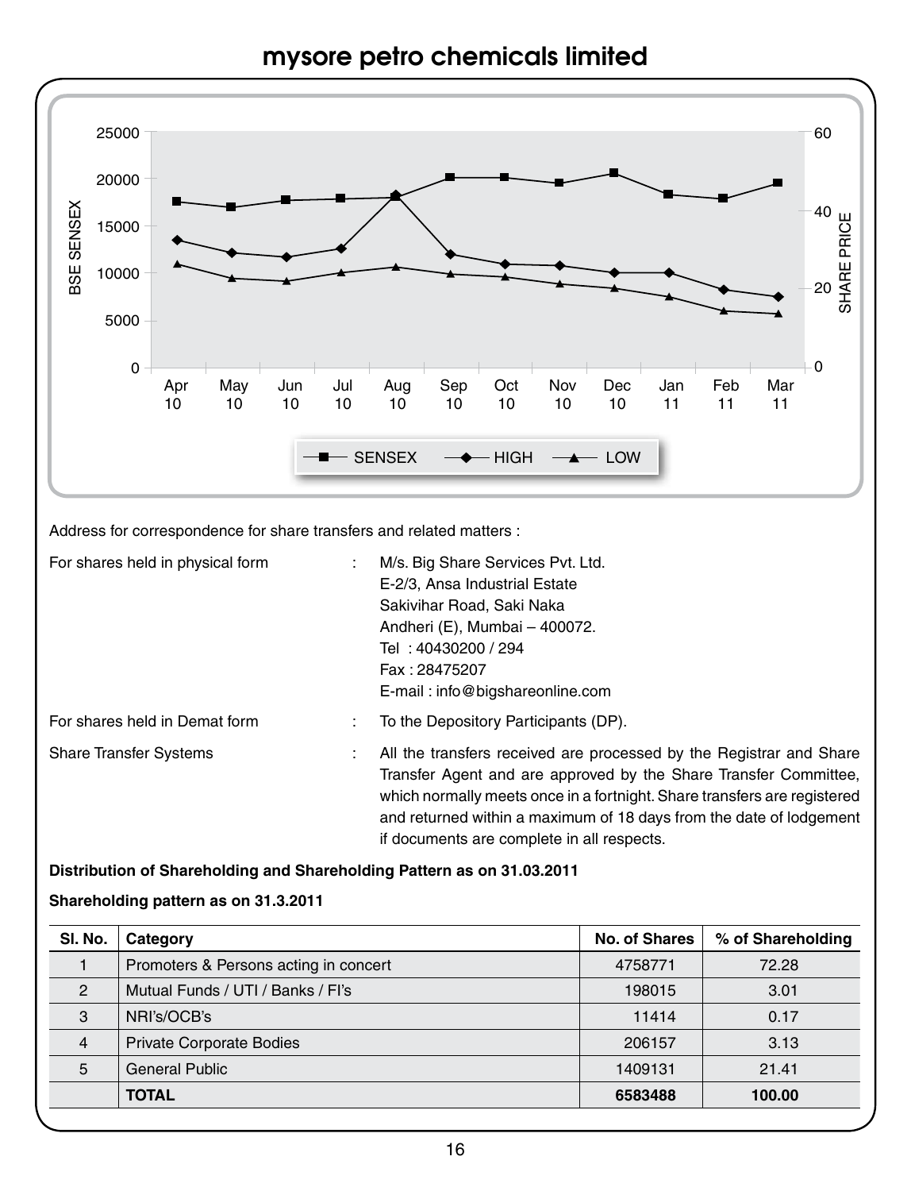Address for correspondence for share transfers and related matters :

For shares held in physical form : M/s. Big Share Services Pvt. Ltd.
E-2/3, Ansa Industrial Estate
Sakivihar Road, Saki Naka
Andheri (E), Mumbai – 400072.
Tel : 40430200 / 294
Fax : 28475207
E-mail : info@bigshareonline.com

For shares held in Demat form : To the Depository Participants (DP).

Share Transfer Systems : All the transfers received are processed by the Registrar and Share Transfer Agent and are approved by the Share Transfer Committee, which normally meets once in a fortnight. Share transfers are registered and returned within a maximum of 18 days from the date of lodgement if documents are complete in all respects.

**Distribution of Shareholding and Shareholding Pattern as on 31.03.2011**

**Shareholding pattern as on 31.3.2011**

| Sl. No. | Category | No. of Shares | % of Shareholding |
|---|---|---|---|
| 1 | Promoters & Persons acting in concert | 4758771 | 72.28 |
| 2 | Mutual Funds / UTI / Banks / FI's | 198015 | 3.01 |
| 3 | NRI's/OCB's | 11414 | 0.17 |
| 4 | Private Corporate Bodies | 206157 | 3.13 |
| 5 | General Public | 1409131 | 21.41 |
| | **TOTAL** | **6583488** | **100.00** |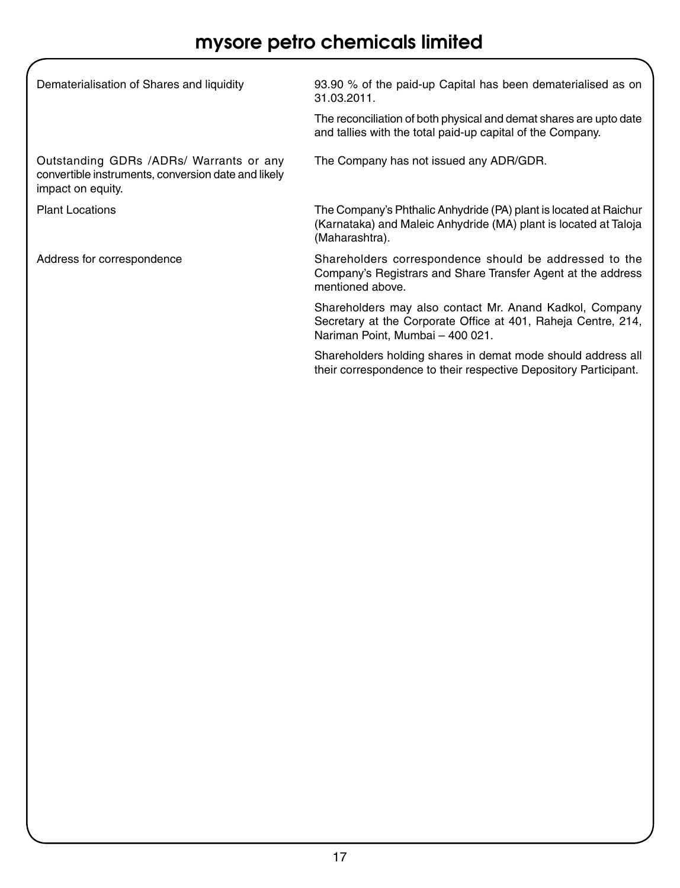| | |
|---|---|
| Dematerialisation of Shares and liquidity | 93.90 % of the paid-up Capital has been dematerialised as on 31.03.2011.<br><br>The reconciliation of both physical and demat shares are upto date and tallies with the total paid-up capital of the Company. |
| Outstanding GDRs /ADRs/ Warrants or any convertible instruments, conversion date and likely impact on equity. | The Company has not issued any ADR/GDR. |
| Plant Locations | The Company's Phthalic Anhydride (PA) plant is located at Raichur (Karnataka) and Maleic Anhydride (MA) plant is located at Taloja (Maharashtra). |
| Address for correspondence | Shareholders correspondence should be addressed to the Company's Registrars and Share Transfer Agent at the address mentioned above.<br><br>Shareholders may also contact Mr. Anand Kadkol, Company Secretary at the Corporate Office at 401, Raheja Centre, 214, Nariman Point, Mumbai – 400 021.<br><br>Shareholders holding shares in demat mode should address all their correspondence to their respective Depository Participant. |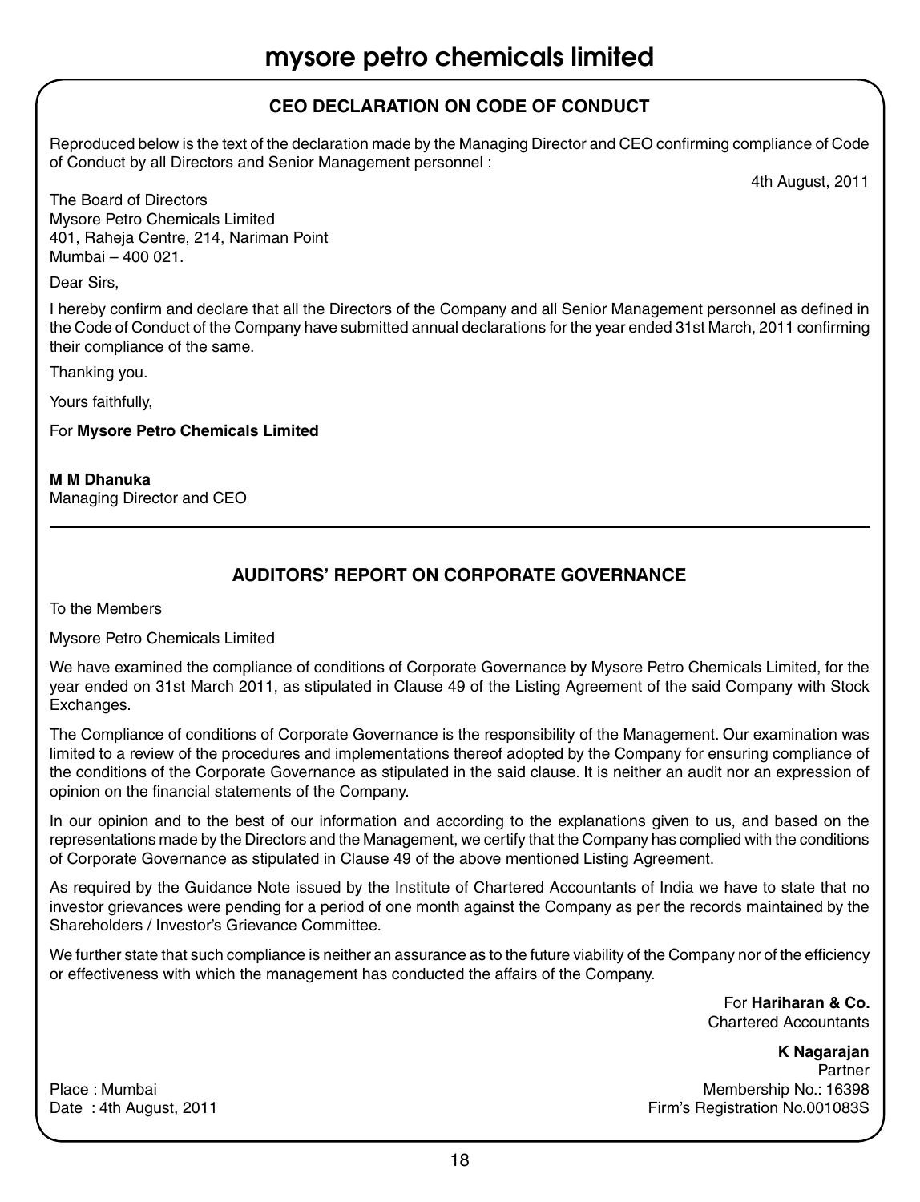## CEO DECLARATION ON CODE OF CONDUCT

Reproduced below is the text of the declaration made by the Managing Director and CEO confirming compliance of Code of Conduct by all Directors and Senior Management personnel :

4th August, 2011

The Board of Directors
Mysore Petro Chemicals Limited
401, Raheja Centre, 214, Nariman Point
Mumbai – 400 021.

Dear Sirs,

I hereby confirm and declare that all the Directors of the Company and all Senior Management personnel as defined in the Code of Conduct of the Company have submitted annual declarations for the year ended 31st March, 2011 confirming their compliance of the same.

Thanking you.

Yours faithfully,

For **Mysore Petro Chemicals Limited**

**M M Dhanuka**
Managing Director and CEO

---

## AUDITORS' REPORT ON CORPORATE GOVERNANCE

To the Members

Mysore Petro Chemicals Limited

We have examined the compliance of conditions of Corporate Governance by Mysore Petro Chemicals Limited, for the year ended on 31st March 2011, as stipulated in Clause 49 of the Listing Agreement of the said Company with Stock Exchanges.

The Compliance of conditions of Corporate Governance is the responsibility of the Management. Our examination was limited to a review of the procedures and implementations thereof adopted by the Company for ensuring compliance of the conditions of the Corporate Governance as stipulated in the said clause. It is neither an audit nor an expression of opinion on the financial statements of the Company.

In our opinion and to the best of our information and according to the explanations given to us, and based on the representations made by the Directors and the Management, we certify that the Company has complied with the conditions of Corporate Governance as stipulated in Clause 49 of the above mentioned Listing Agreement.

As required by the Guidance Note issued by the Institute of Chartered Accountants of India we have to state that no investor grievances were pending for a period of one month against the Company as per the records maintained by the Shareholders / Investor's Grievance Committee.

We further state that such compliance is neither an assurance as to the future viability of the Company nor of the efficiency or effectiveness with which the management has conducted the affairs of the Company.

For **Hariharan & Co.**
Chartered Accountants

**K Nagarajan**
Partner
Membership No.: 16398
Firm's Registration No.001083S

Place : Mumbai
Date : 4th August, 2011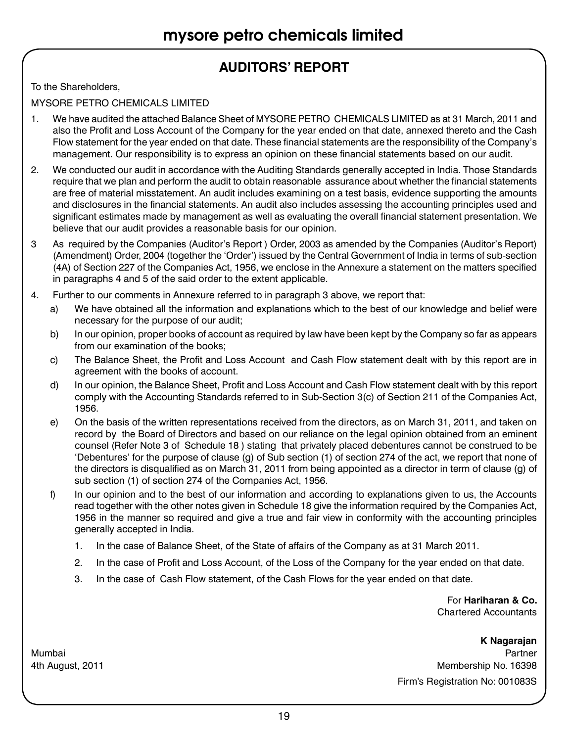## AUDITORS' REPORT

To the Shareholders,

MYSORE PETRO CHEMICALS LIMITED

1. We have audited the attached Balance Sheet of MYSORE PETRO CHEMICALS LIMITED as at 31 March, 2011 and also the Profit and Loss Account of the Company for the year ended on that date, annexed thereto and the Cash Flow statement for the year ended on that date. These financial statements are the responsibility of the Company's management. Our responsibility is to express an opinion on these financial statements based on our audit.

2. We conducted our audit in accordance with the Auditing Standards generally accepted in India. Those Standards require that we plan and perform the audit to obtain reasonable assurance about whether the financial statements are free of material misstatement. An audit includes examining on a test basis, evidence supporting the amounts and disclosures in the financial statements. An audit also includes assessing the accounting principles used and significant estimates made by management as well as evaluating the overall financial statement presentation. We believe that our audit provides a reasonable basis for our opinion.

3. As required by the Companies (Auditor's Report ) Order, 2003 as amended by the Companies (Auditor's Report) (Amendment) Order, 2004 (together the 'Order') issued by the Central Government of India in terms of sub-section (4A) of Section 227 of the Companies Act, 1956, we enclose in the Annexure a statement on the matters specified in paragraphs 4 and 5 of the said order to the extent applicable.

4. Further to our comments in Annexure referred to in paragraph 3 above, we report that:

   a) We have obtained all the information and explanations which to the best of our knowledge and belief were necessary for the purpose of our audit;

   b) In our opinion, proper books of account as required by law have been kept by the Company so far as appears from our examination of the books;

   c) The Balance Sheet, the Profit and Loss Account and Cash Flow statement dealt with by this report are in agreement with the books of account.

   d) In our opinion, the Balance Sheet, Profit and Loss Account and Cash Flow statement dealt with by this report comply with the Accounting Standards referred to in Sub-Section 3(c) of Section 211 of the Companies Act, 1956.

   e) On the basis of the written representations received from the directors, as on March 31, 2011, and taken on record by the Board of Directors and based on our reliance on the legal opinion obtained from an eminent counsel (Refer Note 3 of Schedule 18 ) stating that privately placed debentures cannot be construed to be 'Debentures' for the purpose of clause (g) of Sub section (1) of section 274 of the act, we report that none of the directors is disqualified as on March 31, 2011 from being appointed as a director in term of clause (g) of sub section (1) of section 274 of the Companies Act, 1956.

   f) In our opinion and to the best of our information and according to explanations given to us, the Accounts read together with the other notes given in Schedule 18 give the information required by the Companies Act, 1956 in the manner so required and give a true and fair view in conformity with the accounting principles generally accepted in India.

      1. In the case of Balance Sheet, of the State of affairs of the Company as at 31 March 2011.

      2. In the case of Profit and Loss Account, of the Loss of the Company for the year ended on that date.

      3. In the case of Cash Flow statement, of the Cash Flows for the year ended on that date.

For **Hariharan & Co.**
Chartered Accountants

**K Nagarajan**
Partner
Membership No. 16398
Firm's Registration No: 001083S

Mumbai
4th August, 2011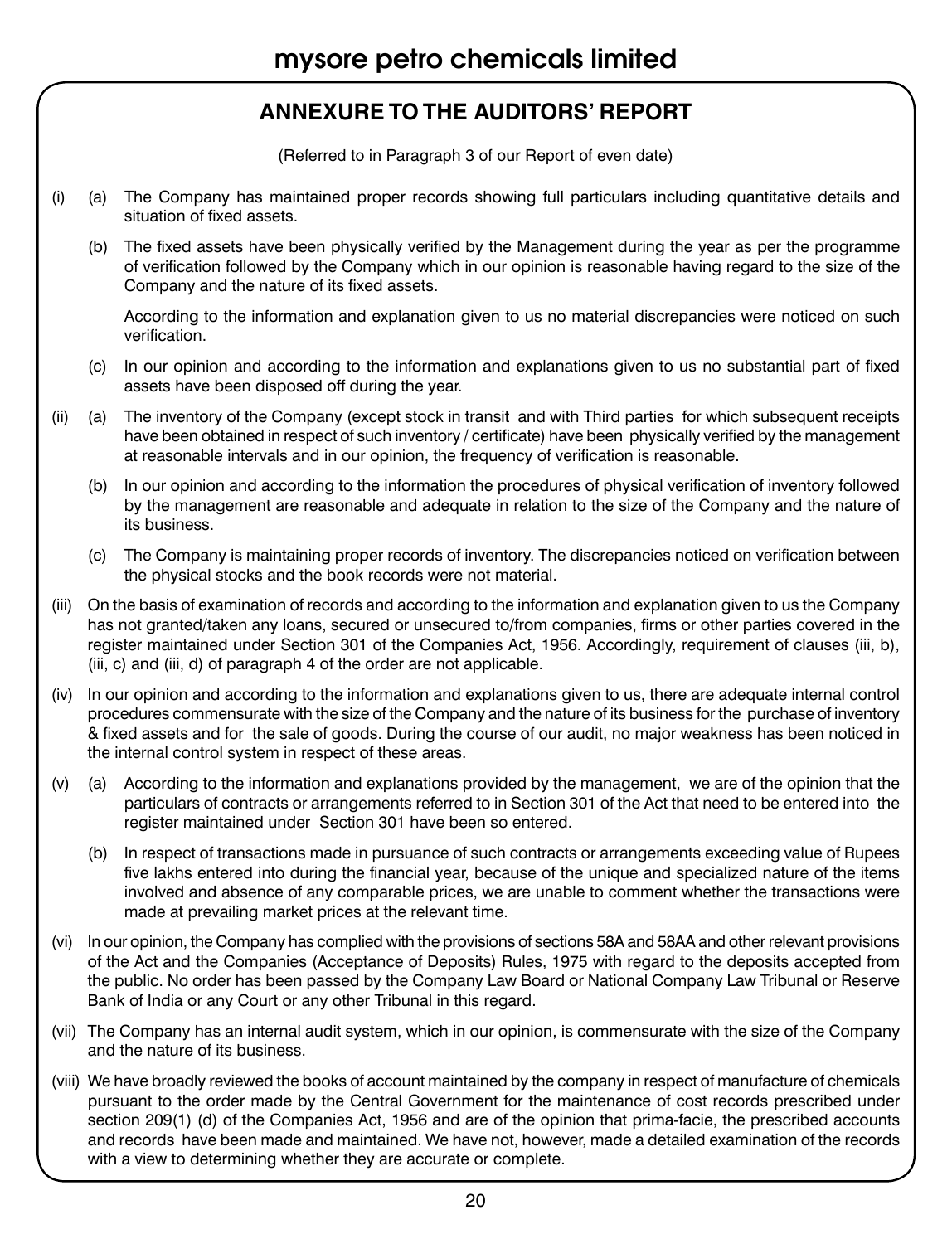## ANNEXURE TO THE AUDITORS' REPORT

(Referred to in Paragraph 3 of our Report of even date)

(i) (a) The Company has maintained proper records showing full particulars including quantitative details and situation of fixed assets.

(b) The fixed assets have been physically verified by the Management during the year as per the programme of verification followed by the Company which in our opinion is reasonable having regard to the size of the Company and the nature of its fixed assets.

According to the information and explanation given to us no material discrepancies were noticed on such verification.

(c) In our opinion and according to the information and explanations given to us no substantial part of fixed assets have been disposed off during the year.

(ii) (a) The inventory of the Company (except stock in transit and with Third parties for which subsequent receipts have been obtained in respect of such inventory / certificate) have been physically verified by the management at reasonable intervals and in our opinion, the frequency of verification is reasonable.

(b) In our opinion and according to the information the procedures of physical verification of inventory followed by the management are reasonable and adequate in relation to the size of the Company and the nature of its business.

(c) The Company is maintaining proper records of inventory. The discrepancies noticed on verification between the physical stocks and the book records were not material.

(iii) On the basis of examination of records and according to the information and explanation given to us the Company has not granted/taken any loans, secured or unsecured to/from companies, firms or other parties covered in the register maintained under Section 301 of the Companies Act, 1956. Accordingly, requirement of clauses (iii, b), (iii, c) and (iii, d) of paragraph 4 of the order are not applicable.

(iv) In our opinion and according to the information and explanations given to us, there are adequate internal control procedures commensurate with the size of the Company and the nature of its business for the purchase of inventory & fixed assets and for the sale of goods. During the course of our audit, no major weakness has been noticed in the internal control system in respect of these areas.

(v) (a) According to the information and explanations provided by the management, we are of the opinion that the particulars of contracts or arrangements referred to in Section 301 of the Act that need to be entered into the register maintained under Section 301 have been so entered.

(b) In respect of transactions made in pursuance of such contracts or arrangements exceeding value of Rupees five lakhs entered into during the financial year, because of the unique and specialized nature of the items involved and absence of any comparable prices, we are unable to comment whether the transactions were made at prevailing market prices at the relevant time.

(vi) In our opinion, the Company has complied with the provisions of sections 58A and 58AA and other relevant provisions of the Act and the Companies (Acceptance of Deposits) Rules, 1975 with regard to the deposits accepted from the public. No order has been passed by the Company Law Board or National Company Law Tribunal or Reserve Bank of India or any Court or any other Tribunal in this regard.

(vii) The Company has an internal audit system, which in our opinion, is commensurate with the size of the Company and the nature of its business.

(viii) We have broadly reviewed the books of account maintained by the company in respect of manufacture of chemicals pursuant to the order made by the Central Government for the maintenance of cost records prescribed under section 209(1) (d) of the Companies Act, 1956 and are of the opinion that prima-facie, the prescribed accounts and records have been made and maintained. We have not, however, made a detailed examination of the records with a view to determining whether they are accurate or complete.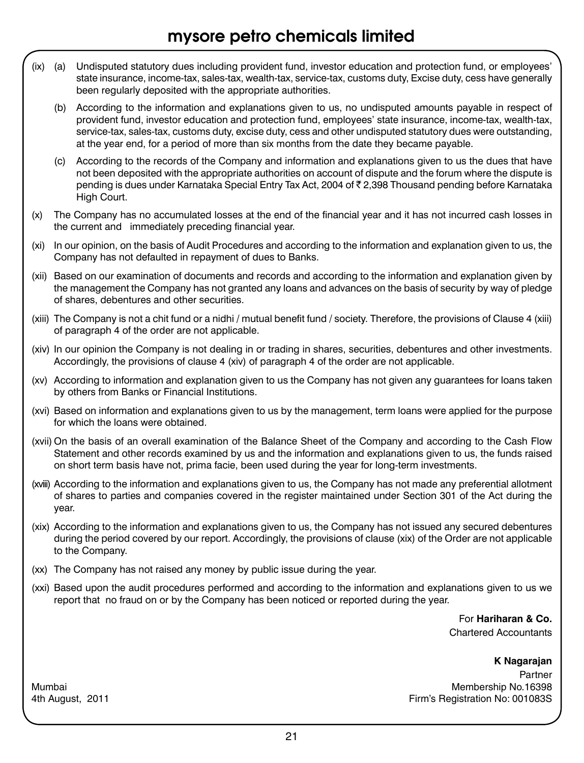(ix) (a) Undisputed statutory dues including provident fund, investor education and protection fund, or employees' state insurance, income-tax, sales-tax, wealth-tax, service-tax, customs duty, Excise duty, cess have generally been regularly deposited with the appropriate authorities.

(b) According to the information and explanations given to us, no undisputed amounts payable in respect of provident fund, investor education and protection fund, employees' state insurance, income-tax, wealth-tax, service-tax, sales-tax, customs duty, excise duty, cess and other undisputed statutory dues were outstanding, at the year end, for a period of more than six months from the date they became payable.

(c) According to the records of the Company and information and explanations given to us the dues that have not been deposited with the appropriate authorities on account of dispute and the forum where the dispute is pending is dues under Karnataka Special Entry Tax Act, 2004 of ₹ 2,398 Thousand pending before Karnataka High Court.

(x) The Company has no accumulated losses at the end of the financial year and it has not incurred cash losses in the current and immediately preceding financial year.

(xi) In our opinion, on the basis of Audit Procedures and according to the information and explanation given to us, the Company has not defaulted in repayment of dues to Banks.

(xii) Based on our examination of documents and records and according to the information and explanation given by the management the Company has not granted any loans and advances on the basis of security by way of pledge of shares, debentures and other securities.

(xiii) The Company is not a chit fund or a nidhi / mutual benefit fund / society. Therefore, the provisions of Clause 4 (xiii) of paragraph 4 of the order are not applicable.

(xiv) In our opinion the Company is not dealing in or trading in shares, securities, debentures and other investments. Accordingly, the provisions of clause 4 (xiv) of paragraph 4 of the order are not applicable.

(xv) According to information and explanation given to us the Company has not given any guarantees for loans taken by others from Banks or Financial Institutions.

(xvi) Based on information and explanations given to us by the management, term loans were applied for the purpose for which the loans were obtained.

(xvii) On the basis of an overall examination of the Balance Sheet of the Company and according to the Cash Flow Statement and other records examined by us and the information and explanations given to us, the funds raised on short term basis have not, prima facie, been used during the year for long-term investments.

(xviii) According to the information and explanations given to us, the Company has not made any preferential allotment of shares to parties and companies covered in the register maintained under Section 301 of the Act during the year.

(xix) According to the information and explanations given to us, the Company has not issued any secured debentures during the period covered by our report. Accordingly, the provisions of clause (xix) of the Order are not applicable to the Company.

(xx) The Company has not raised any money by public issue during the year.

(xxi) Based upon the audit procedures performed and according to the information and explanations given to us we report that no fraud on or by the Company has been noticed or reported during the year.

For **Hariharan & Co.**
Chartered Accountants

**K Nagarajan**
Partner
Membership No.16398
Firm's Registration No: 001083S

Mumbai
4th August, 2011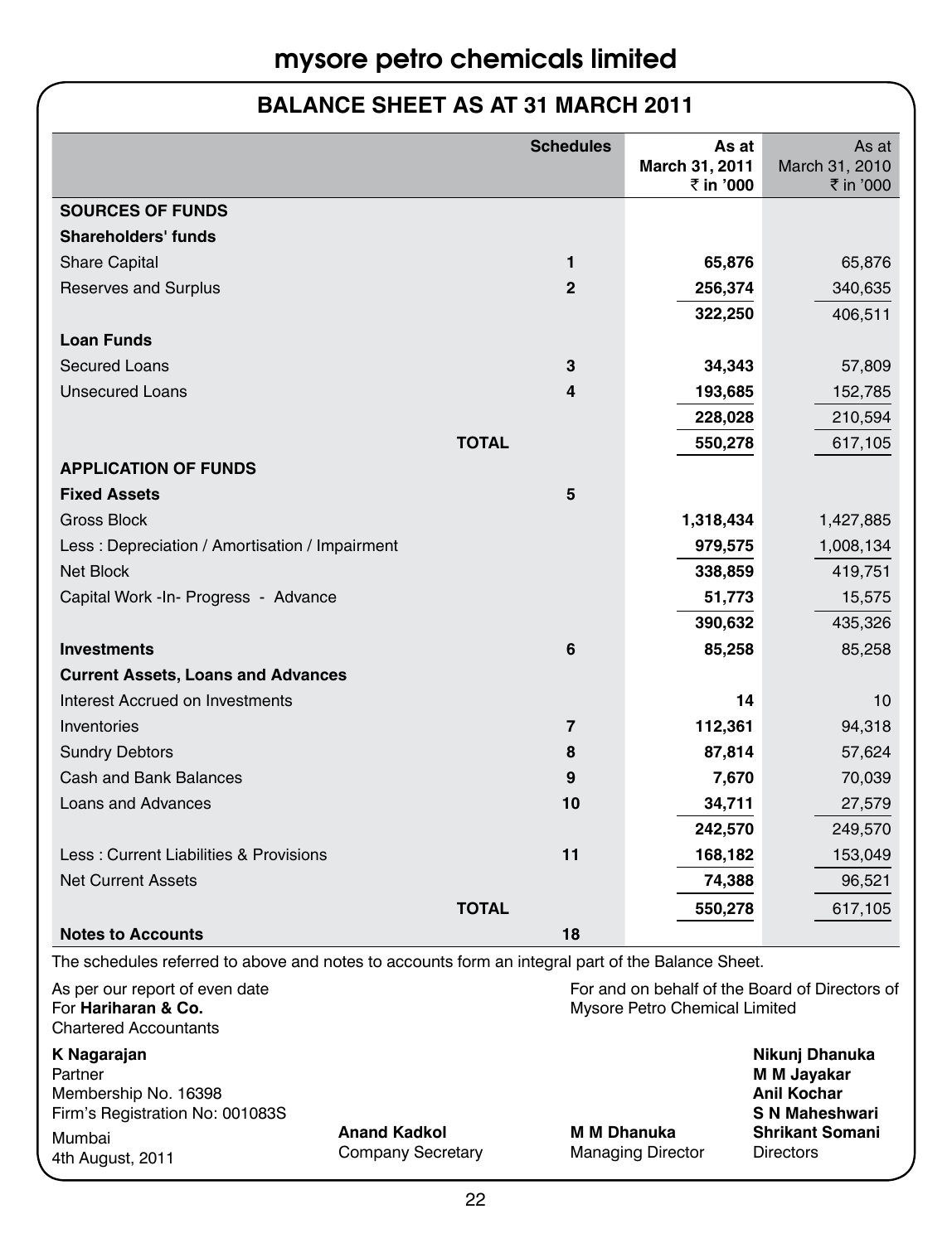# mysore petro chemicals limited

## BALANCE SHEET AS AT 31 MARCH 2011

| | Schedules | As at March 31, 2011 ₹ in '000 | As at March 31, 2010 ₹ in '000 |
|---|---|---|---|
| **SOURCES OF FUNDS** | | | |
| **Shareholders' funds** | | | |
| Share Capital | 1 | **65,876** | 65,876 |
| Reserves and Surplus | 2 | **256,374** | 340,635 |
| | | **322,250** | 406,511 |
| **Loan Funds** | | | |
| Secured Loans | 3 | **34,343** | 57,809 |
| Unsecured Loans | 4 | **193,685** | 152,785 |
| | | **228,028** | 210,594 |
| **TOTAL** | | **550,278** | 617,105 |
| **APPLICATION OF FUNDS** | | | |
| **Fixed Assets** | 5 | | |
| Gross Block | | **1,318,434** | 1,427,885 |
| Less : Depreciation / Amortisation / Impairment | | **979,575** | 1,008,134 |
| Net Block | | **338,859** | 419,751 |
| Capital Work -In- Progress - Advance | | **51,773** | 15,575 |
| | | **390,632** | 435,326 |
| **Investments** | 6 | **85,258** | 85,258 |
| **Current Assets, Loans and Advances** | | | |
| Interest Accrued on Investments | | **14** | 10 |
| Inventories | 7 | **112,361** | 94,318 |
| Sundry Debtors | 8 | **87,814** | 57,624 |
| Cash and Bank Balances | 9 | **7,670** | 70,039 |
| Loans and Advances | 10 | **34,711** | 27,579 |
| | | **242,570** | 249,570 |
| Less : Current Liabilities & Provisions | 11 | **168,182** | 153,049 |
| Net Current Assets | | **74,388** | 96,521 |
| **TOTAL** | | **550,278** | 617,105 |
| **Notes to Accounts** | 18 | | |

The schedules referred to above and notes to accounts form an integral part of the Balance Sheet.

As per our report of even date
For **Hariharan & Co.**
Chartered Accountants

**K Nagarajan**
Partner
Membership No. 16398
Firm's Registration No: 001083S
Mumbai
4th August, 2011

For and on behalf of the Board of Directors of Mysore Petro Chemical Limited

**Anand Kadkol**
Company Secretary

**M M Dhanuka**
Managing Director

**Nikunj Dhanuka**
**M M Jayakar**
**Anil Kochar**
**S N Maheshwari**
**Shrikant Somani**
Directors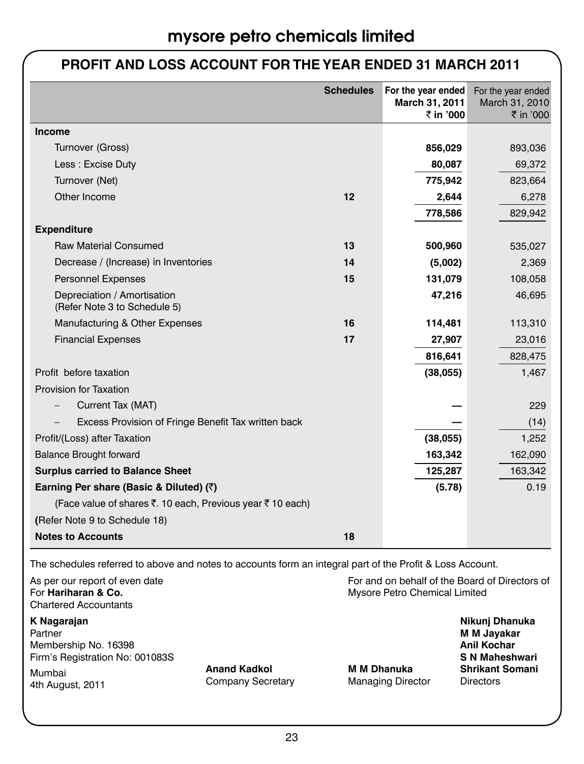# mysore petro chemicals limited

## PROFIT AND LOSS ACCOUNT FOR THE YEAR ENDED 31 MARCH 2011

| | Schedules | For the year ended March 31, 2011 ₹ in '000 | For the year ended March 31, 2010 ₹ in '000 |
|---|---|---|---|
| **Income** | | | |
| Turnover (Gross) | | **856,029** | 893,036 |
| Less : Excise Duty | | **80,087** | 69,372 |
| Turnover (Net) | | **775,942** | 823,664 |
| Other Income | 12 | **2,644** | 6,278 |
| | | **778,586** | 829,942 |
| **Expenditure** | | | |
| Raw Material Consumed | 13 | **500,960** | 535,027 |
| Decrease / (Increase) in Inventories | 14 | **(5,002)** | 2,369 |
| Personnel Expenses | 15 | **131,079** | 108,058 |
| Depreciation / Amortisation (Refer Note 3 to Schedule 5) | | **47,216** | 46,695 |
| Manufacturing & Other Expenses | 16 | **114,481** | 113,310 |
| Financial Expenses | 17 | **27,907** | 23,016 |
| | | **816,641** | 828,475 |
| Profit before taxation | | **(38,055)** | 1,467 |
| Provision for Taxation | | | |
| – Current Tax (MAT) | | **—** | 229 |
| – Excess Provision of Fringe Benefit Tax written back | | **—** | (14) |
| Profit/(Loss) after Taxation | | **(38,055)** | 1,252 |
| Balance Brought forward | | **163,342** | 162,090 |
| **Surplus carried to Balance Sheet** | | **125,287** | 163,342 |
| **Earning Per share (Basic & Diluted) (₹)** | | **(5.78)** | 0.19 |
| (Face value of shares ₹. 10 each, Previous year ₹ 10 each) | | | |
| (Refer Note 9 to Schedule 18) | | | |
| **Notes to Accounts** | 18 | | |

The schedules referred to above and notes to accounts form an integral part of the Profit & Loss Account.

As per our report of even date
For **Hariharan & Co.**
Chartered Accountants

**K Nagarajan**
Partner
Membership No. 16398
Firm's Registration No: 001083S

Mumbai
4th August, 2011

For and on behalf of the Board of Directors of Mysore Petro Chemical Limited

**Anand Kadkol**
Company Secretary

**M M Dhanuka**
Managing Director

**Nikunj Dhanuka**
**M M Jayakar**
**Anil Kochar**
**S N Maheshwari**
**Shrikant Somani**
Directors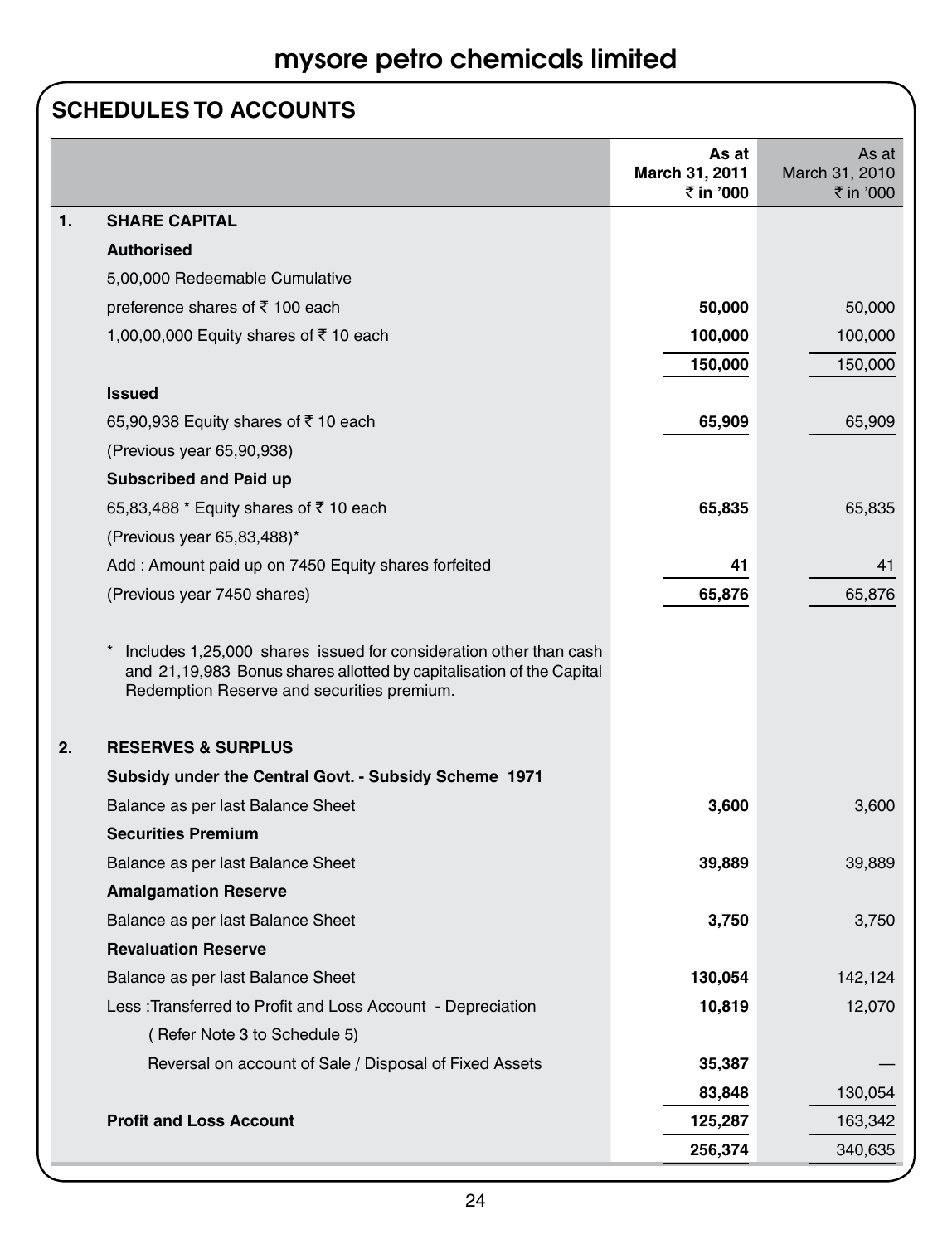## SCHEDULES TO ACCOUNTS

| | | As at March 31, 2011 ₹ in '000 | As at March 31, 2010 ₹ in '000 |
|---|---|---|---|
| **1.** | **SHARE CAPITAL** | | |
| | **Authorised** | | |
| | 5,00,000 Redeemable Cumulative | | |
| | preference shares of ₹ 100 each | **50,000** | 50,000 |
| | 1,00,00,000 Equity shares of ₹ 10 each | **100,000** | 100,000 |
| | | **150,000** | 150,000 |
| | **Issued** | | |
| | 65,90,938 Equity shares of ₹ 10 each | **65,909** | 65,909 |
| | (Previous year 65,90,938) | | |
| | **Subscribed and Paid up** | | |
| | 65,83,488 * Equity shares of ₹ 10 each | **65,835** | 65,835 |
| | (Previous year 65,83,488)* | | |
| | Add : Amount paid up on 7450 Equity shares forfeited | **41** | 41 |
| | (Previous year 7450 shares) | **65,876** | 65,876 |
| | * Includes 1,25,000 shares issued for consideration other than cash and 21,19,983 Bonus shares allotted by capitalisation of the Capital Redemption Reserve and securities premium. | | |
| **2.** | **RESERVES & SURPLUS** | | |
| | **Subsidy under the Central Govt. - Subsidy Scheme 1971** | | |
| | Balance as per last Balance Sheet | **3,600** | 3,600 |
| | **Securities Premium** | | |
| | Balance as per last Balance Sheet | **39,889** | 39,889 |
| | **Amalgamation Reserve** | | |
| | Balance as per last Balance Sheet | **3,750** | 3,750 |
| | **Revaluation Reserve** | | |
| | Balance as per last Balance Sheet | **130,054** | 142,124 |
| | Less :Transferred to Profit and Loss Account - Depreciation | **10,819** | 12,070 |
| | ( Refer Note 3 to Schedule 5) | | |
| | Reversal on account of Sale / Disposal of Fixed Assets | **35,387** | — |
| | | **83,848** | 130,054 |
| | **Profit and Loss Account** | **125,287** | 163,342 |
| | | **256,374** | 340,635 |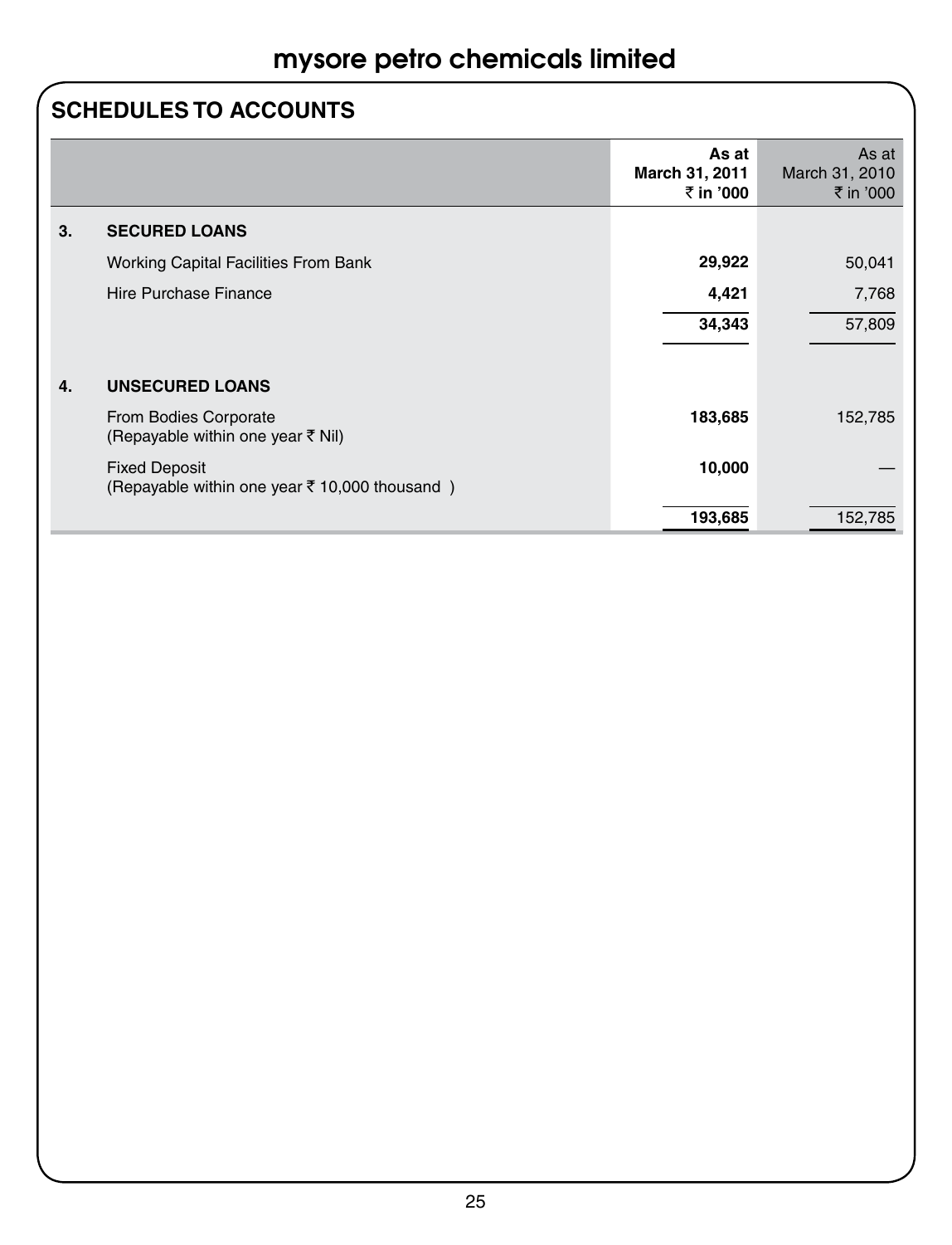## SCHEDULES TO ACCOUNTS

| | | As at March 31, 2011 ₹ in '000 | As at March 31, 2010 ₹ in '000 |
|---|---|---|---|
| **3.** | **SECURED LOANS** | | |
| | Working Capital Facilities From Bank | **29,922** | 50,041 |
| | Hire Purchase Finance | **4,421** | 7,768 |
| | | **34,343** | 57,809 |
| **4.** | **UNSECURED LOANS** | | |
| | From Bodies Corporate (Repayable within one year ₹ Nil) | **183,685** | 152,785 |
| | Fixed Deposit (Repayable within one year ₹ 10,000 thousand ) | **10,000** | — |
| | | **193,685** | 152,785 |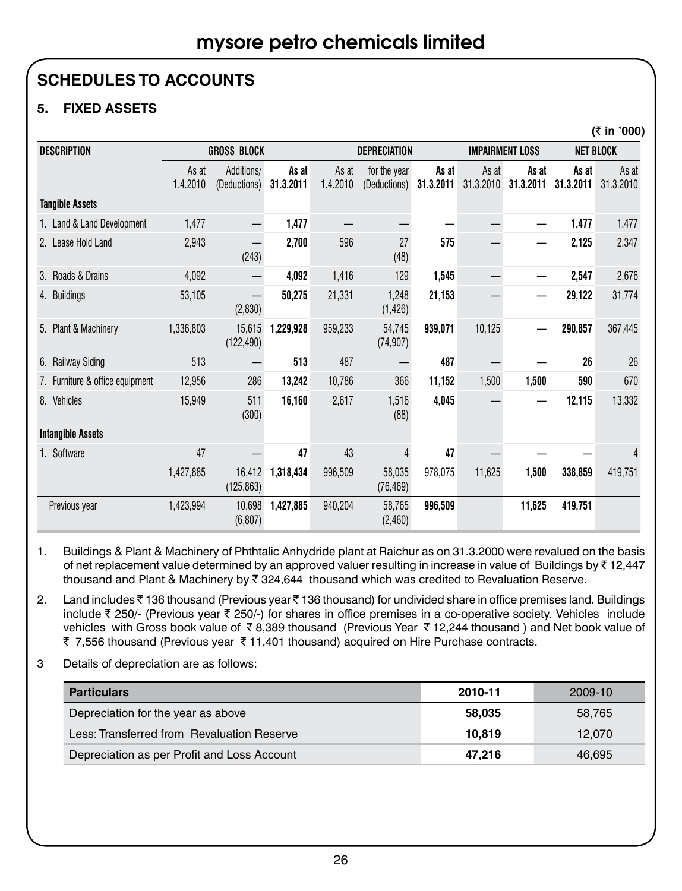## SCHEDULES TO ACCOUNTS

### 5. FIXED ASSETS

(₹ in '000)

| DESCRIPTION | GROSS BLOCK | | | DEPRECIATION | | | IMPAIRMENT LOSS | | NET BLOCK | |
|---|---|---|---|---|---|---|---|---|---|---|
| | As at 1.4.2010 | Additions/ (Deductions) | **As at 31.3.2011** | As at 1.4.2010 | for the year (Deductions) | **As at 31.3.2011** | As at 31.3.2010 | **As at 31.3.2011** | **As at 31.3.2011** | As at 31.3.2010 |
| **Tangible Assets** | | | | | | | | | | |
| 1. Land & Land Development | 1,477 | — | **1,477** | — | — | — | — | — | **1,477** | 1,477 |
| 2. Lease Hold Land | 2,943 | — (243) | **2,700** | 596 | 27 (48) | **575** | — | — | **2,125** | 2,347 |
| 3. Roads & Drains | 4,092 | — | **4,092** | 1,416 | 129 | **1,545** | — | — | **2,547** | 2,676 |
| 4. Buildings | 53,105 | — (2,830) | **50,275** | 21,331 | 1,248 (1,426) | **21,153** | — | — | **29,122** | 31,774 |
| 5. Plant & Machinery | 1,336,803 | 15,615 (122,490) | **1,229,928** | 959,233 | 54,745 (74,907) | **939,071** | 10,125 | — | **290,857** | 367,445 |
| 6. Railway Siding | 513 | — | **513** | 487 | — | **487** | — | — | **26** | 26 |
| 7. Furniture & office equipment | 12,956 | 286 | **13,242** | 10,786 | 366 | **11,152** | 1,500 | **1,500** | **590** | 670 |
| 8. Vehicles | 15,949 | 511 (300) | **16,160** | 2,617 | 1,516 (88) | **4,045** | — | — | **12,115** | 13,332 |
| **Intangible Assets** | | | | | | | | | | |
| 1. Software | 47 | — | **47** | 43 | 4 | **47** | — | — | — | 4 |
| | 1,427,885 | 16,412 (125,863) | **1,318,434** | 996,509 | 58,035 (76,469) | 978,075 | 11,625 | **1,500** | **338,859** | 419,751 |
| Previous year | 1,423,994 | 10,698 (6,807) | **1,427,885** | 940,204 | 58,765 (2,460) | **996,509** | | **11,625** | **419,751** | |

1. Buildings & Plant & Machinery of Phthtalic Anhydride plant at Raichur as on 31.3.2000 were revalued on the basis of net replacement value determined by an approved valuer resulting in increase in value of Buildings by ₹ 12,447 thousand and Plant & Machinery by ₹ 324,644 thousand which was credited to Revaluation Reserve.

2. Land includes ₹ 136 thousand (Previous year ₹ 136 thousand) for undivided share in office premises land. Buildings include ₹ 250/- (Previous year ₹ 250/-) for shares in office premises in a co-operative society. Vehicles include vehicles with Gross book value of ₹ 8,389 thousand (Previous Year ₹ 12,244 thousand ) and Net book value of ₹ 7,556 thousand (Previous year ₹ 11,401 thousand) acquired on Hire Purchase contracts.

3 Details of depreciation are as follows:

| **Particulars** | **2010-11** | 2009-10 |
|---|---|---|
| Depreciation for the year as above | **58,035** | 58,765 |
| Less: Transferred from Revaluation Reserve | **10,819** | 12,070 |
| Depreciation as per Profit and Loss Account | **47,216** | 46,695 |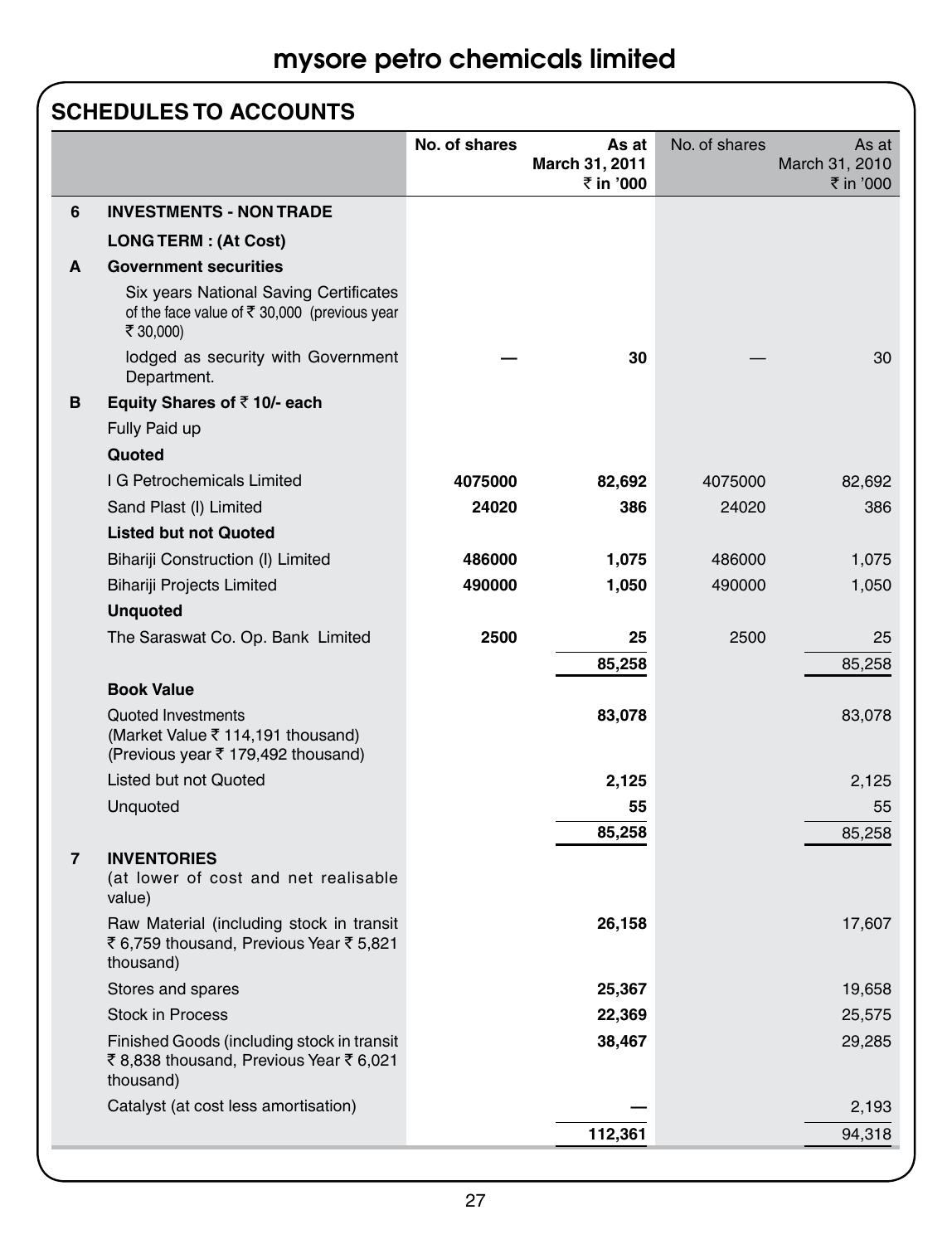## SCHEDULES TO ACCOUNTS

| | | No. of shares | As at March 31, 2011 ₹ in '000 | No. of shares | As at March 31, 2010 ₹ in '000 |
|---|---|---|---|---|---|
| **6** | **INVESTMENTS - NON TRADE** | | | | |
| | **LONG TERM : (At Cost)** | | | | |
| **A** | **Government securities** | | | | |
| | Six years National Saving Certificates of the face value of ₹ 30,000 (previous year ₹ 30,000) lodged as security with Government Department. | — | **30** | — | 30 |
| **B** | **Equity Shares of ₹ 10/- each** | | | | |
| | Fully Paid up | | | | |
| | **Quoted** | | | | |
| | I G Petrochemicals Limited | **4075000** | **82,692** | 4075000 | 82,692 |
| | Sand Plast (I) Limited | **24020** | **386** | 24020 | 386 |
| | **Listed but not Quoted** | | | | |
| | Bihariji Construction (I) Limited | **486000** | **1,075** | 486000 | 1,075 |
| | Bihariji Projects Limited | **490000** | **1,050** | 490000 | 1,050 |
| | **Unquoted** | | | | |
| | The Saraswat Co. Op. Bank Limited | **2500** | **25** | 2500 | 25 |
| | | | **85,258** | | 85,258 |
| | **Book Value** | | | | |
| | Quoted Investments (Market Value ₹ 114,191 thousand) (Previous year ₹ 179,492 thousand) | | **83,078** | | 83,078 |
| | Listed but not Quoted | | **2,125** | | 2,125 |
| | Unquoted | | **55** | | 55 |
| | | | **85,258** | | 85,258 |
| **7** | **INVENTORIES** (at lower of cost and net realisable value) | | | | |
| | Raw Material (including stock in transit ₹ 6,759 thousand, Previous Year ₹ 5,821 thousand) | | **26,158** | | 17,607 |
| | Stores and spares | | **25,367** | | 19,658 |
| | Stock in Process | | **22,369** | | 25,575 |
| | Finished Goods (including stock in transit ₹ 8,838 thousand, Previous Year ₹ 6,021 thousand) | | **38,467** | | 29,285 |
| | Catalyst (at cost less amortisation) | | — | | 2,193 |
| | | | **112,361** | | 94,318 |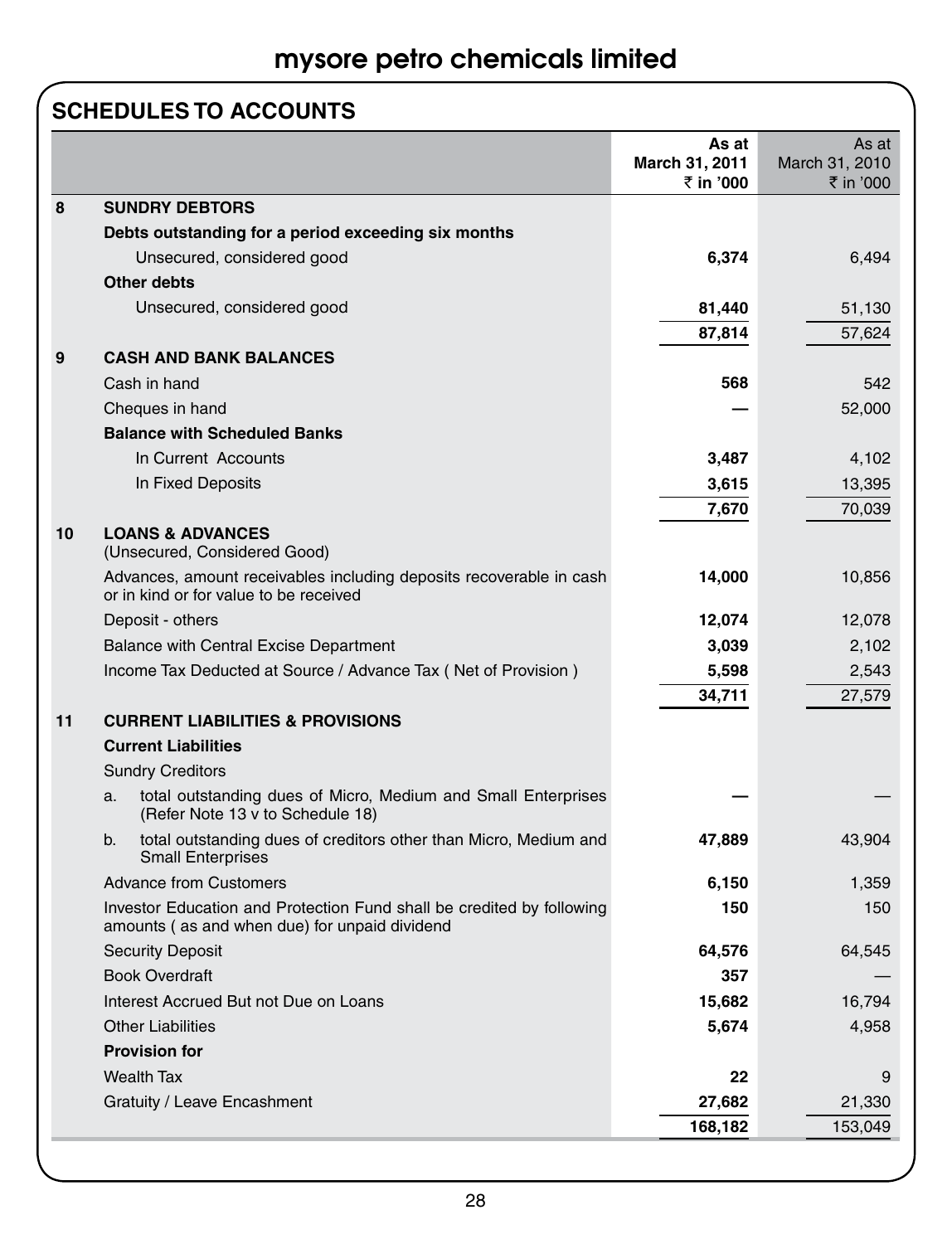## SCHEDULES TO ACCOUNTS

| | | As at March 31, 2011 ₹ in '000 | As at March 31, 2010 ₹ in '000 |
|---|---|---|---|
| **8** | **SUNDRY DEBTORS** | | |
| | **Debts outstanding for a period exceeding six months** | | |
| | Unsecured, considered good | **6,374** | 6,494 |
| | **Other debts** | | |
| | Unsecured, considered good | **81,440** | 51,130 |
| | | **87,814** | 57,624 |
| **9** | **CASH AND BANK BALANCES** | | |
| | Cash in hand | **568** | 542 |
| | Cheques in hand | **—** | 52,000 |
| | **Balance with Scheduled Banks** | | |
| | In Current Accounts | **3,487** | 4,102 |
| | In Fixed Deposits | **3,615** | 13,395 |
| | | **7,670** | 70,039 |
| **10** | **LOANS & ADVANCES** (Unsecured, Considered Good) | | |
| | Advances, amount receivables including deposits recoverable in cash or in kind or for value to be received | **14,000** | 10,856 |
| | Deposit - others | **12,074** | 12,078 |
| | Balance with Central Excise Department | **3,039** | 2,102 |
| | Income Tax Deducted at Source / Advance Tax ( Net of Provision ) | **5,598** | 2,543 |
| | | **34,711** | 27,579 |
| **11** | **CURRENT LIABILITIES & PROVISIONS** | | |
| | **Current Liabilities** | | |
| | Sundry Creditors | | |
| | a. total outstanding dues of Micro, Medium and Small Enterprises (Refer Note 13 v to Schedule 18) | **—** | — |
| | b. total outstanding dues of creditors other than Micro, Medium and Small Enterprises | **47,889** | 43,904 |
| | Advance from Customers | **6,150** | 1,359 |
| | Investor Education and Protection Fund shall be credited by following amounts ( as and when due) for unpaid dividend | **150** | 150 |
| | Security Deposit | **64,576** | 64,545 |
| | Book Overdraft | **357** | — |
| | Interest Accrued But not Due on Loans | **15,682** | 16,794 |
| | Other Liabilities | **5,674** | 4,958 |
| | **Provision for** | | |
| | Wealth Tax | **22** | 9 |
| | Gratuity / Leave Encashment | **27,682** | 21,330 |
| | | **168,182** | 153,049 |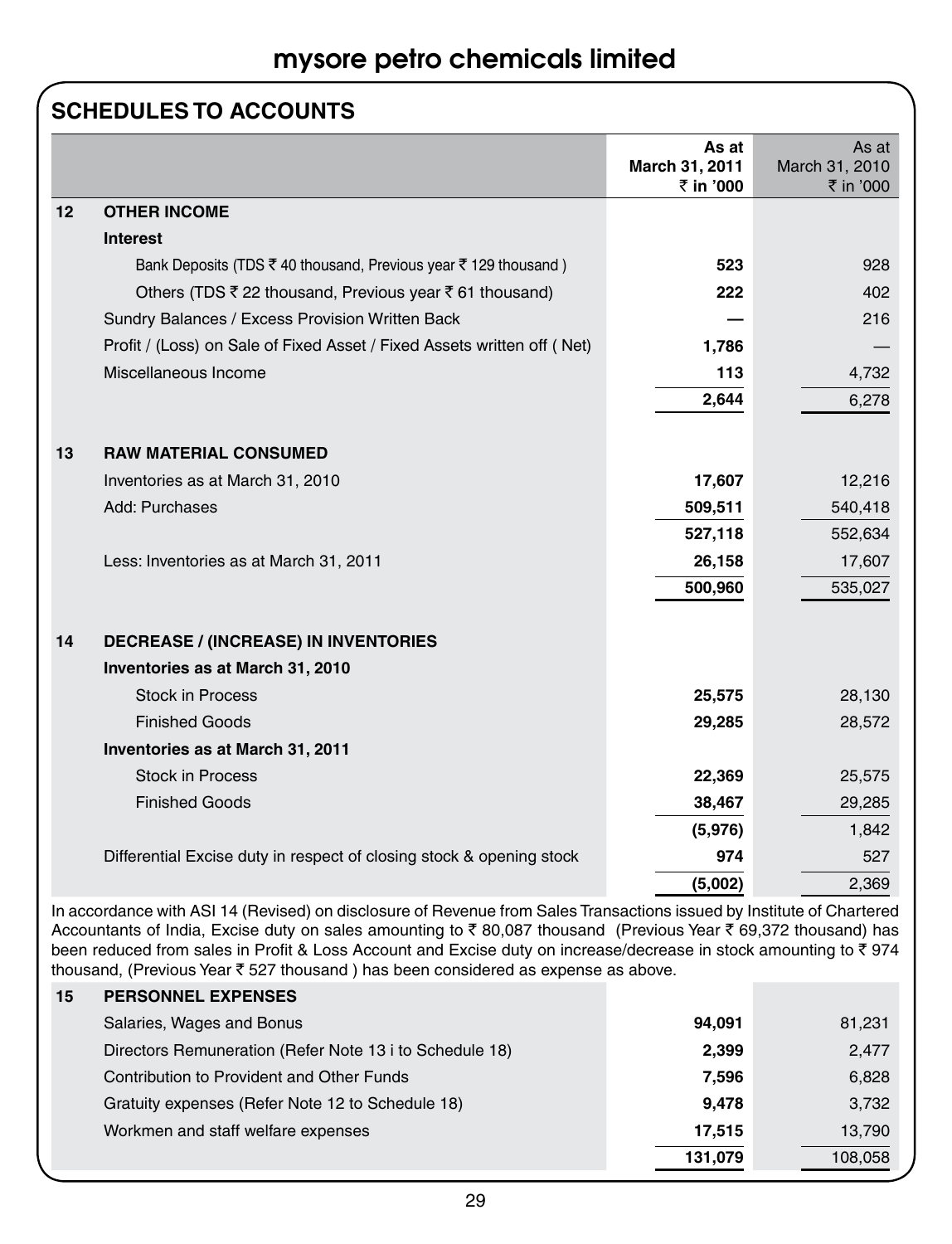# mysore petro chemicals limited

## SCHEDULES TO ACCOUNTS

| | | As at March 31, 2011 ₹ in '000 | As at March 31, 2010 ₹ in '000 |
|---|---|---|---|
| **12** | **OTHER INCOME** | | |
| | **Interest** | | |
| | Bank Deposits (TDS ₹ 40 thousand, Previous year ₹ 129 thousand ) | **523** | 928 |
| | Others (TDS ₹ 22 thousand, Previous year ₹ 61 thousand) | **222** | 402 |
| | Sundry Balances / Excess Provision Written Back | **—** | 216 |
| | Profit / (Loss) on Sale of Fixed Asset / Fixed Assets written off ( Net) | **1,786** | — |
| | Miscellaneous Income | **113** | 4,732 |
| | | **2,644** | 6,278 |
| **13** | **RAW MATERIAL CONSUMED** | | |
| | Inventories as at March 31, 2010 | **17,607** | 12,216 |
| | Add: Purchases | **509,511** | 540,418 |
| | | **527,118** | 552,634 |
| | Less: Inventories as at March 31, 2011 | **26,158** | 17,607 |
| | | **500,960** | 535,027 |
| **14** | **DECREASE / (INCREASE) IN INVENTORIES** | | |
| | **Inventories as at March 31, 2010** | | |
| | Stock in Process | **25,575** | 28,130 |
| | Finished Goods | **29,285** | 28,572 |
| | **Inventories as at March 31, 2011** | | |
| | Stock in Process | **22,369** | 25,575 |
| | Finished Goods | **38,467** | 29,285 |
| | | **(5,976)** | 1,842 |
| | Differential Excise duty in respect of closing stock & opening stock | **974** | 527 |
| | | **(5,002)** | 2,369 |

In accordance with ASI 14 (Revised) on disclosure of Revenue from Sales Transactions issued by Institute of Chartered Accountants of India, Excise duty on sales amounting to ₹ 80,087 thousand (Previous Year ₹ 69,372 thousand) has been reduced from sales in Profit & Loss Account and Excise duty on increase/decrease in stock amounting to ₹ 974 thousand, (Previous Year ₹ 527 thousand ) has been considered as expense as above.

| | | As at March 31, 2011 ₹ in '000 | As at March 31, 2010 ₹ in '000 |
|---|---|---|---|
| **15** | **PERSONNEL EXPENSES** | | |
| | Salaries, Wages and Bonus | **94,091** | 81,231 |
| | Directors Remuneration (Refer Note 13 i to Schedule 18) | **2,399** | 2,477 |
| | Contribution to Provident and Other Funds | **7,596** | 6,828 |
| | Gratuity expenses (Refer Note 12 to Schedule 18) | **9,478** | 3,732 |
| | Workmen and staff welfare expenses | **17,515** | 13,790 |
| | | **131,079** | 108,058 |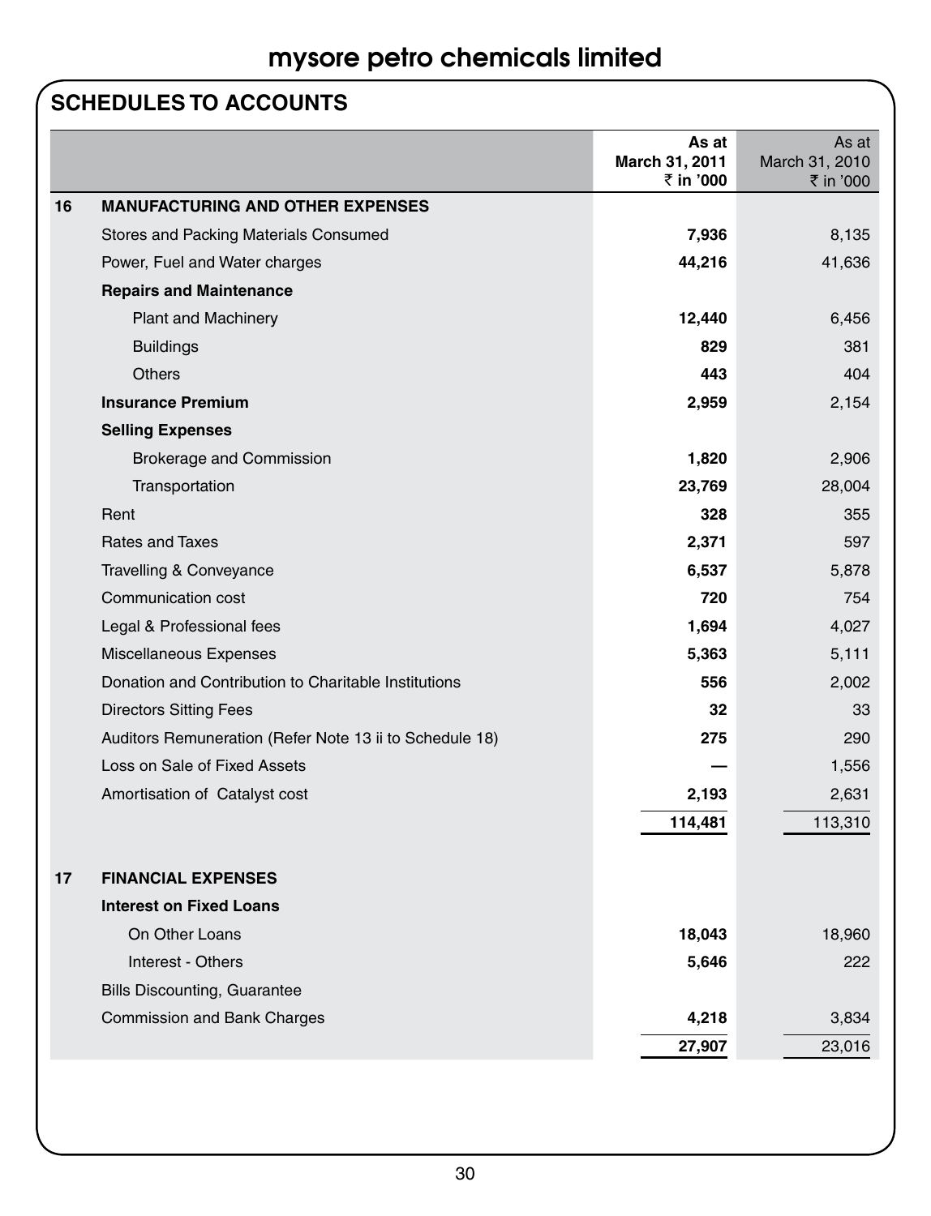## SCHEDULES TO ACCOUNTS

| | | As at March 31, 2011 ₹ in '000 | As at March 31, 2010 ₹ in '000 |
|---|---|---|---|
| **16** | **MANUFACTURING AND OTHER EXPENSES** | | |
| | Stores and Packing Materials Consumed | **7,936** | 8,135 |
| | Power, Fuel and Water charges | **44,216** | 41,636 |
| | **Repairs and Maintenance** | | |
| | Plant and Machinery | **12,440** | 6,456 |
| | Buildings | **829** | 381 |
| | Others | **443** | 404 |
| | **Insurance Premium** | **2,959** | 2,154 |
| | **Selling Expenses** | | |
| | Brokerage and Commission | **1,820** | 2,906 |
| | Transportation | **23,769** | 28,004 |
| | Rent | **328** | 355 |
| | Rates and Taxes | **2,371** | 597 |
| | Travelling & Conveyance | **6,537** | 5,878 |
| | Communication cost | **720** | 754 |
| | Legal & Professional fees | **1,694** | 4,027 |
| | Miscellaneous Expenses | **5,363** | 5,111 |
| | Donation and Contribution to Charitable Institutions | **556** | 2,002 |
| | Directors Sitting Fees | **32** | 33 |
| | Auditors Remuneration (Refer Note 13 ii to Schedule 18) | **275** | 290 |
| | Loss on Sale of Fixed Assets | **—** | 1,556 |
| | Amortisation of Catalyst cost | **2,193** | 2,631 |
| | | **114,481** | 113,310 |
| **17** | **FINANCIAL EXPENSES** | | |
| | **Interest on Fixed Loans** | | |
| | On Other Loans | **18,043** | 18,960 |
| | Interest - Others | **5,646** | 222 |
| | Bills Discounting, Guarantee | | |
| | Commission and Bank Charges | **4,218** | 3,834 |
| | | **27,907** | 23,016 |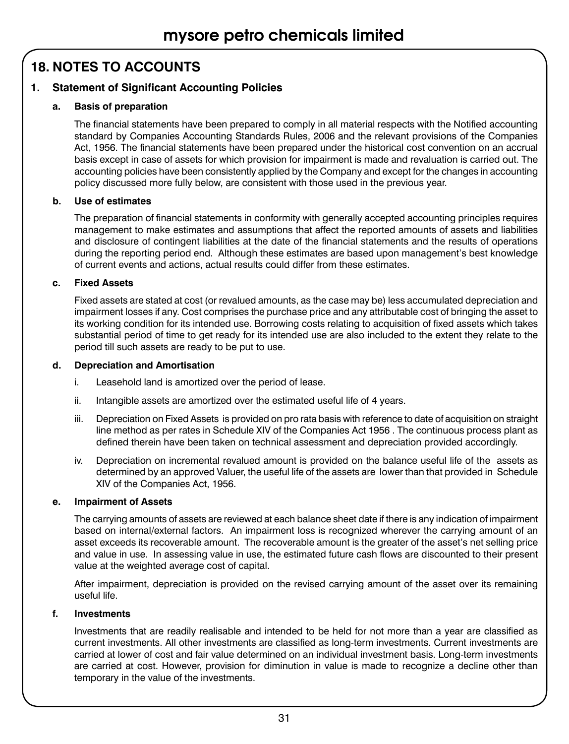## 18. NOTES TO ACCOUNTS

### 1. Statement of Significant Accounting Policies

**a. Basis of preparation**

The financial statements have been prepared to comply in all material respects with the Notified accounting standard by Companies Accounting Standards Rules, 2006 and the relevant provisions of the Companies Act, 1956. The financial statements have been prepared under the historical cost convention on an accrual basis except in case of assets for which provision for impairment is made and revaluation is carried out. The accounting policies have been consistently applied by the Company and except for the changes in accounting policy discussed more fully below, are consistent with those used in the previous year.

**b. Use of estimates**

The preparation of financial statements in conformity with generally accepted accounting principles requires management to make estimates and assumptions that affect the reported amounts of assets and liabilities and disclosure of contingent liabilities at the date of the financial statements and the results of operations during the reporting period end. Although these estimates are based upon management's best knowledge of current events and actions, actual results could differ from these estimates.

**c. Fixed Assets**

Fixed assets are stated at cost (or revalued amounts, as the case may be) less accumulated depreciation and impairment losses if any. Cost comprises the purchase price and any attributable cost of bringing the asset to its working condition for its intended use. Borrowing costs relating to acquisition of fixed assets which takes substantial period of time to get ready for its intended use are also included to the extent they relate to the period till such assets are ready to be put to use.

**d. Depreciation and Amortisation**

i. Leasehold land is amortized over the period of lease.

ii. Intangible assets are amortized over the estimated useful life of 4 years.

iii. Depreciation on Fixed Assets is provided on pro rata basis with reference to date of acquisition on straight line method as per rates in Schedule XIV of the Companies Act 1956 . The continuous process plant as defined therein have been taken on technical assessment and depreciation provided accordingly.

iv. Depreciation on incremental revalued amount is provided on the balance useful life of the assets as determined by an approved Valuer, the useful life of the assets are lower than that provided in Schedule XIV of the Companies Act, 1956.

**e. Impairment of Assets**

The carrying amounts of assets are reviewed at each balance sheet date if there is any indication of impairment based on internal/external factors. An impairment loss is recognized wherever the carrying amount of an asset exceeds its recoverable amount. The recoverable amount is the greater of the asset's net selling price and value in use. In assessing value in use, the estimated future cash flows are discounted to their present value at the weighted average cost of capital.

After impairment, depreciation is provided on the revised carrying amount of the asset over its remaining useful life.

**f. Investments**

Investments that are readily realisable and intended to be held for not more than a year are classified as current investments. All other investments are classified as long-term investments. Current investments are carried at lower of cost and fair value determined on an individual investment basis. Long-term investments are carried at cost. However, provision for diminution in value is made to recognize a decline other than temporary in the value of the investments.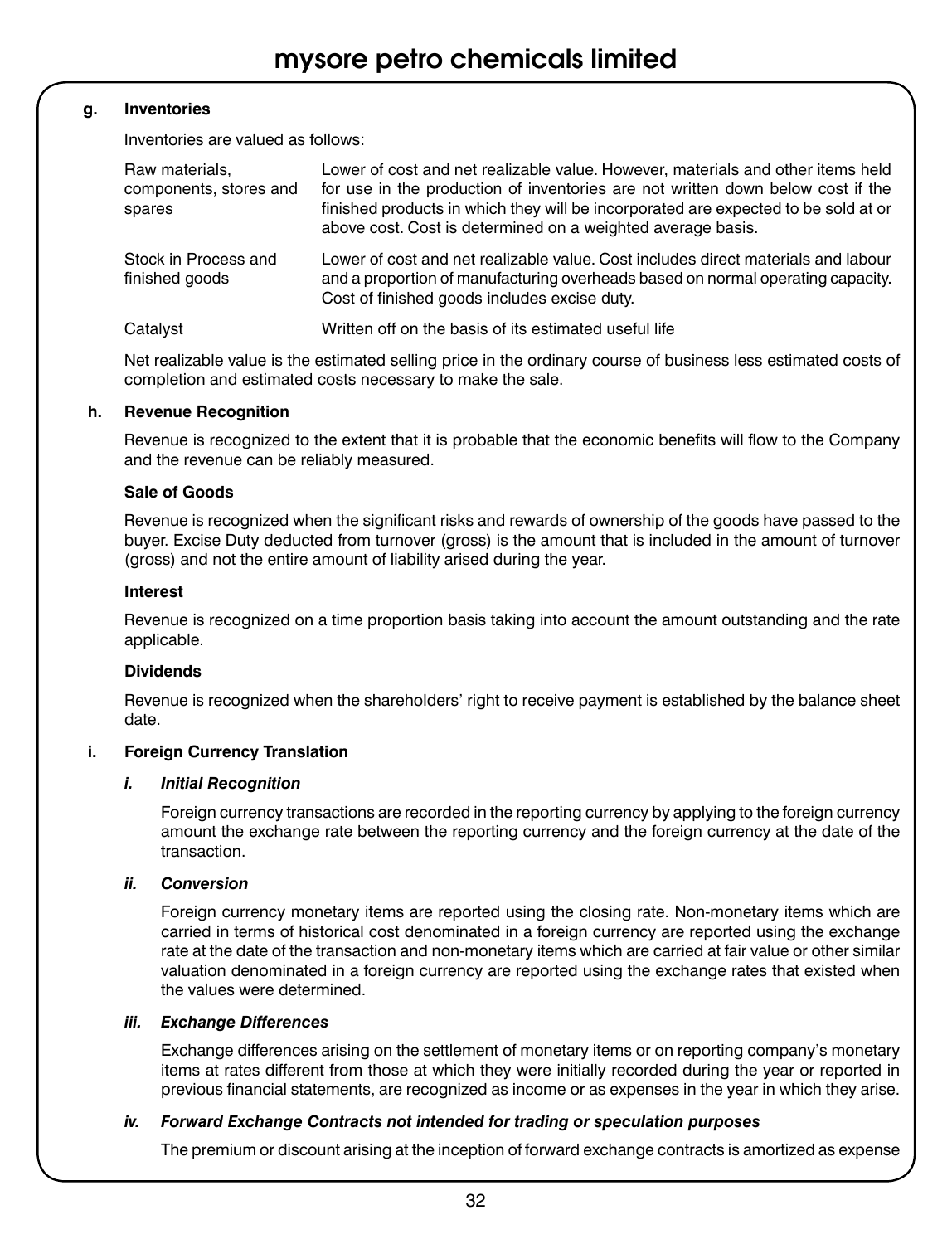**g. Inventories**

Inventories are valued as follows:

| | |
|---|---|
| Raw materials, components, stores and spares | Lower of cost and net realizable value. However, materials and other items held for use in the production of inventories are not written down below cost if the finished products in which they will be incorporated are expected to be sold at or above cost. Cost is determined on a weighted average basis. |
| Stock in Process and finished goods | Lower of cost and net realizable value. Cost includes direct materials and labour and a proportion of manufacturing overheads based on normal operating capacity. Cost of finished goods includes excise duty. |
| Catalyst | Written off on the basis of its estimated useful life |

Net realizable value is the estimated selling price in the ordinary course of business less estimated costs of completion and estimated costs necessary to make the sale.

**h. Revenue Recognition**

Revenue is recognized to the extent that it is probable that the economic benefits will flow to the Company and the revenue can be reliably measured.

**Sale of Goods**

Revenue is recognized when the significant risks and rewards of ownership of the goods have passed to the buyer. Excise Duty deducted from turnover (gross) is the amount that is included in the amount of turnover (gross) and not the entire amount of liability arised during the year.

**Interest**

Revenue is recognized on a time proportion basis taking into account the amount outstanding and the rate applicable.

**Dividends**

Revenue is recognized when the shareholders' right to receive payment is established by the balance sheet date.

**i. Foreign Currency Translation**

***i. Initial Recognition***

Foreign currency transactions are recorded in the reporting currency by applying to the foreign currency amount the exchange rate between the reporting currency and the foreign currency at the date of the transaction.

***ii. Conversion***

Foreign currency monetary items are reported using the closing rate. Non-monetary items which are carried in terms of historical cost denominated in a foreign currency are reported using the exchange rate at the date of the transaction and non-monetary items which are carried at fair value or other similar valuation denominated in a foreign currency are reported using the exchange rates that existed when the values were determined.

***iii. Exchange Differences***

Exchange differences arising on the settlement of monetary items or on reporting company's monetary items at rates different from those at which they were initially recorded during the year or reported in previous financial statements, are recognized as income or as expenses in the year in which they arise.

***iv. Forward Exchange Contracts not intended for trading or speculation purposes***

The premium or discount arising at the inception of forward exchange contracts is amortized as expense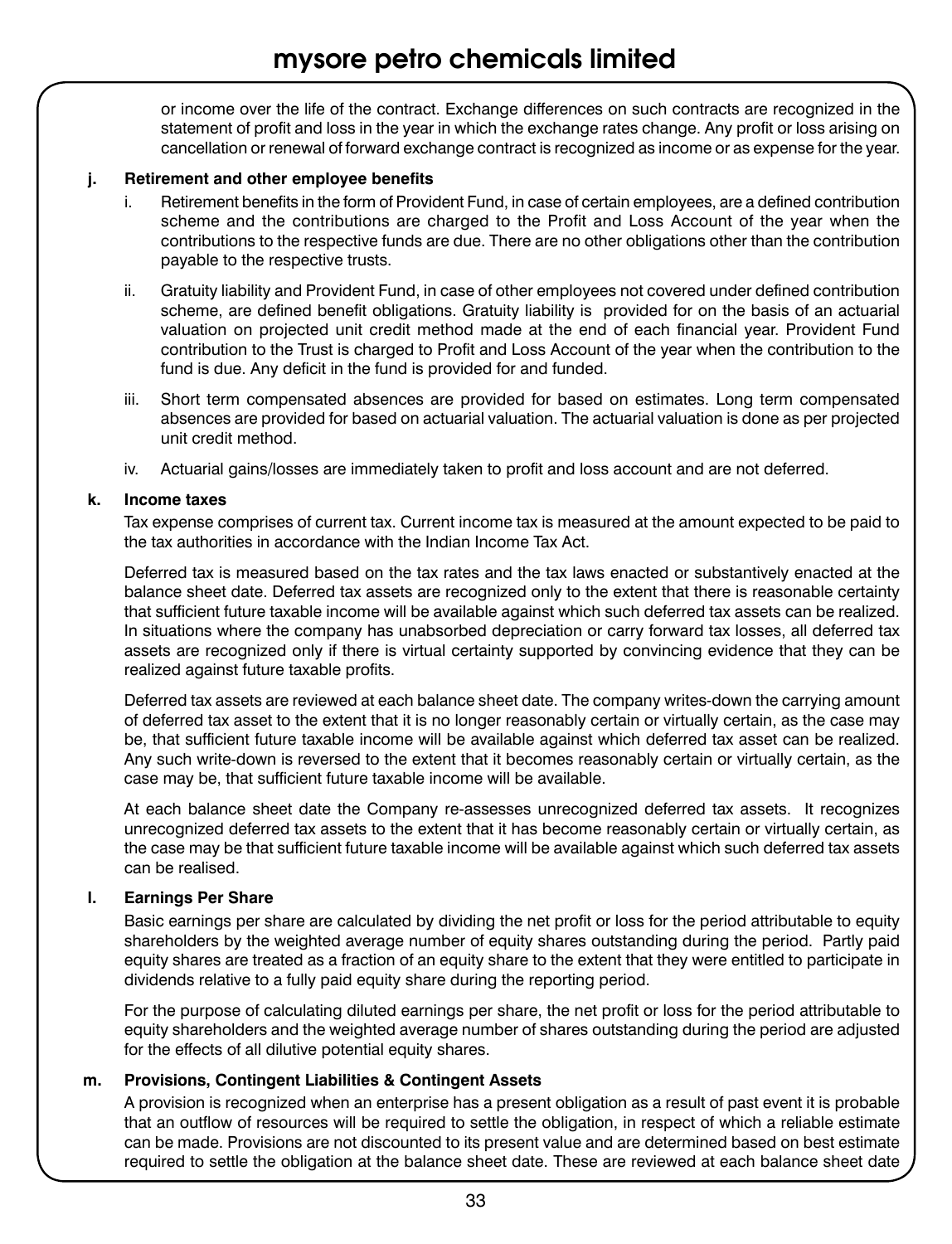or income over the life of the contract. Exchange differences on such contracts are recognized in the statement of profit and loss in the year in which the exchange rates change. Any profit or loss arising on cancellation or renewal of forward exchange contract is recognized as income or as expense for the year.

**j. Retirement and other employee benefits**

i. Retirement benefits in the form of Provident Fund, in case of certain employees, are a defined contribution scheme and the contributions are charged to the Profit and Loss Account of the year when the contributions to the respective funds are due. There are no other obligations other than the contribution payable to the respective trusts.

ii. Gratuity liability and Provident Fund, in case of other employees not covered under defined contribution scheme, are defined benefit obligations. Gratuity liability is provided for on the basis of an actuarial valuation on projected unit credit method made at the end of each financial year. Provident Fund contribution to the Trust is charged to Profit and Loss Account of the year when the contribution to the fund is due. Any deficit in the fund is provided for and funded.

iii. Short term compensated absences are provided for based on estimates. Long term compensated absences are provided for based on actuarial valuation. The actuarial valuation is done as per projected unit credit method.

iv. Actuarial gains/losses are immediately taken to profit and loss account and are not deferred.

**k. Income taxes**

Tax expense comprises of current tax. Current income tax is measured at the amount expected to be paid to the tax authorities in accordance with the Indian Income Tax Act.

Deferred tax is measured based on the tax rates and the tax laws enacted or substantively enacted at the balance sheet date. Deferred tax assets are recognized only to the extent that there is reasonable certainty that sufficient future taxable income will be available against which such deferred tax assets can be realized. In situations where the company has unabsorbed depreciation or carry forward tax losses, all deferred tax assets are recognized only if there is virtual certainty supported by convincing evidence that they can be realized against future taxable profits.

Deferred tax assets are reviewed at each balance sheet date. The company writes-down the carrying amount of deferred tax asset to the extent that it is no longer reasonably certain or virtually certain, as the case may be, that sufficient future taxable income will be available against which deferred tax asset can be realized. Any such write-down is reversed to the extent that it becomes reasonably certain or virtually certain, as the case may be, that sufficient future taxable income will be available.

At each balance sheet date the Company re-assesses unrecognized deferred tax assets. It recognizes unrecognized deferred tax assets to the extent that it has become reasonably certain or virtually certain, as the case may be that sufficient future taxable income will be available against which such deferred tax assets can be realised.

**l. Earnings Per Share**

Basic earnings per share are calculated by dividing the net profit or loss for the period attributable to equity shareholders by the weighted average number of equity shares outstanding during the period. Partly paid equity shares are treated as a fraction of an equity share to the extent that they were entitled to participate in dividends relative to a fully paid equity share during the reporting period.

For the purpose of calculating diluted earnings per share, the net profit or loss for the period attributable to equity shareholders and the weighted average number of shares outstanding during the period are adjusted for the effects of all dilutive potential equity shares.

**m. Provisions, Contingent Liabilities & Contingent Assets**

A provision is recognized when an enterprise has a present obligation as a result of past event it is probable that an outflow of resources will be required to settle the obligation, in respect of which a reliable estimate can be made. Provisions are not discounted to its present value and are determined based on best estimate required to settle the obligation at the balance sheet date. These are reviewed at each balance sheet date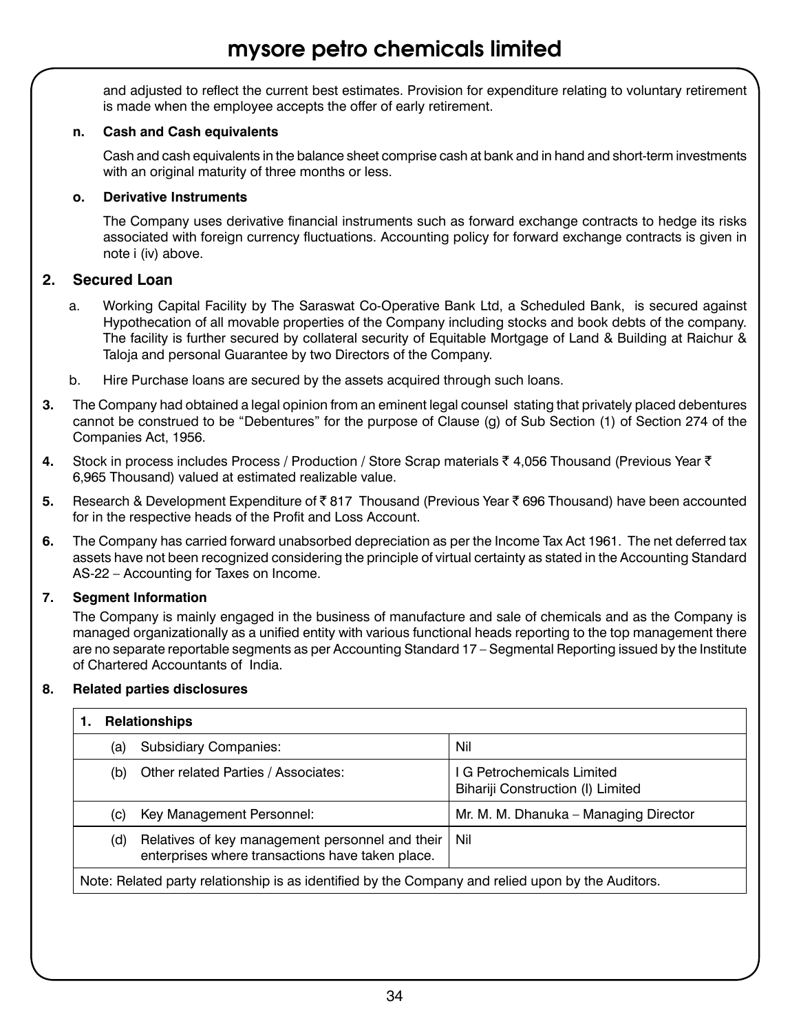and adjusted to reflect the current best estimates. Provision for expenditure relating to voluntary retirement is made when the employee accepts the offer of early retirement.

**n. Cash and Cash equivalents**

Cash and cash equivalents in the balance sheet comprise cash at bank and in hand and short-term investments with an original maturity of three months or less.

**o. Derivative Instruments**

The Company uses derivative financial instruments such as forward exchange contracts to hedge its risks associated with foreign currency fluctuations. Accounting policy for forward exchange contracts is given in note i (iv) above.

## 2. Secured Loan

a. Working Capital Facility by The Saraswat Co-Operative Bank Ltd, a Scheduled Bank, is secured against Hypothecation of all movable properties of the Company including stocks and book debts of the company. The facility is further secured by collateral security of Equitable Mortgage of Land & Building at Raichur & Taloja and personal Guarantee by two Directors of the Company.

b. Hire Purchase loans are secured by the assets acquired through such loans.

**3.** The Company had obtained a legal opinion from an eminent legal counsel stating that privately placed debentures cannot be construed to be "Debentures" for the purpose of Clause (g) of Sub Section (1) of Section 274 of the Companies Act, 1956.

**4.** Stock in process includes Process / Production / Store Scrap materials ₹ 4,056 Thousand (Previous Year ₹ 6,965 Thousand) valued at estimated realizable value.

**5.** Research & Development Expenditure of ₹ 817 Thousand (Previous Year ₹ 696 Thousand) have been accounted for in the respective heads of the Profit and Loss Account.

**6.** The Company has carried forward unabsorbed depreciation as per the Income Tax Act 1961. The net deferred tax assets have not been recognized considering the principle of virtual certainty as stated in the Accounting Standard AS-22 – Accounting for Taxes on Income.

**7. Segment Information**

The Company is mainly engaged in the business of manufacture and sale of chemicals and as the Company is managed organizationally as a unified entity with various functional heads reporting to the top management there are no separate reportable segments as per Accounting Standard 17 – Segmental Reporting issued by the Institute of Chartered Accountants of India.

**8. Related parties disclosures**

| **1. Relationships** | |
|---|---|
| (a) Subsidiary Companies: | Nil |
| (b) Other related Parties / Associates: | I G Petrochemicals Limited<br>Bihariji Construction (I) Limited |
| (c) Key Management Personnel: | Mr. M. M. Dhanuka – Managing Director |
| (d) Relatives of key management personnel and their enterprises where transactions have taken place. | Nil |
| Note: Related party relationship is as identified by the Company and relied upon by the Auditors. | |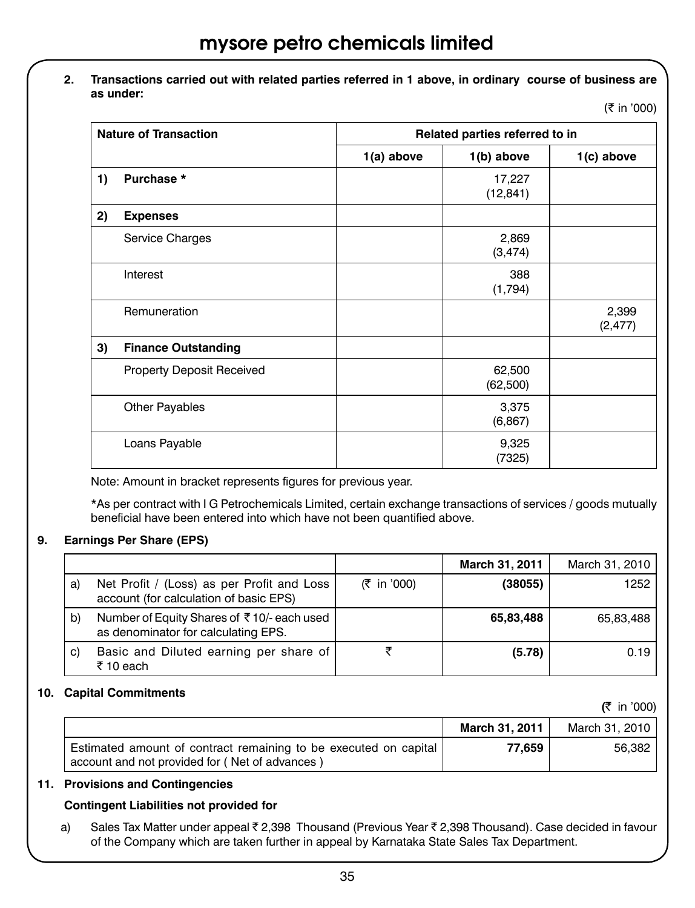2. **Transactions carried out with related parties referred in 1 above, in ordinary course of business are as under:**

(₹ in '000)

| Nature of Transaction | Related parties referred to in | | |
|---|---|---|---|
| | 1(a) above | 1(b) above | 1(c) above |
| **1) Purchase *** | | 17,227 (12,841) | |
| **2) Expenses** | | | |
| Service Charges | | 2,869 (3,474) | |
| Interest | | 388 (1,794) | |
| Remuneration | | | 2,399 (2,477) |
| **3) Finance Outstanding** | | | |
| Property Deposit Received | | 62,500 (62,500) | |
| Other Payables | | 3,375 (6,867) | |
| Loans Payable | | 9,325 (7325) | |

Note: Amount in bracket represents figures for previous year.

*As per contract with I G Petrochemicals Limited, certain exchange transactions of services / goods mutually beneficial have been entered into which have not been quantified above.

## 9. Earnings Per Share (EPS)

| | | | **March 31, 2011** | March 31, 2010 |
|---|---|---|---|---|
| a) | Net Profit / (Loss) as per Profit and Loss account (for calculation of basic EPS) | (₹ in '000) | **(38055)** | 1252 |
| b) | Number of Equity Shares of ₹ 10/- each used as denominator for calculating EPS. | | **65,83,488** | 65,83,488 |
| c) | Basic and Diluted earning per share of ₹ 10 each | ₹ | **(5.78)** | 0.19 |

## 10. Capital Commitments

(₹ in '000)

| | **March 31, 2011** | March 31, 2010 |
|---|---|---|
| Estimated amount of contract remaining to be executed on capital account and not provided for ( Net of advances ) | **77,659** | 56,382 |

## 11. Provisions and Contingencies

**Contingent Liabilities not provided for**

a) Sales Tax Matter under appeal ₹ 2,398 Thousand (Previous Year ₹ 2,398 Thousand). Case decided in favour of the Company which are taken further in appeal by Karnataka State Sales Tax Department.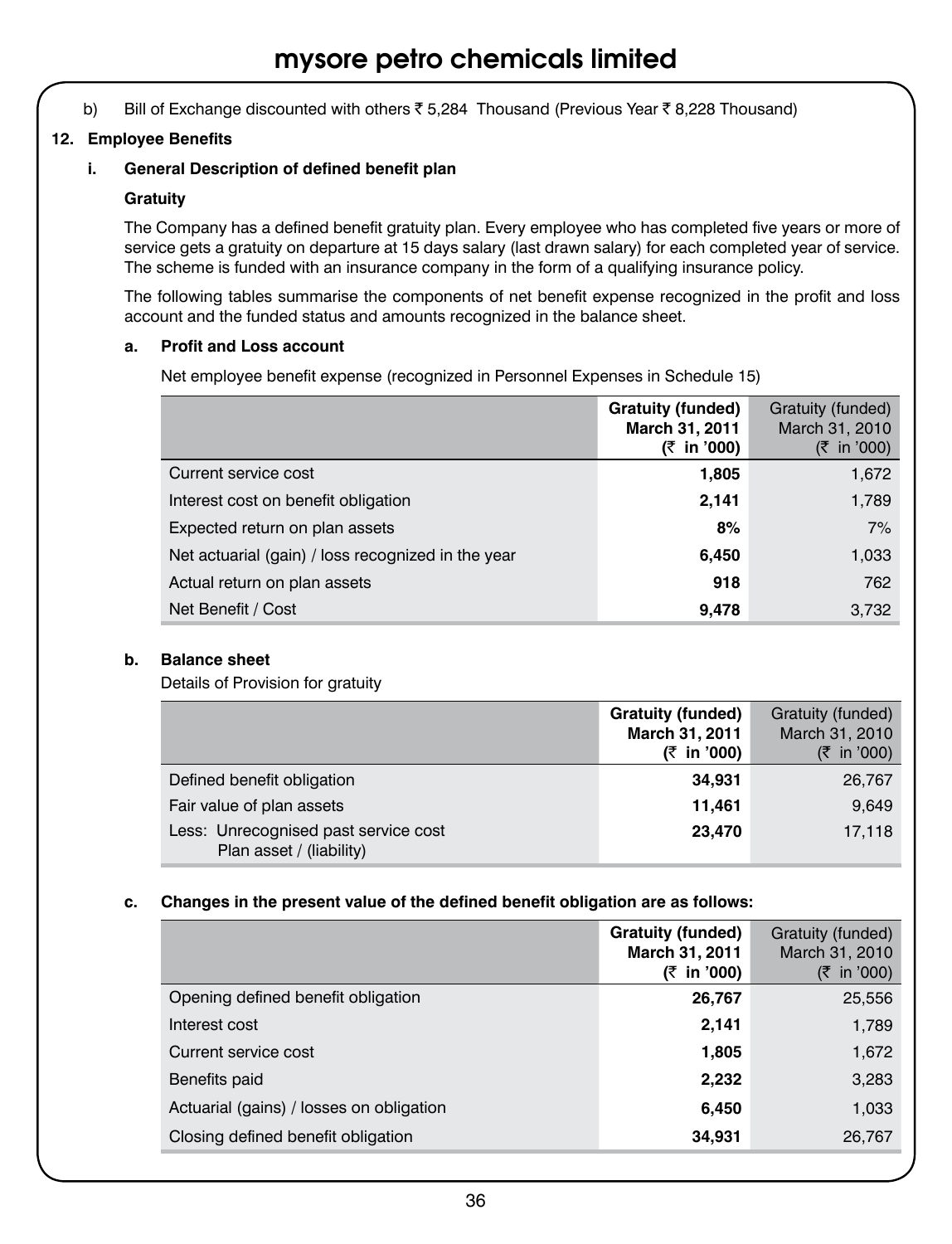b) Bill of Exchange discounted with others ₹ 5,284 Thousand (Previous Year ₹ 8,228 Thousand)

**12. Employee Benefits**

**i. General Description of defined benefit plan**

**Gratuity**

The Company has a defined benefit gratuity plan. Every employee who has completed five years or more of service gets a gratuity on departure at 15 days salary (last drawn salary) for each completed year of service. The scheme is funded with an insurance company in the form of a qualifying insurance policy.

The following tables summarise the components of net benefit expense recognized in the profit and loss account and the funded status and amounts recognized in the balance sheet.

**a. Profit and Loss account**

Net employee benefit expense (recognized in Personnel Expenses in Schedule 15)

| | **Gratuity (funded) March 31, 2011 (₹ in '000)** | Gratuity (funded) March 31, 2010 (₹ in '000) |
|---|---|---|
| Current service cost | **1,805** | 1,672 |
| Interest cost on benefit obligation | **2,141** | 1,789 |
| Expected return on plan assets | **8%** | 7% |
| Net actuarial (gain) / loss recognized in the year | **6,450** | 1,033 |
| Actual return on plan assets | **918** | 762 |
| Net Benefit / Cost | **9,478** | 3,732 |

**b. Balance sheet**

Details of Provision for gratuity

| | **Gratuity (funded) March 31, 2011 (₹ in '000)** | Gratuity (funded) March 31, 2010 (₹ in '000) |
|---|---|---|
| Defined benefit obligation | **34,931** | 26,767 |
| Fair value of plan assets | **11,461** | 9,649 |
| Less: Unrecognised past service cost Plan asset / (liability) | **23,470** | 17,118 |

**c. Changes in the present value of the defined benefit obligation are as follows:**

| | **Gratuity (funded) March 31, 2011 (₹ in '000)** | Gratuity (funded) March 31, 2010 (₹ in '000) |
|---|---|---|
| Opening defined benefit obligation | **26,767** | 25,556 |
| Interest cost | **2,141** | 1,789 |
| Current service cost | **1,805** | 1,672 |
| Benefits paid | **2,232** | 3,283 |
| Actuarial (gains) / losses on obligation | **6,450** | 1,033 |
| Closing defined benefit obligation | **34,931** | 26,767 |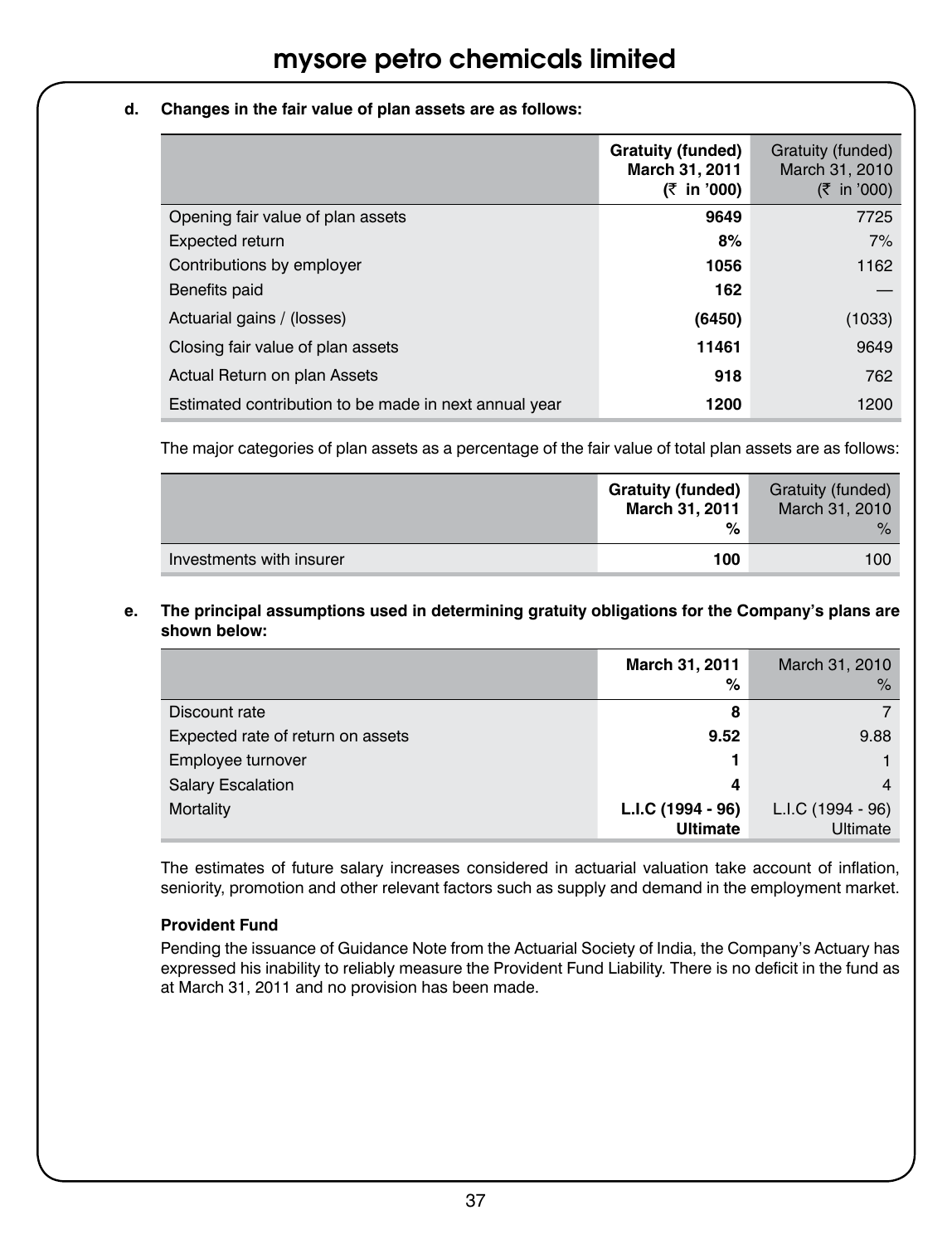**d. Changes in the fair value of plan assets are as follows:**

| | **Gratuity (funded) March 31, 2011 (₹ in '000)** | Gratuity (funded) March 31, 2010 (₹ in '000) |
|---|---|---|
| Opening fair value of plan assets | **9649** | 7725 |
| Expected return | **8%** | 7% |
| Contributions by employer | **1056** | 1162 |
| Benefits paid | **162** | — |
| Actuarial gains / (losses) | **(6450)** | (1033) |
| Closing fair value of plan assets | **11461** | 9649 |
| Actual Return on plan Assets | **918** | 762 |
| Estimated contribution to be made in next annual year | **1200** | 1200 |

The major categories of plan assets as a percentage of the fair value of total plan assets are as follows:

| | **Gratuity (funded) March 31, 2011 %** | Gratuity (funded) March 31, 2010 % |
|---|---|---|
| Investments with insurer | **100** | 100 |

**e. The principal assumptions used in determining gratuity obligations for the Company's plans are shown below:**

| | **March 31, 2011 %** | March 31, 2010 % |
|---|---|---|
| Discount rate | **8** | 7 |
| Expected rate of return on assets | **9.52** | 9.88 |
| Employee turnover | **1** | 1 |
| Salary Escalation | **4** | 4 |
| Mortality | **L.I.C (1994 - 96) Ultimate** | L.I.C (1994 - 96) Ultimate |

The estimates of future salary increases considered in actuarial valuation take account of inflation, seniority, promotion and other relevant factors such as supply and demand in the employment market.

**Provident Fund**

Pending the issuance of Guidance Note from the Actuarial Society of India, the Company's Actuary has expressed his inability to reliably measure the Provident Fund Liability. There is no deficit in the fund as at March 31, 2011 and no provision has been made.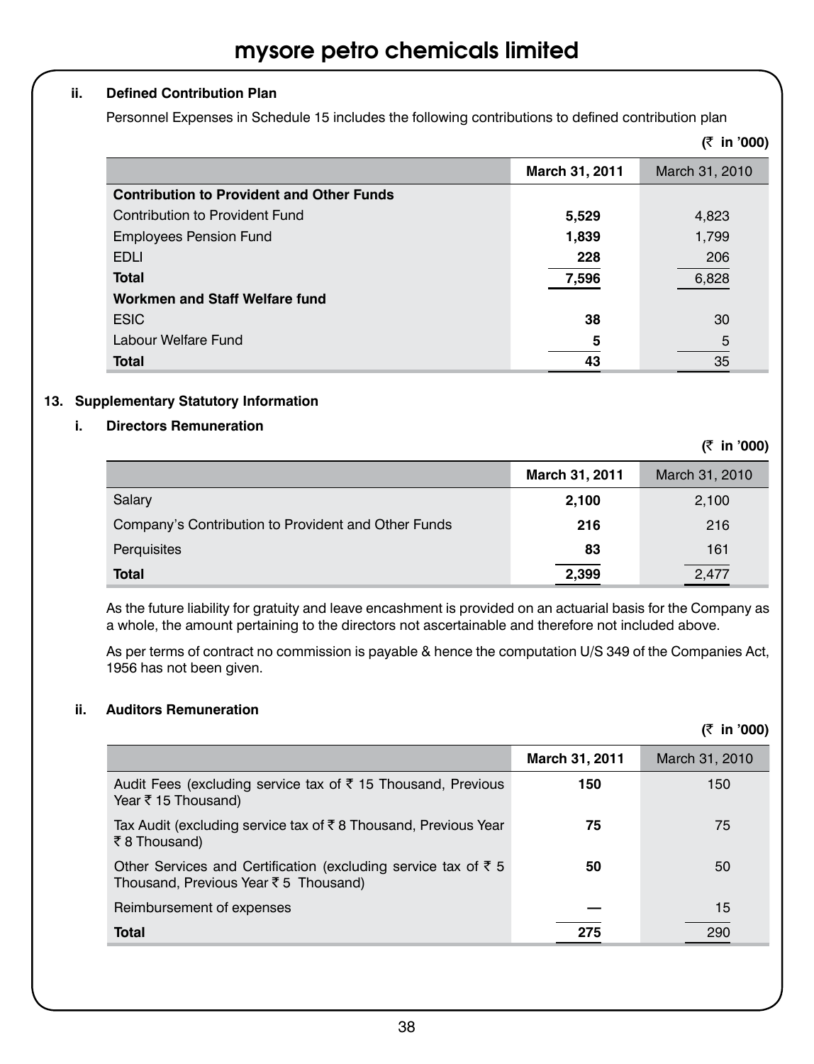#### ii. Defined Contribution Plan

Personnel Expenses in Schedule 15 includes the following contributions to defined contribution plan

(₹ in '000)

| | March 31, 2011 | March 31, 2010 |
|---|---|---|
| **Contribution to Provident and Other Funds** | | |
| Contribution to Provident Fund | **5,529** | 4,823 |
| Employees Pension Fund | **1,839** | 1,799 |
| EDLI | **228** | 206 |
| **Total** | **7,596** | 6,828 |
| **Workmen and Staff Welfare fund** | | |
| ESIC | **38** | 30 |
| Labour Welfare Fund | **5** | 5 |
| **Total** | **43** | 35 |

### 13. Supplementary Statutory Information

#### i. Directors Remuneration

(₹ in '000)

| | March 31, 2011 | March 31, 2010 |
|---|---|---|
| Salary | **2,100** | 2,100 |
| Company's Contribution to Provident and Other Funds | **216** | 216 |
| Perquisites | **83** | 161 |
| **Total** | **2,399** | 2,477 |

As the future liability for gratuity and leave encashment is provided on an actuarial basis for the Company as a whole, the amount pertaining to the directors not ascertainable and therefore not included above.

As per terms of contract no commission is payable & hence the computation U/S 349 of the Companies Act, 1956 has not been given.

#### ii. Auditors Remuneration

(₹ in '000)

| | March 31, 2011 | March 31, 2010 |
|---|---|---|
| Audit Fees (excluding service tax of ₹ 15 Thousand, Previous Year ₹ 15 Thousand) | **150** | 150 |
| Tax Audit (excluding service tax of ₹ 8 Thousand, Previous Year ₹ 8 Thousand) | **75** | 75 |
| Other Services and Certification (excluding service tax of ₹ 5 Thousand, Previous Year ₹ 5 Thousand) | **50** | 50 |
| Reimbursement of expenses | **—** | 15 |
| **Total** | **275** | 290 |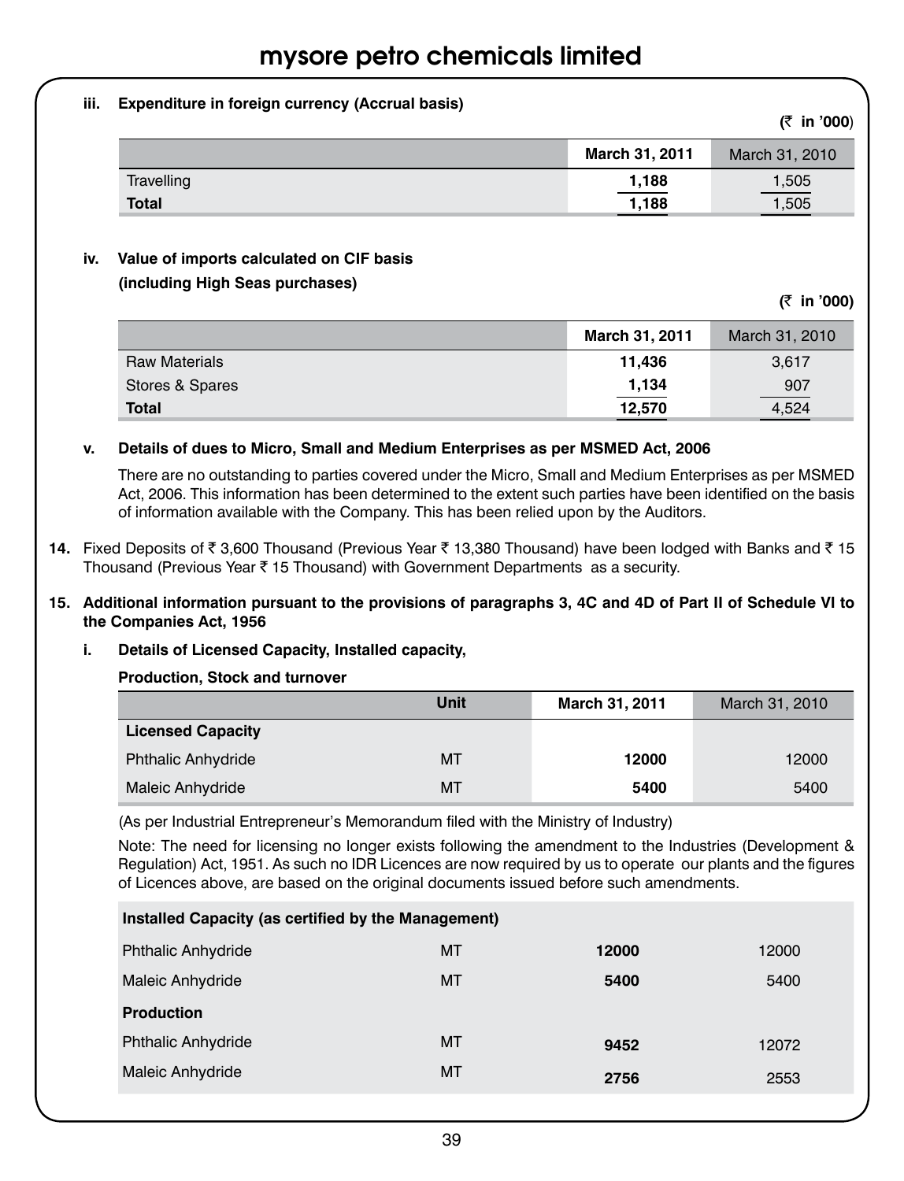**iii. Expenditure in foreign currency (Accrual basis)**

(₹ in '000)

| | March 31, 2011 | March 31, 2010 |
|---|---|---|
| Travelling | 1,188 | 1,505 |
| **Total** | **1,188** | 1,505 |

**iv. Value of imports calculated on CIF basis (including High Seas purchases)**

(₹ in '000)

| | March 31, 2011 | March 31, 2010 |
|---|---|---|
| Raw Materials | 11,436 | 3,617 |
| Stores & Spares | 1,134 | 907 |
| **Total** | **12,570** | 4,524 |

**v. Details of dues to Micro, Small and Medium Enterprises as per MSMED Act, 2006**

There are no outstanding to parties covered under the Micro, Small and Medium Enterprises as per MSMED Act, 2006. This information has been determined to the extent such parties have been identified on the basis of information available with the Company. This has been relied upon by the Auditors.

**14.** Fixed Deposits of ₹ 3,600 Thousand (Previous Year ₹ 13,380 Thousand) have been lodged with Banks and ₹ 15 Thousand (Previous Year ₹ 15 Thousand) with Government Departments as a security.

**15. Additional information pursuant to the provisions of paragraphs 3, 4C and 4D of Part II of Schedule VI to the Companies Act, 1956**

**i. Details of Licensed Capacity, Installed capacity, Production, Stock and turnover**

| | Unit | March 31, 2011 | March 31, 2010 |
|---|---|---|---|
| **Licensed Capacity** | | | |
| Phthalic Anhydride | MT | 12000 | 12000 |
| Maleic Anhydride | MT | 5400 | 5400 |

(As per Industrial Entrepreneur's Memorandum filed with the Ministry of Industry)

Note: The need for licensing no longer exists following the amendment to the Industries (Development & Regulation) Act, 1951. As such no IDR Licences are now required by us to operate our plants and the figures of Licences above, are based on the original documents issued before such amendments.

| | Unit | March 31, 2011 | March 31, 2010 |
|---|---|---|---|
| **Installed Capacity (as certified by the Management)** | | | |
| Phthalic Anhydride | MT | 12000 | 12000 |
| Maleic Anhydride | MT | 5400 | 5400 |
| **Production** | | | |
| Phthalic Anhydride | MT | 9452 | 12072 |
| Maleic Anhydride | MT | 2756 | 2553 |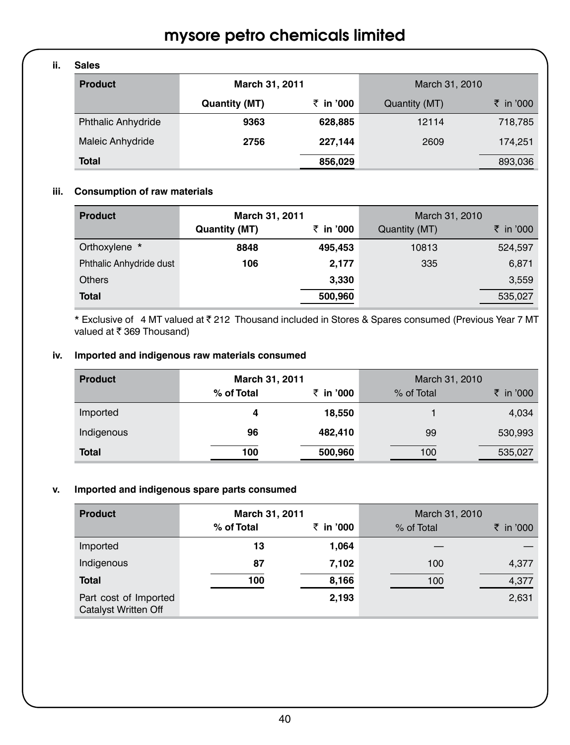### ii. Sales

| Product | March 31, 2011 | | March 31, 2010 | |
|---|---|---|---|---|
| | **Quantity (MT)** | **₹ in '000** | Quantity (MT) | ₹ in '000 |
| Phthalic Anhydride | **9363** | **628,885** | 12114 | 718,785 |
| Maleic Anhydride | **2756** | **227,144** | 2609 | 174,251 |
| **Total** | | **856,029** | | 893,036 |

### iii. Consumption of raw materials

| Product | March 31, 2011 | | March 31, 2010 | |
|---|---|---|---|---|
| | **Quantity (MT)** | **₹ in '000** | Quantity (MT) | ₹ in '000 |
| Orthoxylene * | **8848** | **495,453** | 10813 | 524,597 |
| Phthalic Anhydride dust | **106** | **2,177** | 335 | 6,871 |
| Others | | **3,330** | | 3,559 |
| **Total** | | **500,960** | | 535,027 |

* Exclusive of 4 MT valued at ₹ 212 Thousand included in Stores & Spares consumed (Previous Year 7 MT valued at ₹ 369 Thousand)

### iv. Imported and indigenous raw materials consumed

| Product | March 31, 2011 | | March 31, 2010 | |
|---|---|---|---|---|
| | **% of Total** | **₹ in '000** | % of Total | ₹ in '000 |
| Imported | **4** | **18,550** | 1 | 4,034 |
| Indigenous | **96** | **482,410** | 99 | 530,993 |
| **Total** | **100** | **500,960** | 100 | 535,027 |

### v. Imported and indigenous spare parts consumed

| Product | March 31, 2011 | | March 31, 2010 | |
|---|---|---|---|---|
| | **% of Total** | **₹ in '000** | % of Total | ₹ in '000 |
| Imported | **13** | **1,064** | — | — |
| Indigenous | **87** | **7,102** | 100 | 4,377 |
| **Total** | **100** | **8,166** | 100 | 4,377 |
| Part cost of Imported Catalyst Written Off | | **2,193** | | 2,631 |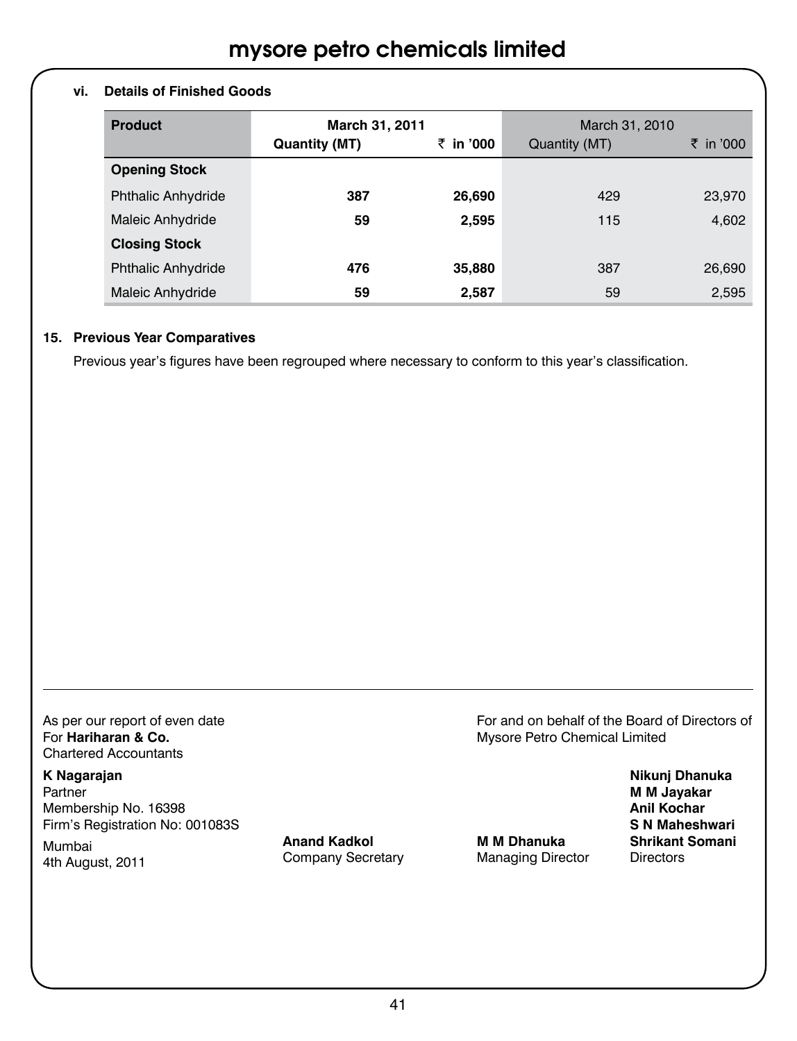**vi. Details of Finished Goods**

| Product | March 31, 2011 | | March 31, 2010 | |
|---|---|---|---|---|
| | Quantity (MT) | ₹ in '000 | Quantity (MT) | ₹ in '000 |
| **Opening Stock** | | | | |
| Phthalic Anhydride | **387** | **26,690** | 429 | 23,970 |
| Maleic Anhydride | **59** | **2,595** | 115 | 4,602 |
| **Closing Stock** | | | | |
| Phthalic Anhydride | **476** | **35,880** | 387 | 26,690 |
| Maleic Anhydride | **59** | **2,587** | 59 | 2,595 |

**15. Previous Year Comparatives**

Previous year's figures have been regrouped where necessary to conform to this year's classification.

---

As per our report of even date
For **Hariharan & Co.**
Chartered Accountants

**K Nagarajan**
Partner
Membership No. 16398
Firm's Registration No: 001083S

Mumbai
4th August, 2011

**Anand Kadkol**
Company Secretary

For and on behalf of the Board of Directors of Mysore Petro Chemical Limited

**M M Dhanuka**
Managing Director

**Nikunj Dhanuka**
**M M Jayakar**
**Anil Kochar**
**S N Maheshwari**
**Shrikant Somani**
Directors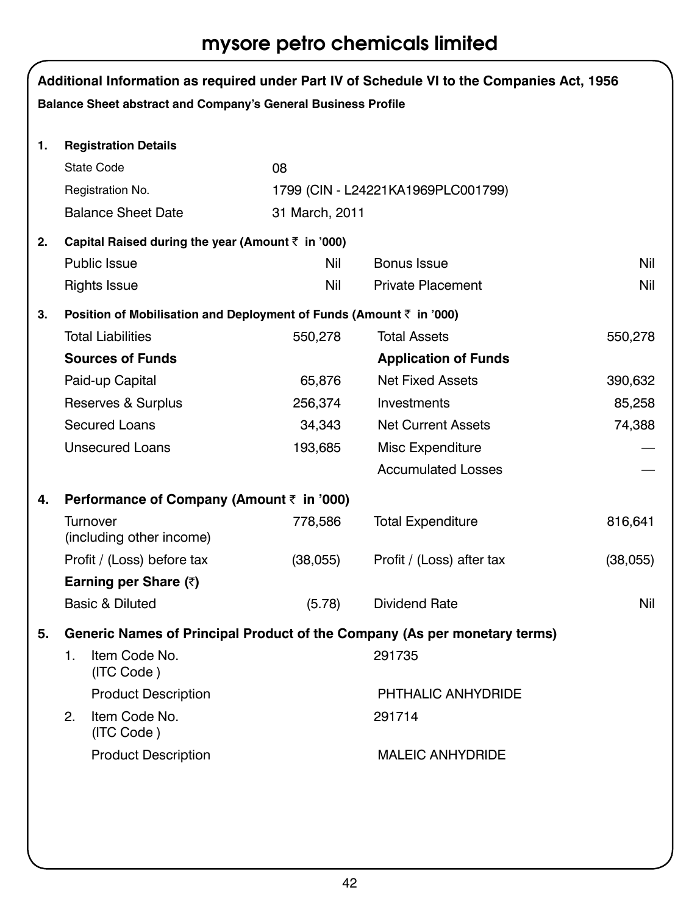# mysore petro chemicals limited

## Additional Information as required under Part IV of Schedule VI to the Companies Act, 1956

**Balance Sheet abstract and Company's General Business Profile**

**1. Registration Details**

| | |
|---|---|
| State Code | 08 |
| Registration No. | 1799 (CIN - L24221KA1969PLC001799) |
| Balance Sheet Date | 31 March, 2011 |

**2. Capital Raised during the year (Amount ₹ in '000)**

| | | | |
|---|---|---|---|
| Public Issue | Nil | Bonus Issue | Nil |
| Rights Issue | Nil | Private Placement | Nil |

**3. Position of Mobilisation and Deployment of Funds (Amount ₹ in '000)**

| | | | |
|---|---|---|---|
| Total Liabilities | 550,278 | Total Assets | 550,278 |
| **Sources of Funds** | | **Application of Funds** | |
| Paid-up Capital | 65,876 | Net Fixed Assets | 390,632 |
| Reserves & Surplus | 256,374 | Investments | 85,258 |
| Secured Loans | 34,343 | Net Current Assets | 74,388 |
| Unsecured Loans | 193,685 | Misc Expenditure | — |
| | | Accumulated Losses | — |

**4. Performance of Company (Amount ₹ in '000)**

| | | | |
|---|---|---|---|
| Turnover (including other income) | 778,586 | Total Expenditure | 816,641 |
| Profit / (Loss) before tax | (38,055) | Profit / (Loss) after tax | (38,055) |
| **Earning per Share (₹)** | | | |
| Basic & Diluted | (5.78) | Dividend Rate | Nil |

**5. Generic Names of Principal Product of the Company (As per monetary terms)**

1. Item Code No. (ITC Code ) — 291735
   Product Description — PHTHALIC ANHYDRIDE
2. Item Code No. (ITC Code ) — 291714
   Product Description — MALEIC ANHYDRIDE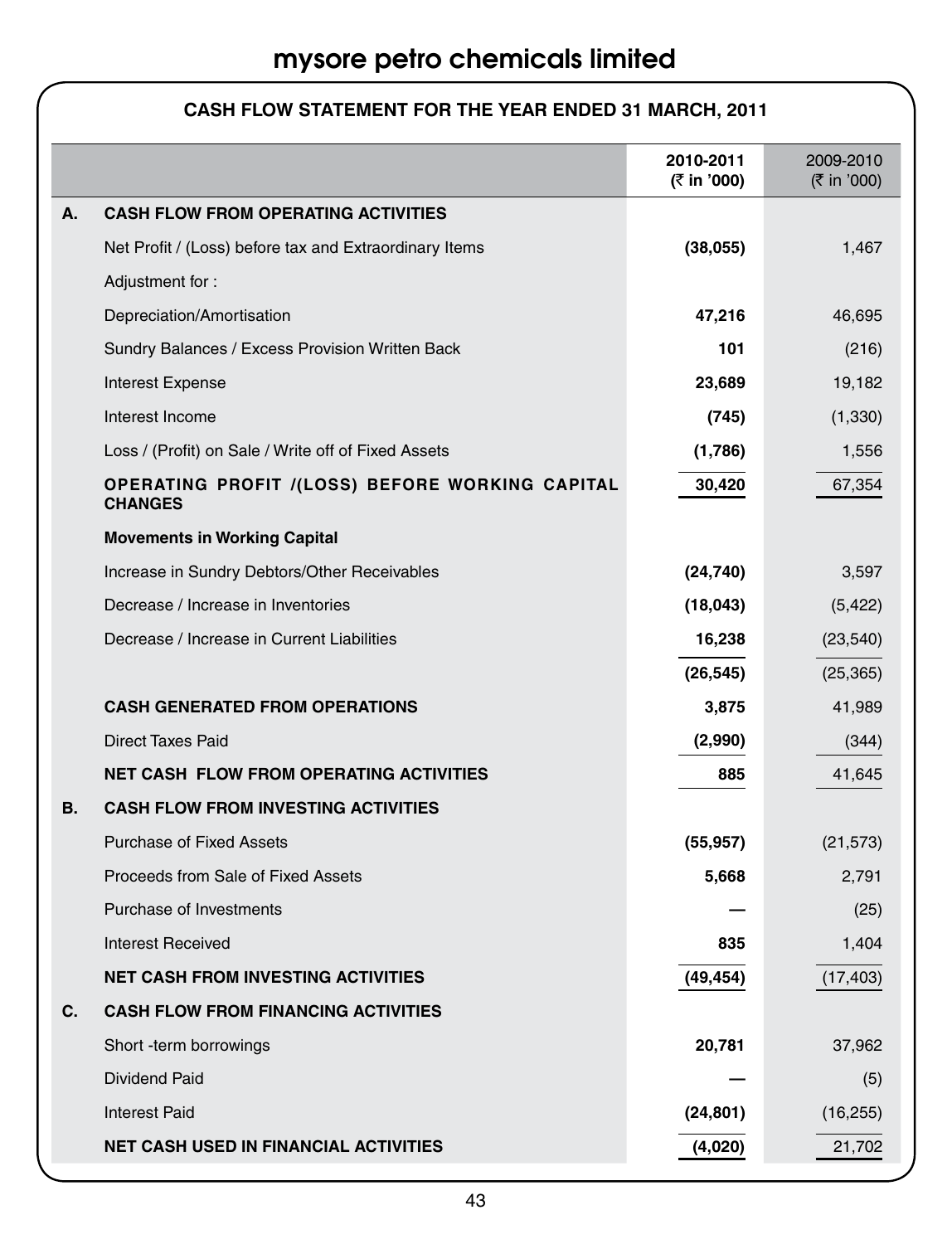# mysore petro chemicals limited

## CASH FLOW STATEMENT FOR THE YEAR ENDED 31 MARCH, 2011

| | | 2010-2011 (₹ in '000) | 2009-2010 (₹ in '000) |
|---|---|---|---|
| **A.** | **CASH FLOW FROM OPERATING ACTIVITIES** | | |
| | Net Profit / (Loss) before tax and Extraordinary Items | **(38,055)** | 1,467 |
| | Adjustment for : | | |
| | Depreciation/Amortisation | **47,216** | 46,695 |
| | Sundry Balances / Excess Provision Written Back | **101** | (216) |
| | Interest Expense | **23,689** | 19,182 |
| | Interest Income | **(745)** | (1,330) |
| | Loss / (Profit) on Sale / Write off of Fixed Assets | **(1,786)** | 1,556 |
| | **OPERATING PROFIT /(LOSS) BEFORE WORKING CAPITAL CHANGES** | **30,420** | 67,354 |
| | **Movements in Working Capital** | | |
| | Increase in Sundry Debtors/Other Receivables | **(24,740)** | 3,597 |
| | Decrease / Increase in Inventories | **(18,043)** | (5,422) |
| | Decrease / Increase in Current Liabilities | **16,238** | (23,540) |
| | | **(26,545)** | (25,365) |
| | **CASH GENERATED FROM OPERATIONS** | **3,875** | 41,989 |
| | Direct Taxes Paid | **(2,990)** | (344) |
| | **NET CASH FLOW FROM OPERATING ACTIVITIES** | **885** | 41,645 |
| **B.** | **CASH FLOW FROM INVESTING ACTIVITIES** | | |
| | Purchase of Fixed Assets | **(55,957)** | (21,573) |
| | Proceeds from Sale of Fixed Assets | **5,668** | 2,791 |
| | Purchase of Investments | **—** | (25) |
| | Interest Received | **835** | 1,404 |
| | **NET CASH FROM INVESTING ACTIVITIES** | **(49,454)** | (17,403) |
| **C.** | **CASH FLOW FROM FINANCING ACTIVITIES** | | |
| | Short -term borrowings | **20,781** | 37,962 |
| | Dividend Paid | **—** | (5) |
| | Interest Paid | **(24,801)** | (16,255) |
| | **NET CASH USED IN FINANCIAL ACTIVITIES** | **(4,020)** | 21,702 |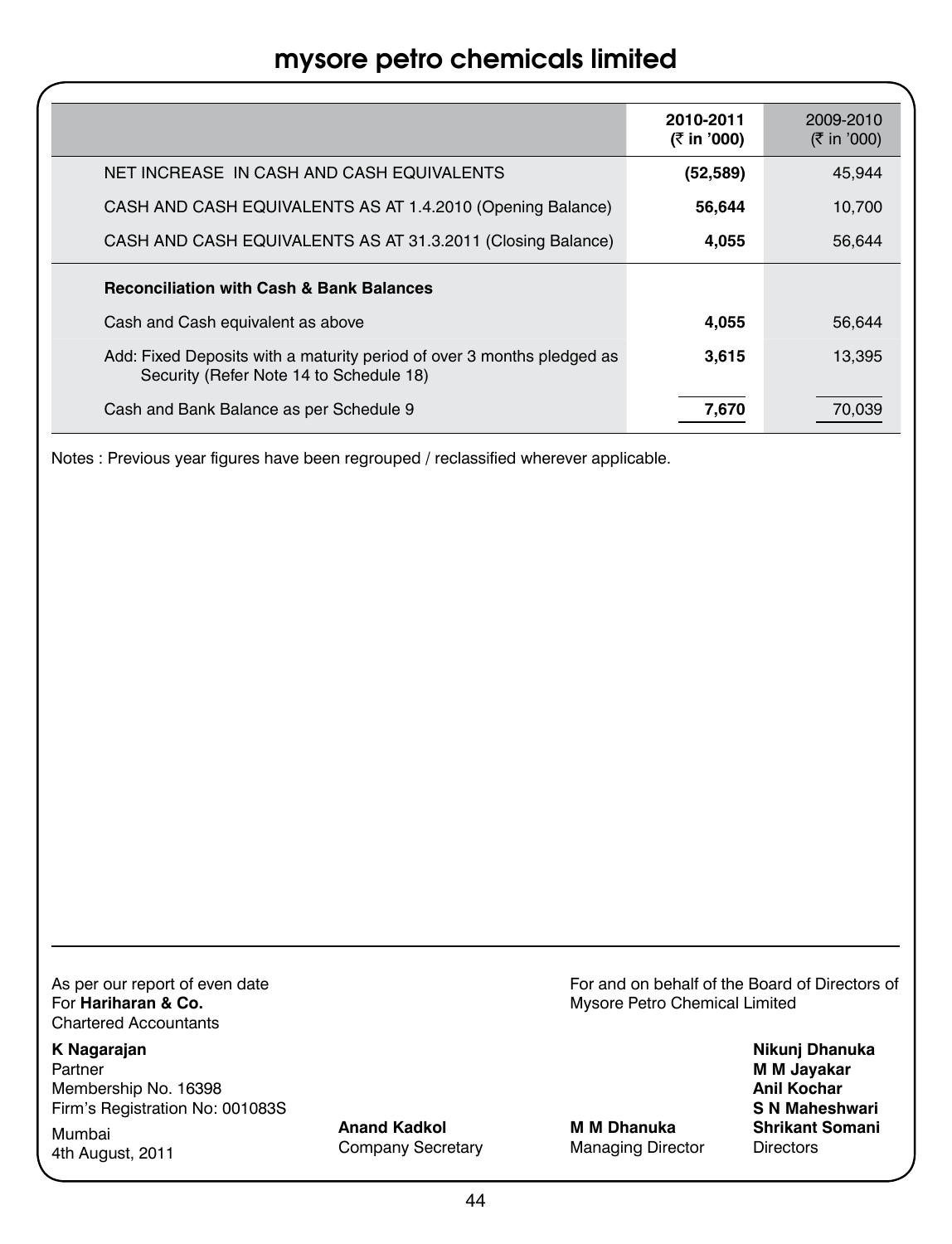# mysore petro chemicals limited

| | 2010-2011 (₹ in '000) | 2009-2010 (₹ in '000) |
|---|---|---|
| NET INCREASE IN CASH AND CASH EQUIVALENTS | **(52,589)** | 45,944 |
| CASH AND CASH EQUIVALENTS AS AT 1.4.2010 (Opening Balance) | **56,644** | 10,700 |
| CASH AND CASH EQUIVALENTS AS AT 31.3.2011 (Closing Balance) | **4,055** | 56,644 |
| **Reconciliation with Cash & Bank Balances** | | |
| Cash and Cash equivalent as above | **4,055** | 56,644 |
| Add: Fixed Deposits with a maturity period of over 3 months pledged as Security (Refer Note 14 to Schedule 18) | **3,615** | 13,395 |
| Cash and Bank Balance as per Schedule 9 | **7,670** | 70,039 |

Notes : Previous year figures have been regrouped / reclassified wherever applicable.

As per our report of even date
For **Hariharan & Co.**
Chartered Accountants

**K Nagarajan**
Partner
Membership No. 16398
Firm's Registration No: 001083S

Mumbai
4th August, 2011

**Anand Kadkol**
Company Secretary

For and on behalf of the Board of Directors of
Mysore Petro Chemical Limited

**M M Dhanuka**
Managing Director

**Nikunj Dhanuka**
**M M Jayakar**
**Anil Kochar**
**S N Maheshwari**
**Shrikant Somani**
Directors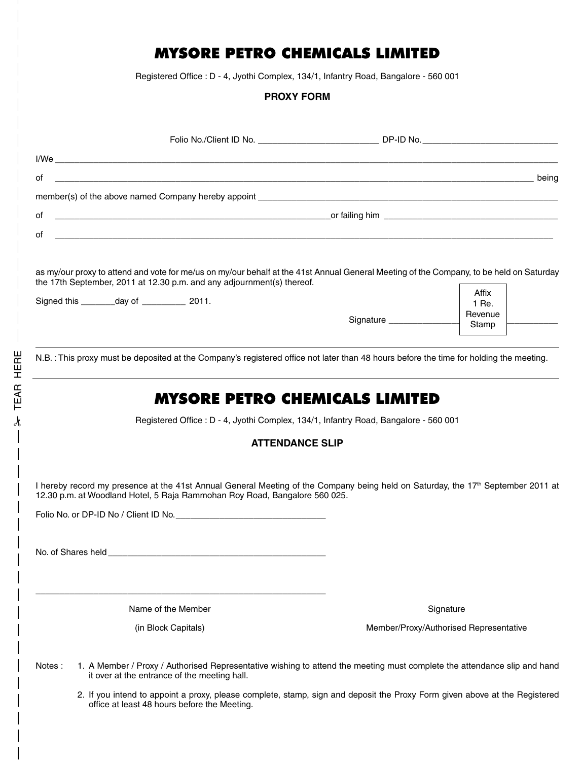# MYSORE PETRO CHEMICALS LIMITED

Registered Office : D - 4, Jyothi Complex, 134/1, Infantry Road, Bangalore - 560 001

**PROXY FORM**

Folio No./Client ID No. ________________________ DP-ID No. ____________________________

I/We ______________________________________________________________________________________________

of ____________________________________________________________________________________________ being

member(s) of the above named Company hereby appoint ______________________________________________________

of _______________________________________________________or failing him ____________________________________

of ______________________________________________________________________________________________

as my/our proxy to attend and vote for me/us on my/our behalf at the 41st Annual General Meeting of the Company, to be held on Saturday the 17th September, 2011 at 12.30 p.m. and any adjournment(s) thereof.

Signed this _______day of _________ 2011.

Signature _______________ [Affix 1 Re. Revenue Stamp] ___________

N.B. : This proxy must be deposited at the Company's registered office not later than 48 hours before the time for holding the meeting.

✂ TEAR HERE

---

# MYSORE PETRO CHEMICALS LIMITED

Registered Office : D - 4, Jyothi Complex, 134/1, Infantry Road, Bangalore - 560 001

**ATTENDANCE SLIP**

I hereby record my presence at the 41st Annual General Meeting of the Company being held on Saturday, the 17th September 2011 at 12.30 p.m. at Woodland Hotel, 5 Raja Rammohan Roy Road, Bangalore 560 025.

Folio No. or DP-ID No / Client ID No.________________________________

No. of Shares held_____________________________________________

____________________________________________________________

Name of the Member (in Block Capitals)

Signature Member/Proxy/Authorised Representative

Notes :

1. A Member / Proxy / Authorised Representative wishing to attend the meeting must complete the attendance slip and hand it over at the entrance of the meeting hall.
2. If you intend to appoint a proxy, please complete, stamp, sign and deposit the Proxy Form given above at the Registered office at least 48 hours before the Meeting.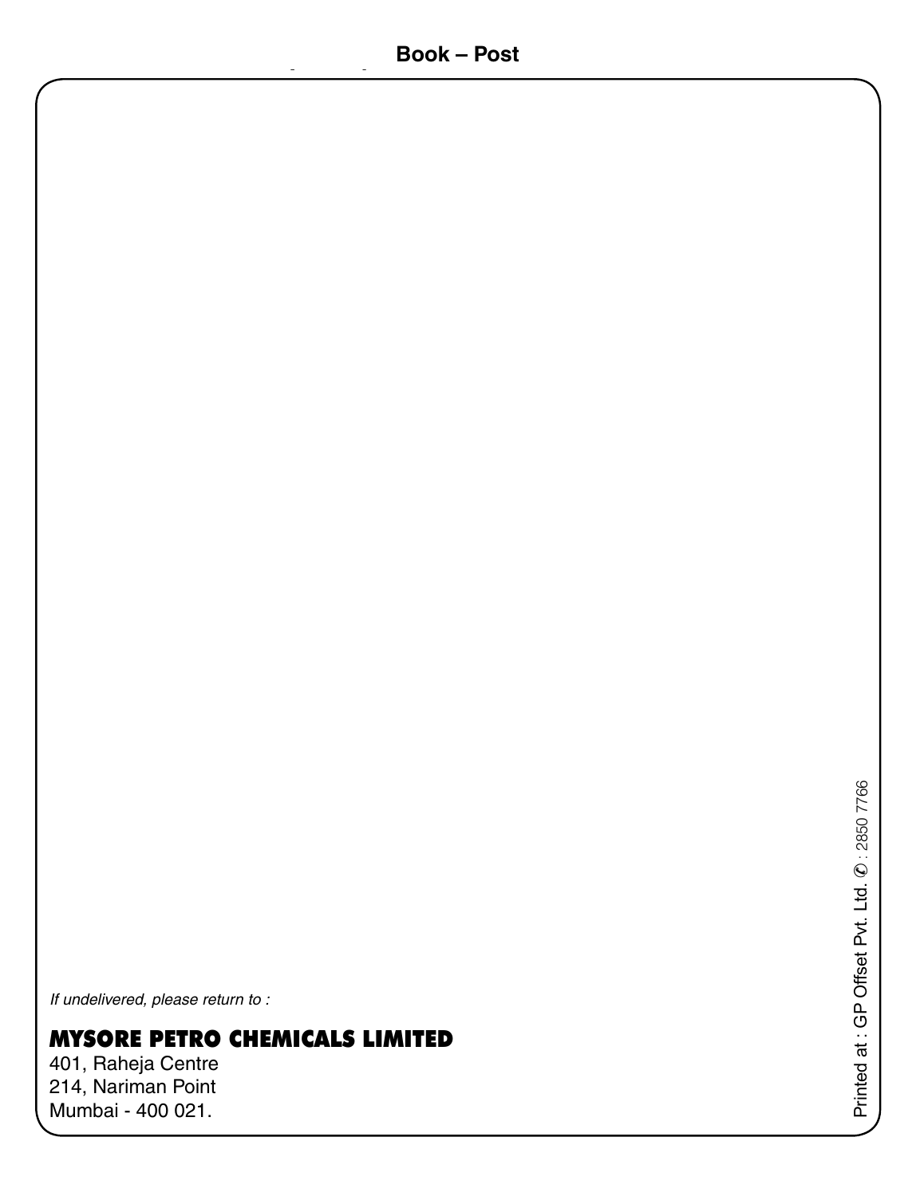**Book – Post**

*If undelivered, please return to :*

**MYSORE PETRO CHEMICALS LIMITED**

401, Raheja Centre
214, Nariman Point
Mumbai - 400 021.

Printed at : GP Offset Pvt. Ltd. ✆ : 2850 7766